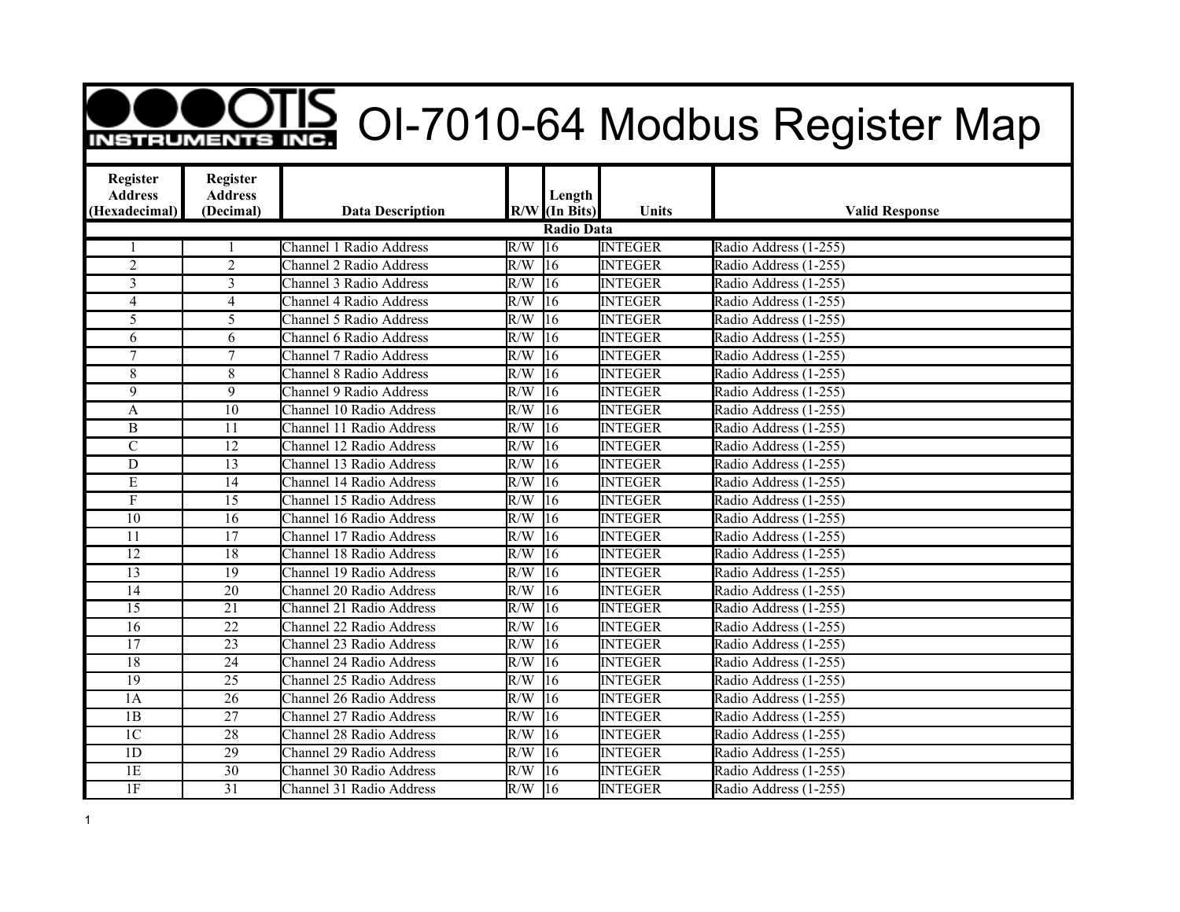# OI-7010-64 Modbus Register Map

| Register Address (Hexadecimal) | Register Address (Decimal) | Data Description | R/W | Length (In Bits) | Units | Valid Response |
|---|---|---|---|---|---|---|
| **Radio Data** | | | | | | |
| 1 | 1 | Channel 1 Radio Address | R/W | 16 | INTEGER | Radio Address (1-255) |
| 2 | 2 | Channel 2 Radio Address | R/W | 16 | INTEGER | Radio Address (1-255) |
| 3 | 3 | Channel 3 Radio Address | R/W | 16 | INTEGER | Radio Address (1-255) |
| 4 | 4 | Channel 4 Radio Address | R/W | 16 | INTEGER | Radio Address (1-255) |
| 5 | 5 | Channel 5 Radio Address | R/W | 16 | INTEGER | Radio Address (1-255) |
| 6 | 6 | Channel 6 Radio Address | R/W | 16 | INTEGER | Radio Address (1-255) |
| 7 | 7 | Channel 7 Radio Address | R/W | 16 | INTEGER | Radio Address (1-255) |
| 8 | 8 | Channel 8 Radio Address | R/W | 16 | INTEGER | Radio Address (1-255) |
| 9 | 9 | Channel 9 Radio Address | R/W | 16 | INTEGER | Radio Address (1-255) |
| A | 10 | Channel 10 Radio Address | R/W | 16 | INTEGER | Radio Address (1-255) |
| B | 11 | Channel 11 Radio Address | R/W | 16 | INTEGER | Radio Address (1-255) |
| C | 12 | Channel 12 Radio Address | R/W | 16 | INTEGER | Radio Address (1-255) |
| D | 13 | Channel 13 Radio Address | R/W | 16 | INTEGER | Radio Address (1-255) |
| E | 14 | Channel 14 Radio Address | R/W | 16 | INTEGER | Radio Address (1-255) |
| F | 15 | Channel 15 Radio Address | R/W | 16 | INTEGER | Radio Address (1-255) |
| 10 | 16 | Channel 16 Radio Address | R/W | 16 | INTEGER | Radio Address (1-255) |
| 11 | 17 | Channel 17 Radio Address | R/W | 16 | INTEGER | Radio Address (1-255) |
| 12 | 18 | Channel 18 Radio Address | R/W | 16 | INTEGER | Radio Address (1-255) |
| 13 | 19 | Channel 19 Radio Address | R/W | 16 | INTEGER | Radio Address (1-255) |
| 14 | 20 | Channel 20 Radio Address | R/W | 16 | INTEGER | Radio Address (1-255) |
| 15 | 21 | Channel 21 Radio Address | R/W | 16 | INTEGER | Radio Address (1-255) |
| 16 | 22 | Channel 22 Radio Address | R/W | 16 | INTEGER | Radio Address (1-255) |
| 17 | 23 | Channel 23 Radio Address | R/W | 16 | INTEGER | Radio Address (1-255) |
| 18 | 24 | Channel 24 Radio Address | R/W | 16 | INTEGER | Radio Address (1-255) |
| 19 | 25 | Channel 25 Radio Address | R/W | 16 | INTEGER | Radio Address (1-255) |
| 1A | 26 | Channel 26 Radio Address | R/W | 16 | INTEGER | Radio Address (1-255) |
| 1B | 27 | Channel 27 Radio Address | R/W | 16 | INTEGER | Radio Address (1-255) |
| 1C | 28 | Channel 28 Radio Address | R/W | 16 | INTEGER | Radio Address (1-255) |
| 1D | 29 | Channel 29 Radio Address | R/W | 16 | INTEGER | Radio Address (1-255) |
| 1E | 30 | Channel 30 Radio Address | R/W | 16 | INTEGER | Radio Address (1-255) |
| 1F | 31 | Channel 31 Radio Address | R/W | 16 | INTEGER | Radio Address (1-255) |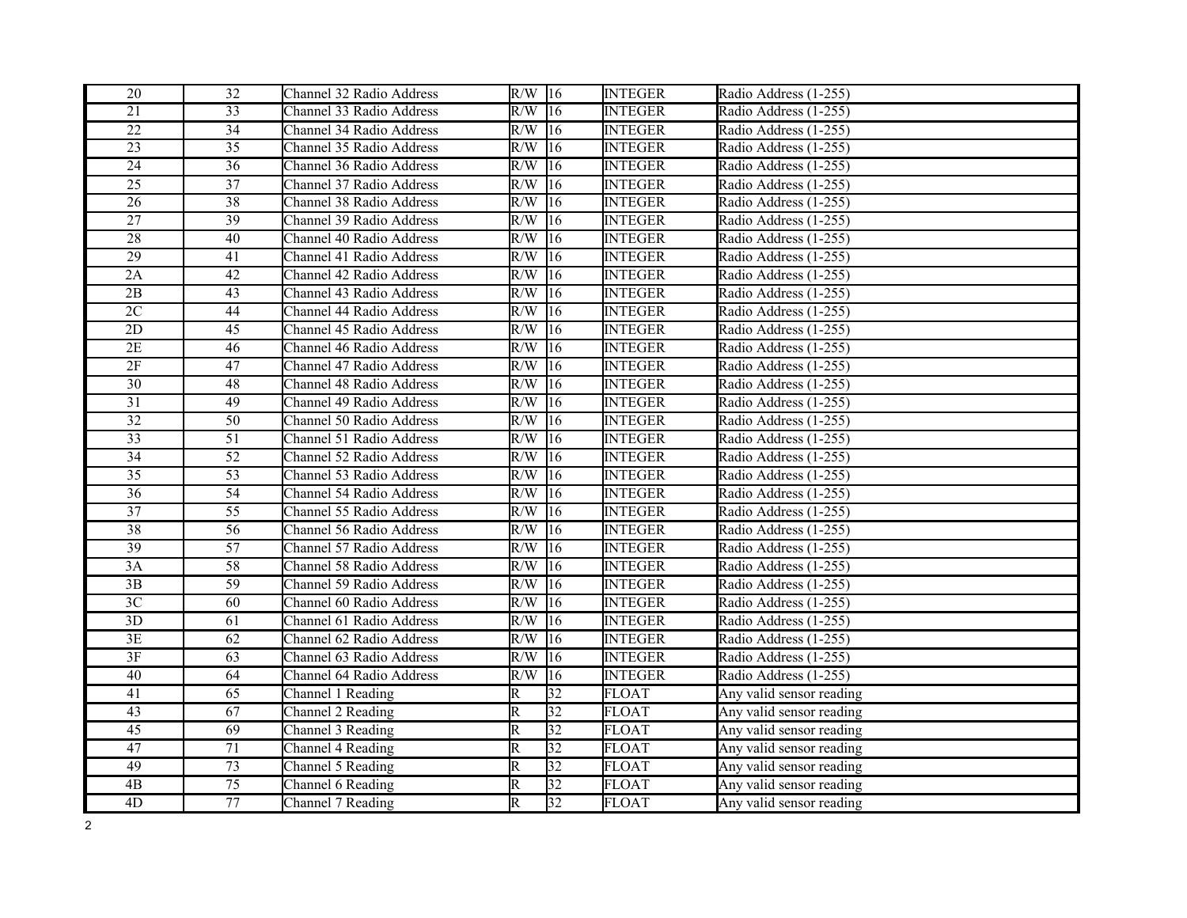| 20 | 32 | Channel 32 Radio Address | R/W | 16 | INTEGER | Radio Address (1-255) |
|---|---|---|---|---|---|---|
| 21 | 33 | Channel 33 Radio Address | R/W | 16 | INTEGER | Radio Address (1-255) |
| 22 | 34 | Channel 34 Radio Address | R/W | 16 | INTEGER | Radio Address (1-255) |
| 23 | 35 | Channel 35 Radio Address | R/W | 16 | INTEGER | Radio Address (1-255) |
| 24 | 36 | Channel 36 Radio Address | R/W | 16 | INTEGER | Radio Address (1-255) |
| 25 | 37 | Channel 37 Radio Address | R/W | 16 | INTEGER | Radio Address (1-255) |
| 26 | 38 | Channel 38 Radio Address | R/W | 16 | INTEGER | Radio Address (1-255) |
| 27 | 39 | Channel 39 Radio Address | R/W | 16 | INTEGER | Radio Address (1-255) |
| 28 | 40 | Channel 40 Radio Address | R/W | 16 | INTEGER | Radio Address (1-255) |
| 29 | 41 | Channel 41 Radio Address | R/W | 16 | INTEGER | Radio Address (1-255) |
| 2A | 42 | Channel 42 Radio Address | R/W | 16 | INTEGER | Radio Address (1-255) |
| 2B | 43 | Channel 43 Radio Address | R/W | 16 | INTEGER | Radio Address (1-255) |
| 2C | 44 | Channel 44 Radio Address | R/W | 16 | INTEGER | Radio Address (1-255) |
| 2D | 45 | Channel 45 Radio Address | R/W | 16 | INTEGER | Radio Address (1-255) |
| 2E | 46 | Channel 46 Radio Address | R/W | 16 | INTEGER | Radio Address (1-255) |
| 2F | 47 | Channel 47 Radio Address | R/W | 16 | INTEGER | Radio Address (1-255) |
| 30 | 48 | Channel 48 Radio Address | R/W | 16 | INTEGER | Radio Address (1-255) |
| 31 | 49 | Channel 49 Radio Address | R/W | 16 | INTEGER | Radio Address (1-255) |
| 32 | 50 | Channel 50 Radio Address | R/W | 16 | INTEGER | Radio Address (1-255) |
| 33 | 51 | Channel 51 Radio Address | R/W | 16 | INTEGER | Radio Address (1-255) |
| 34 | 52 | Channel 52 Radio Address | R/W | 16 | INTEGER | Radio Address (1-255) |
| 35 | 53 | Channel 53 Radio Address | R/W | 16 | INTEGER | Radio Address (1-255) |
| 36 | 54 | Channel 54 Radio Address | R/W | 16 | INTEGER | Radio Address (1-255) |
| 37 | 55 | Channel 55 Radio Address | R/W | 16 | INTEGER | Radio Address (1-255) |
| 38 | 56 | Channel 56 Radio Address | R/W | 16 | INTEGER | Radio Address (1-255) |
| 39 | 57 | Channel 57 Radio Address | R/W | 16 | INTEGER | Radio Address (1-255) |
| 3A | 58 | Channel 58 Radio Address | R/W | 16 | INTEGER | Radio Address (1-255) |
| 3B | 59 | Channel 59 Radio Address | R/W | 16 | INTEGER | Radio Address (1-255) |
| 3C | 60 | Channel 60 Radio Address | R/W | 16 | INTEGER | Radio Address (1-255) |
| 3D | 61 | Channel 61 Radio Address | R/W | 16 | INTEGER | Radio Address (1-255) |
| 3E | 62 | Channel 62 Radio Address | R/W | 16 | INTEGER | Radio Address (1-255) |
| 3F | 63 | Channel 63 Radio Address | R/W | 16 | INTEGER | Radio Address (1-255) |
| 40 | 64 | Channel 64 Radio Address | R/W | 16 | INTEGER | Radio Address (1-255) |
| 41 | 65 | Channel 1 Reading | R | 32 | FLOAT | Any valid sensor reading |
| 43 | 67 | Channel 2 Reading | R | 32 | FLOAT | Any valid sensor reading |
| 45 | 69 | Channel 3 Reading | R | 32 | FLOAT | Any valid sensor reading |
| 47 | 71 | Channel 4 Reading | R | 32 | FLOAT | Any valid sensor reading |
| 49 | 73 | Channel 5 Reading | R | 32 | FLOAT | Any valid sensor reading |
| 4B | 75 | Channel 6 Reading | R | 32 | FLOAT | Any valid sensor reading |
| 4D | 77 | Channel 7 Reading | R | 32 | FLOAT | Any valid sensor reading |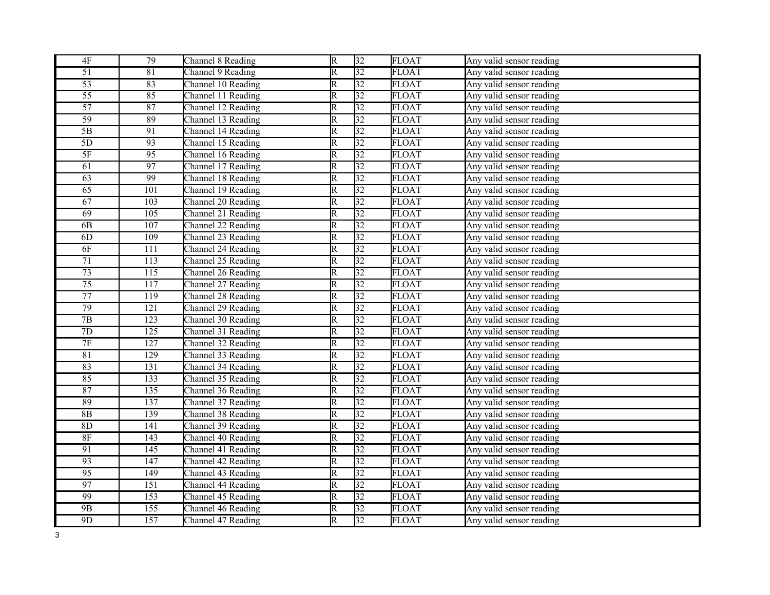| 4F | 79 | Channel 8 Reading | R | 32 | FLOAT | Any valid sensor reading |
|---|---|---|---|---|---|---|
| 51 | 81 | Channel 9 Reading | R | 32 | FLOAT | Any valid sensor reading |
| 53 | 83 | Channel 10 Reading | R | 32 | FLOAT | Any valid sensor reading |
| 55 | 85 | Channel 11 Reading | R | 32 | FLOAT | Any valid sensor reading |
| 57 | 87 | Channel 12 Reading | R | 32 | FLOAT | Any valid sensor reading |
| 59 | 89 | Channel 13 Reading | R | 32 | FLOAT | Any valid sensor reading |
| 5B | 91 | Channel 14 Reading | R | 32 | FLOAT | Any valid sensor reading |
| 5D | 93 | Channel 15 Reading | R | 32 | FLOAT | Any valid sensor reading |
| 5F | 95 | Channel 16 Reading | R | 32 | FLOAT | Any valid sensor reading |
| 61 | 97 | Channel 17 Reading | R | 32 | FLOAT | Any valid sensor reading |
| 63 | 99 | Channel 18 Reading | R | 32 | FLOAT | Any valid sensor reading |
| 65 | 101 | Channel 19 Reading | R | 32 | FLOAT | Any valid sensor reading |
| 67 | 103 | Channel 20 Reading | R | 32 | FLOAT | Any valid sensor reading |
| 69 | 105 | Channel 21 Reading | R | 32 | FLOAT | Any valid sensor reading |
| 6B | 107 | Channel 22 Reading | R | 32 | FLOAT | Any valid sensor reading |
| 6D | 109 | Channel 23 Reading | R | 32 | FLOAT | Any valid sensor reading |
| 6F | 111 | Channel 24 Reading | R | 32 | FLOAT | Any valid sensor reading |
| 71 | 113 | Channel 25 Reading | R | 32 | FLOAT | Any valid sensor reading |
| 73 | 115 | Channel 26 Reading | R | 32 | FLOAT | Any valid sensor reading |
| 75 | 117 | Channel 27 Reading | R | 32 | FLOAT | Any valid sensor reading |
| 77 | 119 | Channel 28 Reading | R | 32 | FLOAT | Any valid sensor reading |
| 79 | 121 | Channel 29 Reading | R | 32 | FLOAT | Any valid sensor reading |
| 7B | 123 | Channel 30 Reading | R | 32 | FLOAT | Any valid sensor reading |
| 7D | 125 | Channel 31 Reading | R | 32 | FLOAT | Any valid sensor reading |
| 7F | 127 | Channel 32 Reading | R | 32 | FLOAT | Any valid sensor reading |
| 81 | 129 | Channel 33 Reading | R | 32 | FLOAT | Any valid sensor reading |
| 83 | 131 | Channel 34 Reading | R | 32 | FLOAT | Any valid sensor reading |
| 85 | 133 | Channel 35 Reading | R | 32 | FLOAT | Any valid sensor reading |
| 87 | 135 | Channel 36 Reading | R | 32 | FLOAT | Any valid sensor reading |
| 89 | 137 | Channel 37 Reading | R | 32 | FLOAT | Any valid sensor reading |
| 8B | 139 | Channel 38 Reading | R | 32 | FLOAT | Any valid sensor reading |
| 8D | 141 | Channel 39 Reading | R | 32 | FLOAT | Any valid sensor reading |
| 8F | 143 | Channel 40 Reading | R | 32 | FLOAT | Any valid sensor reading |
| 91 | 145 | Channel 41 Reading | R | 32 | FLOAT | Any valid sensor reading |
| 93 | 147 | Channel 42 Reading | R | 32 | FLOAT | Any valid sensor reading |
| 95 | 149 | Channel 43 Reading | R | 32 | FLOAT | Any valid sensor reading |
| 97 | 151 | Channel 44 Reading | R | 32 | FLOAT | Any valid sensor reading |
| 99 | 153 | Channel 45 Reading | R | 32 | FLOAT | Any valid sensor reading |
| 9B | 155 | Channel 46 Reading | R | 32 | FLOAT | Any valid sensor reading |
| 9D | 157 | Channel 47 Reading | R | 32 | FLOAT | Any valid sensor reading |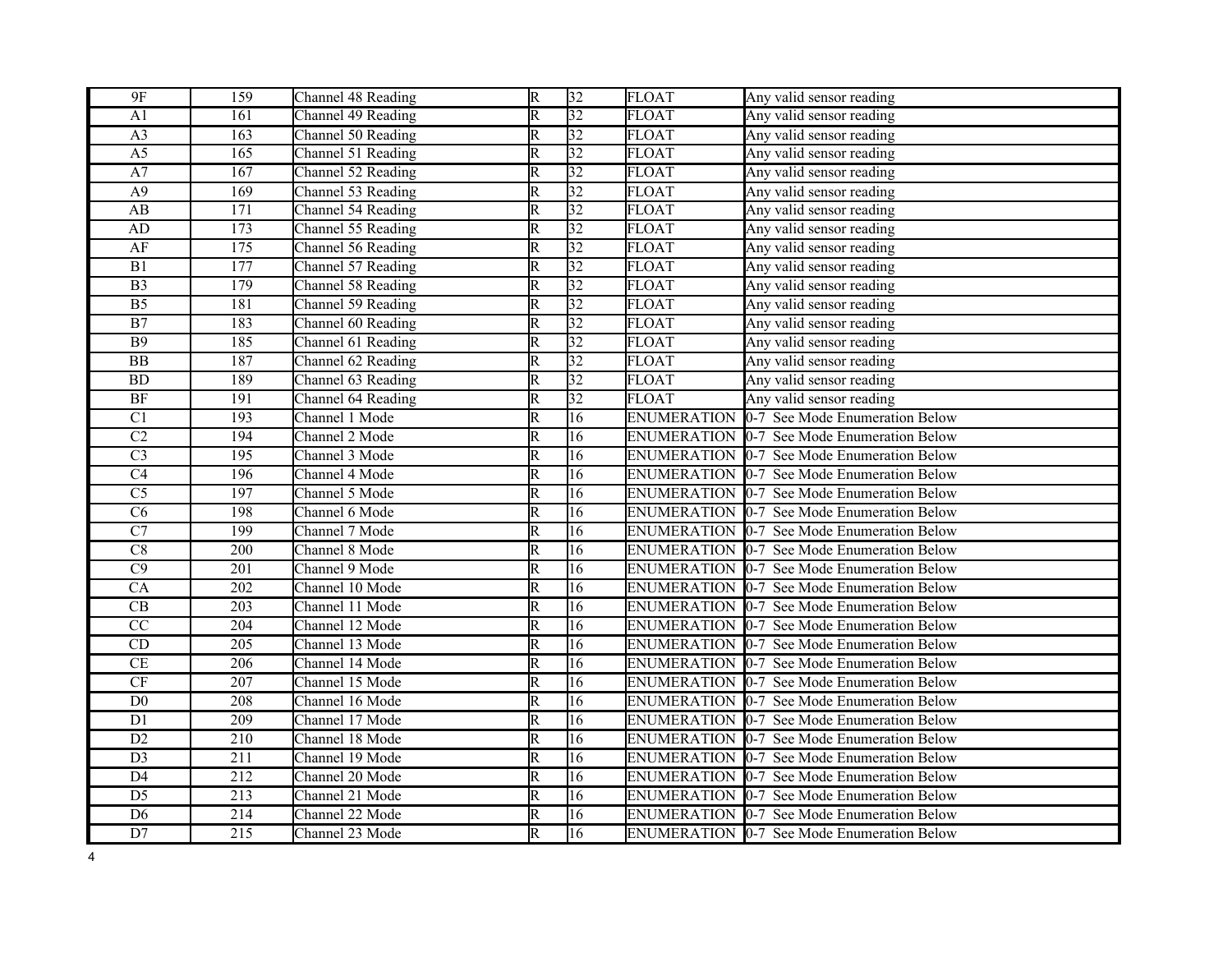| 9F | 159 | Channel 48 Reading | R | 32 | FLOAT | Any valid sensor reading |
|---|---|---|---|---|---|---|
| A1 | 161 | Channel 49 Reading | R | 32 | FLOAT | Any valid sensor reading |
| A3 | 163 | Channel 50 Reading | R | 32 | FLOAT | Any valid sensor reading |
| A5 | 165 | Channel 51 Reading | R | 32 | FLOAT | Any valid sensor reading |
| A7 | 167 | Channel 52 Reading | R | 32 | FLOAT | Any valid sensor reading |
| A9 | 169 | Channel 53 Reading | R | 32 | FLOAT | Any valid sensor reading |
| AB | 171 | Channel 54 Reading | R | 32 | FLOAT | Any valid sensor reading |
| AD | 173 | Channel 55 Reading | R | 32 | FLOAT | Any valid sensor reading |
| AF | 175 | Channel 56 Reading | R | 32 | FLOAT | Any valid sensor reading |
| B1 | 177 | Channel 57 Reading | R | 32 | FLOAT | Any valid sensor reading |
| B3 | 179 | Channel 58 Reading | R | 32 | FLOAT | Any valid sensor reading |
| B5 | 181 | Channel 59 Reading | R | 32 | FLOAT | Any valid sensor reading |
| B7 | 183 | Channel 60 Reading | R | 32 | FLOAT | Any valid sensor reading |
| B9 | 185 | Channel 61 Reading | R | 32 | FLOAT | Any valid sensor reading |
| BB | 187 | Channel 62 Reading | R | 32 | FLOAT | Any valid sensor reading |
| BD | 189 | Channel 63 Reading | R | 32 | FLOAT | Any valid sensor reading |
| BF | 191 | Channel 64 Reading | R | 32 | FLOAT | Any valid sensor reading |
| C1 | 193 | Channel 1 Mode | R | 16 | ENUMERATION | 0-7 See Mode Enumeration Below |
| C2 | 194 | Channel 2 Mode | R | 16 | ENUMERATION | 0-7 See Mode Enumeration Below |
| C3 | 195 | Channel 3 Mode | R | 16 | ENUMERATION | 0-7 See Mode Enumeration Below |
| C4 | 196 | Channel 4 Mode | R | 16 | ENUMERATION | 0-7 See Mode Enumeration Below |
| C5 | 197 | Channel 5 Mode | R | 16 | ENUMERATION | 0-7 See Mode Enumeration Below |
| C6 | 198 | Channel 6 Mode | R | 16 | ENUMERATION | 0-7 See Mode Enumeration Below |
| C7 | 199 | Channel 7 Mode | R | 16 | ENUMERATION | 0-7 See Mode Enumeration Below |
| C8 | 200 | Channel 8 Mode | R | 16 | ENUMERATION | 0-7 See Mode Enumeration Below |
| C9 | 201 | Channel 9 Mode | R | 16 | ENUMERATION | 0-7 See Mode Enumeration Below |
| CA | 202 | Channel 10 Mode | R | 16 | ENUMERATION | 0-7 See Mode Enumeration Below |
| CB | 203 | Channel 11 Mode | R | 16 | ENUMERATION | 0-7 See Mode Enumeration Below |
| CC | 204 | Channel 12 Mode | R | 16 | ENUMERATION | 0-7 See Mode Enumeration Below |
| CD | 205 | Channel 13 Mode | R | 16 | ENUMERATION | 0-7 See Mode Enumeration Below |
| CE | 206 | Channel 14 Mode | R | 16 | ENUMERATION | 0-7 See Mode Enumeration Below |
| CF | 207 | Channel 15 Mode | R | 16 | ENUMERATION | 0-7 See Mode Enumeration Below |
| D0 | 208 | Channel 16 Mode | R | 16 | ENUMERATION | 0-7 See Mode Enumeration Below |
| D1 | 209 | Channel 17 Mode | R | 16 | ENUMERATION | 0-7 See Mode Enumeration Below |
| D2 | 210 | Channel 18 Mode | R | 16 | ENUMERATION | 0-7 See Mode Enumeration Below |
| D3 | 211 | Channel 19 Mode | R | 16 | ENUMERATION | 0-7 See Mode Enumeration Below |
| D4 | 212 | Channel 20 Mode | R | 16 | ENUMERATION | 0-7 See Mode Enumeration Below |
| D5 | 213 | Channel 21 Mode | R | 16 | ENUMERATION | 0-7 See Mode Enumeration Below |
| D6 | 214 | Channel 22 Mode | R | 16 | ENUMERATION | 0-7 See Mode Enumeration Below |
| D7 | 215 | Channel 23 Mode | R | 16 | ENUMERATION | 0-7 See Mode Enumeration Below |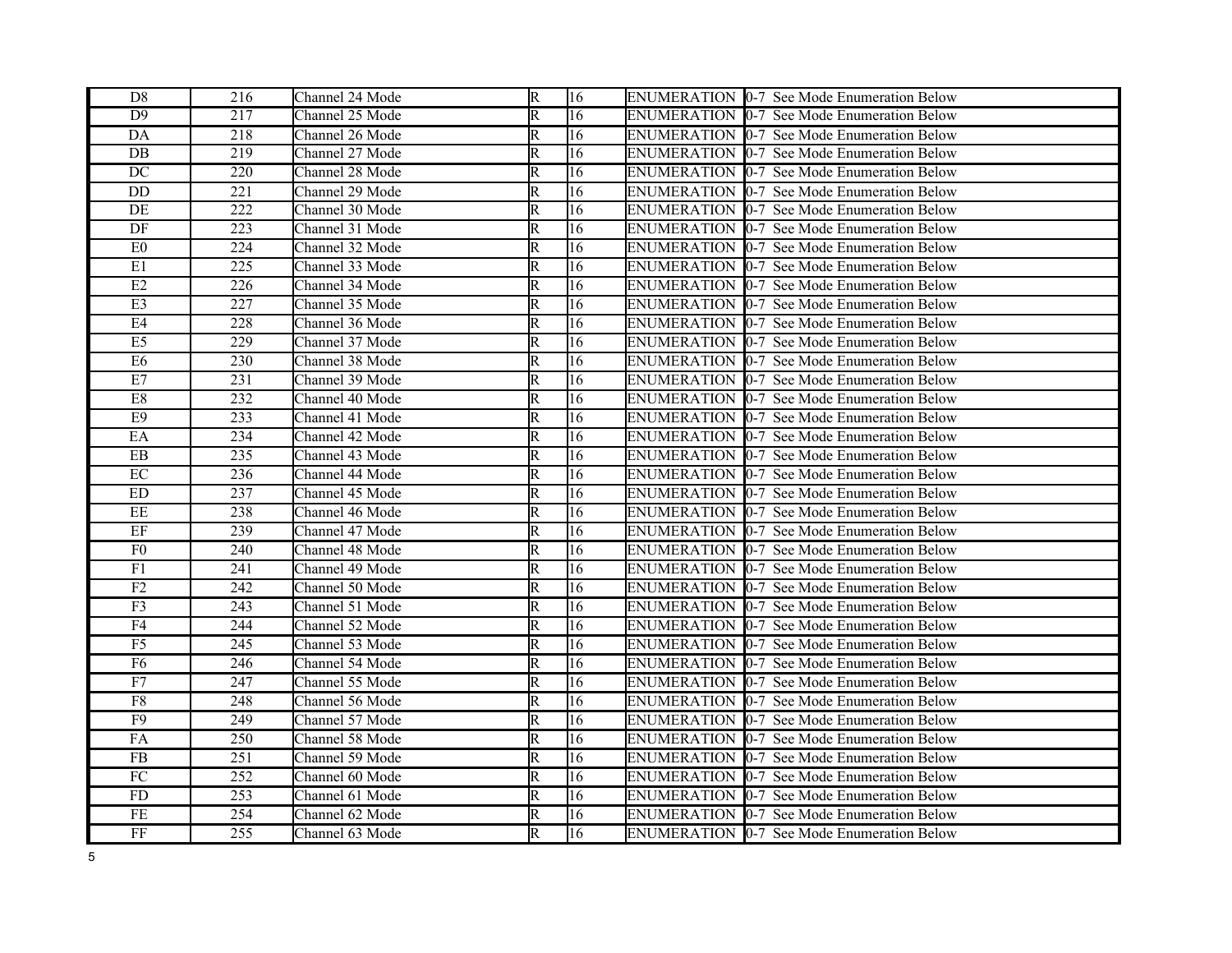| D8 | 216 | Channel 24 Mode | R | 16 | ENUMERATION | 0-7 See Mode Enumeration Below |
|---|---|---|---|---|---|---|
| D9 | 217 | Channel 25 Mode | R | 16 | ENUMERATION | 0-7 See Mode Enumeration Below |
| DA | 218 | Channel 26 Mode | R | 16 | ENUMERATION | 0-7 See Mode Enumeration Below |
| DB | 219 | Channel 27 Mode | R | 16 | ENUMERATION | 0-7 See Mode Enumeration Below |
| DC | 220 | Channel 28 Mode | R | 16 | ENUMERATION | 0-7 See Mode Enumeration Below |
| DD | 221 | Channel 29 Mode | R | 16 | ENUMERATION | 0-7 See Mode Enumeration Below |
| DE | 222 | Channel 30 Mode | R | 16 | ENUMERATION | 0-7 See Mode Enumeration Below |
| DF | 223 | Channel 31 Mode | R | 16 | ENUMERATION | 0-7 See Mode Enumeration Below |
| E0 | 224 | Channel 32 Mode | R | 16 | ENUMERATION | 0-7 See Mode Enumeration Below |
| E1 | 225 | Channel 33 Mode | R | 16 | ENUMERATION | 0-7 See Mode Enumeration Below |
| E2 | 226 | Channel 34 Mode | R | 16 | ENUMERATION | 0-7 See Mode Enumeration Below |
| E3 | 227 | Channel 35 Mode | R | 16 | ENUMERATION | 0-7 See Mode Enumeration Below |
| E4 | 228 | Channel 36 Mode | R | 16 | ENUMERATION | 0-7 See Mode Enumeration Below |
| E5 | 229 | Channel 37 Mode | R | 16 | ENUMERATION | 0-7 See Mode Enumeration Below |
| E6 | 230 | Channel 38 Mode | R | 16 | ENUMERATION | 0-7 See Mode Enumeration Below |
| E7 | 231 | Channel 39 Mode | R | 16 | ENUMERATION | 0-7 See Mode Enumeration Below |
| E8 | 232 | Channel 40 Mode | R | 16 | ENUMERATION | 0-7 See Mode Enumeration Below |
| E9 | 233 | Channel 41 Mode | R | 16 | ENUMERATION | 0-7 See Mode Enumeration Below |
| EA | 234 | Channel 42 Mode | R | 16 | ENUMERATION | 0-7 See Mode Enumeration Below |
| EB | 235 | Channel 43 Mode | R | 16 | ENUMERATION | 0-7 See Mode Enumeration Below |
| EC | 236 | Channel 44 Mode | R | 16 | ENUMERATION | 0-7 See Mode Enumeration Below |
| ED | 237 | Channel 45 Mode | R | 16 | ENUMERATION | 0-7 See Mode Enumeration Below |
| EE | 238 | Channel 46 Mode | R | 16 | ENUMERATION | 0-7 See Mode Enumeration Below |
| EF | 239 | Channel 47 Mode | R | 16 | ENUMERATION | 0-7 See Mode Enumeration Below |
| F0 | 240 | Channel 48 Mode | R | 16 | ENUMERATION | 0-7 See Mode Enumeration Below |
| F1 | 241 | Channel 49 Mode | R | 16 | ENUMERATION | 0-7 See Mode Enumeration Below |
| F2 | 242 | Channel 50 Mode | R | 16 | ENUMERATION | 0-7 See Mode Enumeration Below |
| F3 | 243 | Channel 51 Mode | R | 16 | ENUMERATION | 0-7 See Mode Enumeration Below |
| F4 | 244 | Channel 52 Mode | R | 16 | ENUMERATION | 0-7 See Mode Enumeration Below |
| F5 | 245 | Channel 53 Mode | R | 16 | ENUMERATION | 0-7 See Mode Enumeration Below |
| F6 | 246 | Channel 54 Mode | R | 16 | ENUMERATION | 0-7 See Mode Enumeration Below |
| F7 | 247 | Channel 55 Mode | R | 16 | ENUMERATION | 0-7 See Mode Enumeration Below |
| F8 | 248 | Channel 56 Mode | R | 16 | ENUMERATION | 0-7 See Mode Enumeration Below |
| F9 | 249 | Channel 57 Mode | R | 16 | ENUMERATION | 0-7 See Mode Enumeration Below |
| FA | 250 | Channel 58 Mode | R | 16 | ENUMERATION | 0-7 See Mode Enumeration Below |
| FB | 251 | Channel 59 Mode | R | 16 | ENUMERATION | 0-7 See Mode Enumeration Below |
| FC | 252 | Channel 60 Mode | R | 16 | ENUMERATION | 0-7 See Mode Enumeration Below |
| FD | 253 | Channel 61 Mode | R | 16 | ENUMERATION | 0-7 See Mode Enumeration Below |
| FE | 254 | Channel 62 Mode | R | 16 | ENUMERATION | 0-7 See Mode Enumeration Below |
| FF | 255 | Channel 63 Mode | R | 16 | ENUMERATION | 0-7 See Mode Enumeration Below |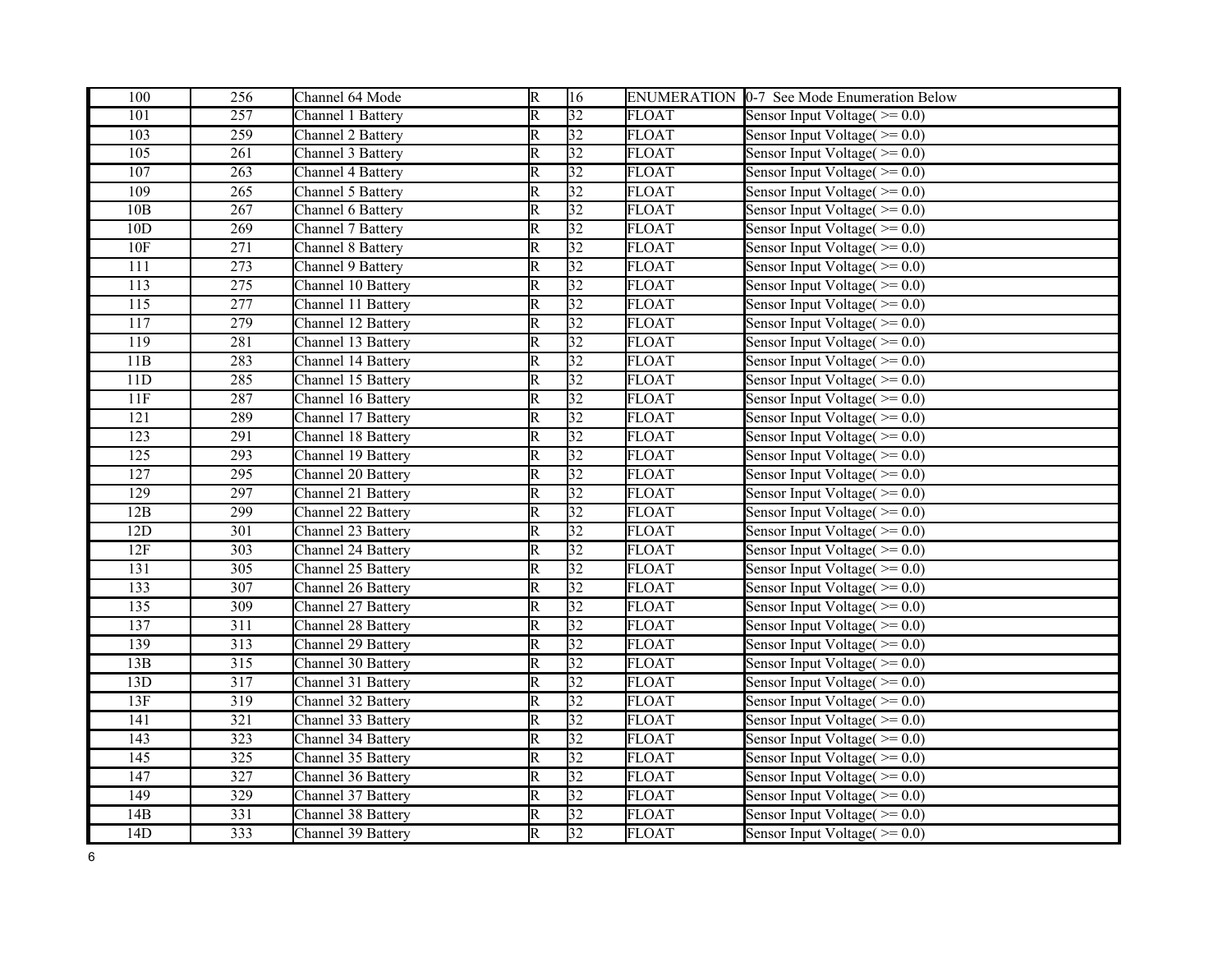| 100 | 256 | Channel 64 Mode | R | 16 | ENUMERATION | 0-7 See Mode Enumeration Below |
|---|---|---|---|---|---|---|
| 101 | 257 | Channel 1 Battery | R | 32 | FLOAT | Sensor Input Voltage( >= 0.0) |
| 103 | 259 | Channel 2 Battery | R | 32 | FLOAT | Sensor Input Voltage( >= 0.0) |
| 105 | 261 | Channel 3 Battery | R | 32 | FLOAT | Sensor Input Voltage( >= 0.0) |
| 107 | 263 | Channel 4 Battery | R | 32 | FLOAT | Sensor Input Voltage( >= 0.0) |
| 109 | 265 | Channel 5 Battery | R | 32 | FLOAT | Sensor Input Voltage( >= 0.0) |
| 10B | 267 | Channel 6 Battery | R | 32 | FLOAT | Sensor Input Voltage( >= 0.0) |
| 10D | 269 | Channel 7 Battery | R | 32 | FLOAT | Sensor Input Voltage( >= 0.0) |
| 10F | 271 | Channel 8 Battery | R | 32 | FLOAT | Sensor Input Voltage( >= 0.0) |
| 111 | 273 | Channel 9 Battery | R | 32 | FLOAT | Sensor Input Voltage( >= 0.0) |
| 113 | 275 | Channel 10 Battery | R | 32 | FLOAT | Sensor Input Voltage( >= 0.0) |
| 115 | 277 | Channel 11 Battery | R | 32 | FLOAT | Sensor Input Voltage( >= 0.0) |
| 117 | 279 | Channel 12 Battery | R | 32 | FLOAT | Sensor Input Voltage( >= 0.0) |
| 119 | 281 | Channel 13 Battery | R | 32 | FLOAT | Sensor Input Voltage( >= 0.0) |
| 11B | 283 | Channel 14 Battery | R | 32 | FLOAT | Sensor Input Voltage( >= 0.0) |
| 11D | 285 | Channel 15 Battery | R | 32 | FLOAT | Sensor Input Voltage( >= 0.0) |
| 11F | 287 | Channel 16 Battery | R | 32 | FLOAT | Sensor Input Voltage( >= 0.0) |
| 121 | 289 | Channel 17 Battery | R | 32 | FLOAT | Sensor Input Voltage( >= 0.0) |
| 123 | 291 | Channel 18 Battery | R | 32 | FLOAT | Sensor Input Voltage( >= 0.0) |
| 125 | 293 | Channel 19 Battery | R | 32 | FLOAT | Sensor Input Voltage( >= 0.0) |
| 127 | 295 | Channel 20 Battery | R | 32 | FLOAT | Sensor Input Voltage( >= 0.0) |
| 129 | 297 | Channel 21 Battery | R | 32 | FLOAT | Sensor Input Voltage( >= 0.0) |
| 12B | 299 | Channel 22 Battery | R | 32 | FLOAT | Sensor Input Voltage( >= 0.0) |
| 12D | 301 | Channel 23 Battery | R | 32 | FLOAT | Sensor Input Voltage( >= 0.0) |
| 12F | 303 | Channel 24 Battery | R | 32 | FLOAT | Sensor Input Voltage( >= 0.0) |
| 131 | 305 | Channel 25 Battery | R | 32 | FLOAT | Sensor Input Voltage( >= 0.0) |
| 133 | 307 | Channel 26 Battery | R | 32 | FLOAT | Sensor Input Voltage( >= 0.0) |
| 135 | 309 | Channel 27 Battery | R | 32 | FLOAT | Sensor Input Voltage( >= 0.0) |
| 137 | 311 | Channel 28 Battery | R | 32 | FLOAT | Sensor Input Voltage( >= 0.0) |
| 139 | 313 | Channel 29 Battery | R | 32 | FLOAT | Sensor Input Voltage( >= 0.0) |
| 13B | 315 | Channel 30 Battery | R | 32 | FLOAT | Sensor Input Voltage( >= 0.0) |
| 13D | 317 | Channel 31 Battery | R | 32 | FLOAT | Sensor Input Voltage( >= 0.0) |
| 13F | 319 | Channel 32 Battery | R | 32 | FLOAT | Sensor Input Voltage( >= 0.0) |
| 141 | 321 | Channel 33 Battery | R | 32 | FLOAT | Sensor Input Voltage( >= 0.0) |
| 143 | 323 | Channel 34 Battery | R | 32 | FLOAT | Sensor Input Voltage( >= 0.0) |
| 145 | 325 | Channel 35 Battery | R | 32 | FLOAT | Sensor Input Voltage( >= 0.0) |
| 147 | 327 | Channel 36 Battery | R | 32 | FLOAT | Sensor Input Voltage( >= 0.0) |
| 149 | 329 | Channel 37 Battery | R | 32 | FLOAT | Sensor Input Voltage( >= 0.0) |
| 14B | 331 | Channel 38 Battery | R | 32 | FLOAT | Sensor Input Voltage( >= 0.0) |
| 14D | 333 | Channel 39 Battery | R | 32 | FLOAT | Sensor Input Voltage( >= 0.0) |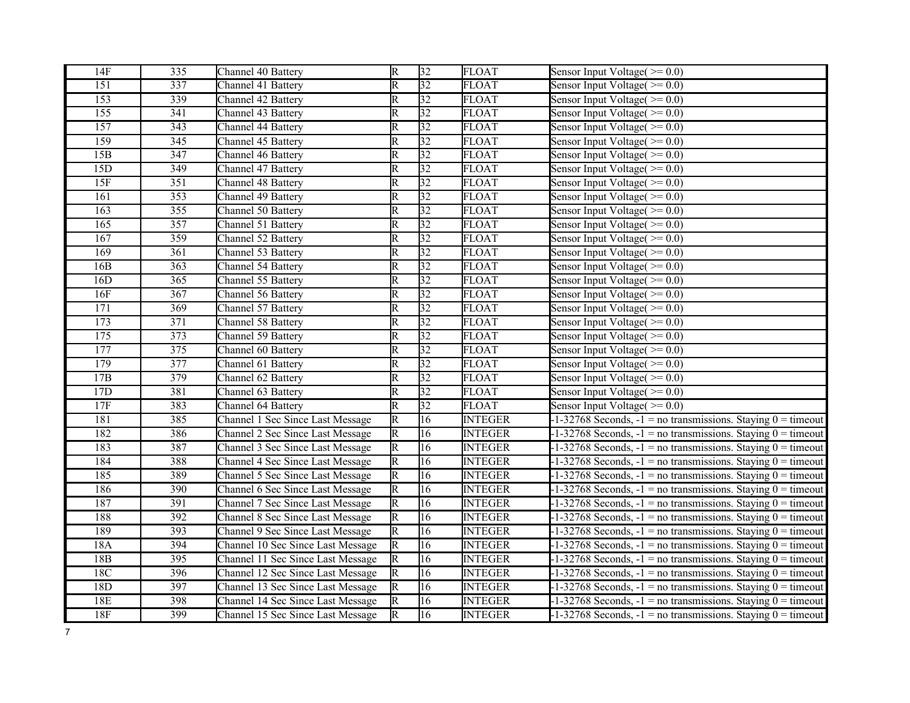| 14F | 335 | Channel 40 Battery | R | 32 | FLOAT | Sensor Input Voltage( >= 0.0) |
|---|---|---|---|---|---|---|
| 151 | 337 | Channel 41 Battery | R | 32 | FLOAT | Sensor Input Voltage( >= 0.0) |
| 153 | 339 | Channel 42 Battery | R | 32 | FLOAT | Sensor Input Voltage( >= 0.0) |
| 155 | 341 | Channel 43 Battery | R | 32 | FLOAT | Sensor Input Voltage( >= 0.0) |
| 157 | 343 | Channel 44 Battery | R | 32 | FLOAT | Sensor Input Voltage( >= 0.0) |
| 159 | 345 | Channel 45 Battery | R | 32 | FLOAT | Sensor Input Voltage( >= 0.0) |
| 15B | 347 | Channel 46 Battery | R | 32 | FLOAT | Sensor Input Voltage( >= 0.0) |
| 15D | 349 | Channel 47 Battery | R | 32 | FLOAT | Sensor Input Voltage( >= 0.0) |
| 15F | 351 | Channel 48 Battery | R | 32 | FLOAT | Sensor Input Voltage( >= 0.0) |
| 161 | 353 | Channel 49 Battery | R | 32 | FLOAT | Sensor Input Voltage( >= 0.0) |
| 163 | 355 | Channel 50 Battery | R | 32 | FLOAT | Sensor Input Voltage( >= 0.0) |
| 165 | 357 | Channel 51 Battery | R | 32 | FLOAT | Sensor Input Voltage( >= 0.0) |
| 167 | 359 | Channel 52 Battery | R | 32 | FLOAT | Sensor Input Voltage( >= 0.0) |
| 169 | 361 | Channel 53 Battery | R | 32 | FLOAT | Sensor Input Voltage( >= 0.0) |
| 16B | 363 | Channel 54 Battery | R | 32 | FLOAT | Sensor Input Voltage( >= 0.0) |
| 16D | 365 | Channel 55 Battery | R | 32 | FLOAT | Sensor Input Voltage( >= 0.0) |
| 16F | 367 | Channel 56 Battery | R | 32 | FLOAT | Sensor Input Voltage( >= 0.0) |
| 171 | 369 | Channel 57 Battery | R | 32 | FLOAT | Sensor Input Voltage( >= 0.0) |
| 173 | 371 | Channel 58 Battery | R | 32 | FLOAT | Sensor Input Voltage( >= 0.0) |
| 175 | 373 | Channel 59 Battery | R | 32 | FLOAT | Sensor Input Voltage( >= 0.0) |
| 177 | 375 | Channel 60 Battery | R | 32 | FLOAT | Sensor Input Voltage( >= 0.0) |
| 179 | 377 | Channel 61 Battery | R | 32 | FLOAT | Sensor Input Voltage( >= 0.0) |
| 17B | 379 | Channel 62 Battery | R | 32 | FLOAT | Sensor Input Voltage( >= 0.0) |
| 17D | 381 | Channel 63 Battery | R | 32 | FLOAT | Sensor Input Voltage( >= 0.0) |
| 17F | 383 | Channel 64 Battery | R | 32 | FLOAT | Sensor Input Voltage( >= 0.0) |
| 181 | 385 | Channel 1 Sec Since Last Message | R | 16 | INTEGER | -1-32768 Seconds, -1 = no transmissions. Staying 0 = timeout |
| 182 | 386 | Channel 2 Sec Since Last Message | R | 16 | INTEGER | -1-32768 Seconds, -1 = no transmissions. Staying 0 = timeout |
| 183 | 387 | Channel 3 Sec Since Last Message | R | 16 | INTEGER | -1-32768 Seconds, -1 = no transmissions. Staying 0 = timeout |
| 184 | 388 | Channel 4 Sec Since Last Message | R | 16 | INTEGER | -1-32768 Seconds, -1 = no transmissions. Staying 0 = timeout |
| 185 | 389 | Channel 5 Sec Since Last Message | R | 16 | INTEGER | -1-32768 Seconds, -1 = no transmissions. Staying 0 = timeout |
| 186 | 390 | Channel 6 Sec Since Last Message | R | 16 | INTEGER | -1-32768 Seconds, -1 = no transmissions. Staying 0 = timeout |
| 187 | 391 | Channel 7 Sec Since Last Message | R | 16 | INTEGER | -1-32768 Seconds, -1 = no transmissions. Staying 0 = timeout |
| 188 | 392 | Channel 8 Sec Since Last Message | R | 16 | INTEGER | -1-32768 Seconds, -1 = no transmissions. Staying 0 = timeout |
| 189 | 393 | Channel 9 Sec Since Last Message | R | 16 | INTEGER | -1-32768 Seconds, -1 = no transmissions. Staying 0 = timeout |
| 18A | 394 | Channel 10 Sec Since Last Message | R | 16 | INTEGER | -1-32768 Seconds, -1 = no transmissions. Staying 0 = timeout |
| 18B | 395 | Channel 11 Sec Since Last Message | R | 16 | INTEGER | -1-32768 Seconds, -1 = no transmissions. Staying 0 = timeout |
| 18C | 396 | Channel 12 Sec Since Last Message | R | 16 | INTEGER | -1-32768 Seconds, -1 = no transmissions. Staying 0 = timeout |
| 18D | 397 | Channel 13 Sec Since Last Message | R | 16 | INTEGER | -1-32768 Seconds, -1 = no transmissions. Staying 0 = timeout |
| 18E | 398 | Channel 14 Sec Since Last Message | R | 16 | INTEGER | -1-32768 Seconds, -1 = no transmissions. Staying 0 = timeout |
| 18F | 399 | Channel 15 Sec Since Last Message | R | 16 | INTEGER | -1-32768 Seconds, -1 = no transmissions. Staying 0 = timeout |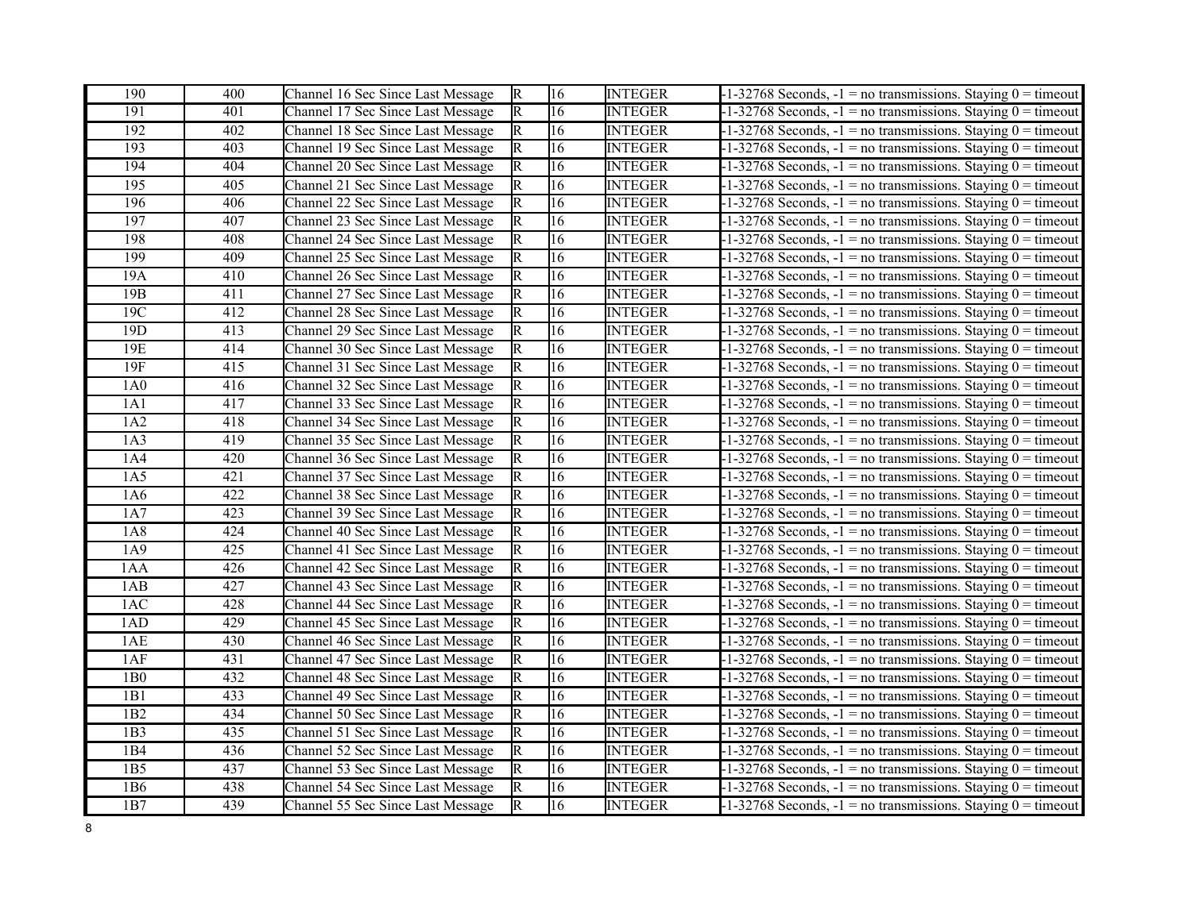| 190 | 400 | Channel 16 Sec Since Last Message | R | 16 | INTEGER | -1-32768 Seconds, -1 = no transmissions. Staying 0 = timeout |
|---|---|---|---|---|---|---|
| 191 | 401 | Channel 17 Sec Since Last Message | R | 16 | INTEGER | -1-32768 Seconds, -1 = no transmissions. Staying 0 = timeout |
| 192 | 402 | Channel 18 Sec Since Last Message | R | 16 | INTEGER | -1-32768 Seconds, -1 = no transmissions. Staying 0 = timeout |
| 193 | 403 | Channel 19 Sec Since Last Message | R | 16 | INTEGER | -1-32768 Seconds, -1 = no transmissions. Staying 0 = timeout |
| 194 | 404 | Channel 20 Sec Since Last Message | R | 16 | INTEGER | -1-32768 Seconds, -1 = no transmissions. Staying 0 = timeout |
| 195 | 405 | Channel 21 Sec Since Last Message | R | 16 | INTEGER | -1-32768 Seconds, -1 = no transmissions. Staying 0 = timeout |
| 196 | 406 | Channel 22 Sec Since Last Message | R | 16 | INTEGER | -1-32768 Seconds, -1 = no transmissions. Staying 0 = timeout |
| 197 | 407 | Channel 23 Sec Since Last Message | R | 16 | INTEGER | -1-32768 Seconds, -1 = no transmissions. Staying 0 = timeout |
| 198 | 408 | Channel 24 Sec Since Last Message | R | 16 | INTEGER | -1-32768 Seconds, -1 = no transmissions. Staying 0 = timeout |
| 199 | 409 | Channel 25 Sec Since Last Message | R | 16 | INTEGER | -1-32768 Seconds, -1 = no transmissions. Staying 0 = timeout |
| 19A | 410 | Channel 26 Sec Since Last Message | R | 16 | INTEGER | -1-32768 Seconds, -1 = no transmissions. Staying 0 = timeout |
| 19B | 411 | Channel 27 Sec Since Last Message | R | 16 | INTEGER | -1-32768 Seconds, -1 = no transmissions. Staying 0 = timeout |
| 19C | 412 | Channel 28 Sec Since Last Message | R | 16 | INTEGER | -1-32768 Seconds, -1 = no transmissions. Staying 0 = timeout |
| 19D | 413 | Channel 29 Sec Since Last Message | R | 16 | INTEGER | -1-32768 Seconds, -1 = no transmissions. Staying 0 = timeout |
| 19E | 414 | Channel 30 Sec Since Last Message | R | 16 | INTEGER | -1-32768 Seconds, -1 = no transmissions. Staying 0 = timeout |
| 19F | 415 | Channel 31 Sec Since Last Message | R | 16 | INTEGER | -1-32768 Seconds, -1 = no transmissions. Staying 0 = timeout |
| 1A0 | 416 | Channel 32 Sec Since Last Message | R | 16 | INTEGER | -1-32768 Seconds, -1 = no transmissions. Staying 0 = timeout |
| 1A1 | 417 | Channel 33 Sec Since Last Message | R | 16 | INTEGER | -1-32768 Seconds, -1 = no transmissions. Staying 0 = timeout |
| 1A2 | 418 | Channel 34 Sec Since Last Message | R | 16 | INTEGER | -1-32768 Seconds, -1 = no transmissions. Staying 0 = timeout |
| 1A3 | 419 | Channel 35 Sec Since Last Message | R | 16 | INTEGER | -1-32768 Seconds, -1 = no transmissions. Staying 0 = timeout |
| 1A4 | 420 | Channel 36 Sec Since Last Message | R | 16 | INTEGER | -1-32768 Seconds, -1 = no transmissions. Staying 0 = timeout |
| 1A5 | 421 | Channel 37 Sec Since Last Message | R | 16 | INTEGER | -1-32768 Seconds, -1 = no transmissions. Staying 0 = timeout |
| 1A6 | 422 | Channel 38 Sec Since Last Message | R | 16 | INTEGER | -1-32768 Seconds, -1 = no transmissions. Staying 0 = timeout |
| 1A7 | 423 | Channel 39 Sec Since Last Message | R | 16 | INTEGER | -1-32768 Seconds, -1 = no transmissions. Staying 0 = timeout |
| 1A8 | 424 | Channel 40 Sec Since Last Message | R | 16 | INTEGER | -1-32768 Seconds, -1 = no transmissions. Staying 0 = timeout |
| 1A9 | 425 | Channel 41 Sec Since Last Message | R | 16 | INTEGER | -1-32768 Seconds, -1 = no transmissions. Staying 0 = timeout |
| 1AA | 426 | Channel 42 Sec Since Last Message | R | 16 | INTEGER | -1-32768 Seconds, -1 = no transmissions. Staying 0 = timeout |
| 1AB | 427 | Channel 43 Sec Since Last Message | R | 16 | INTEGER | -1-32768 Seconds, -1 = no transmissions. Staying 0 = timeout |
| 1AC | 428 | Channel 44 Sec Since Last Message | R | 16 | INTEGER | -1-32768 Seconds, -1 = no transmissions. Staying 0 = timeout |
| 1AD | 429 | Channel 45 Sec Since Last Message | R | 16 | INTEGER | -1-32768 Seconds, -1 = no transmissions. Staying 0 = timeout |
| 1AE | 430 | Channel 46 Sec Since Last Message | R | 16 | INTEGER | -1-32768 Seconds, -1 = no transmissions. Staying 0 = timeout |
| 1AF | 431 | Channel 47 Sec Since Last Message | R | 16 | INTEGER | -1-32768 Seconds, -1 = no transmissions. Staying 0 = timeout |
| 1B0 | 432 | Channel 48 Sec Since Last Message | R | 16 | INTEGER | -1-32768 Seconds, -1 = no transmissions. Staying 0 = timeout |
| 1B1 | 433 | Channel 49 Sec Since Last Message | R | 16 | INTEGER | -1-32768 Seconds, -1 = no transmissions. Staying 0 = timeout |
| 1B2 | 434 | Channel 50 Sec Since Last Message | R | 16 | INTEGER | -1-32768 Seconds, -1 = no transmissions. Staying 0 = timeout |
| 1B3 | 435 | Channel 51 Sec Since Last Message | R | 16 | INTEGER | -1-32768 Seconds, -1 = no transmissions. Staying 0 = timeout |
| 1B4 | 436 | Channel 52 Sec Since Last Message | R | 16 | INTEGER | -1-32768 Seconds, -1 = no transmissions. Staying 0 = timeout |
| 1B5 | 437 | Channel 53 Sec Since Last Message | R | 16 | INTEGER | -1-32768 Seconds, -1 = no transmissions. Staying 0 = timeout |
| 1B6 | 438 | Channel 54 Sec Since Last Message | R | 16 | INTEGER | -1-32768 Seconds, -1 = no transmissions. Staying 0 = timeout |
| 1B7 | 439 | Channel 55 Sec Since Last Message | R | 16 | INTEGER | -1-32768 Seconds, -1 = no transmissions. Staying 0 = timeout |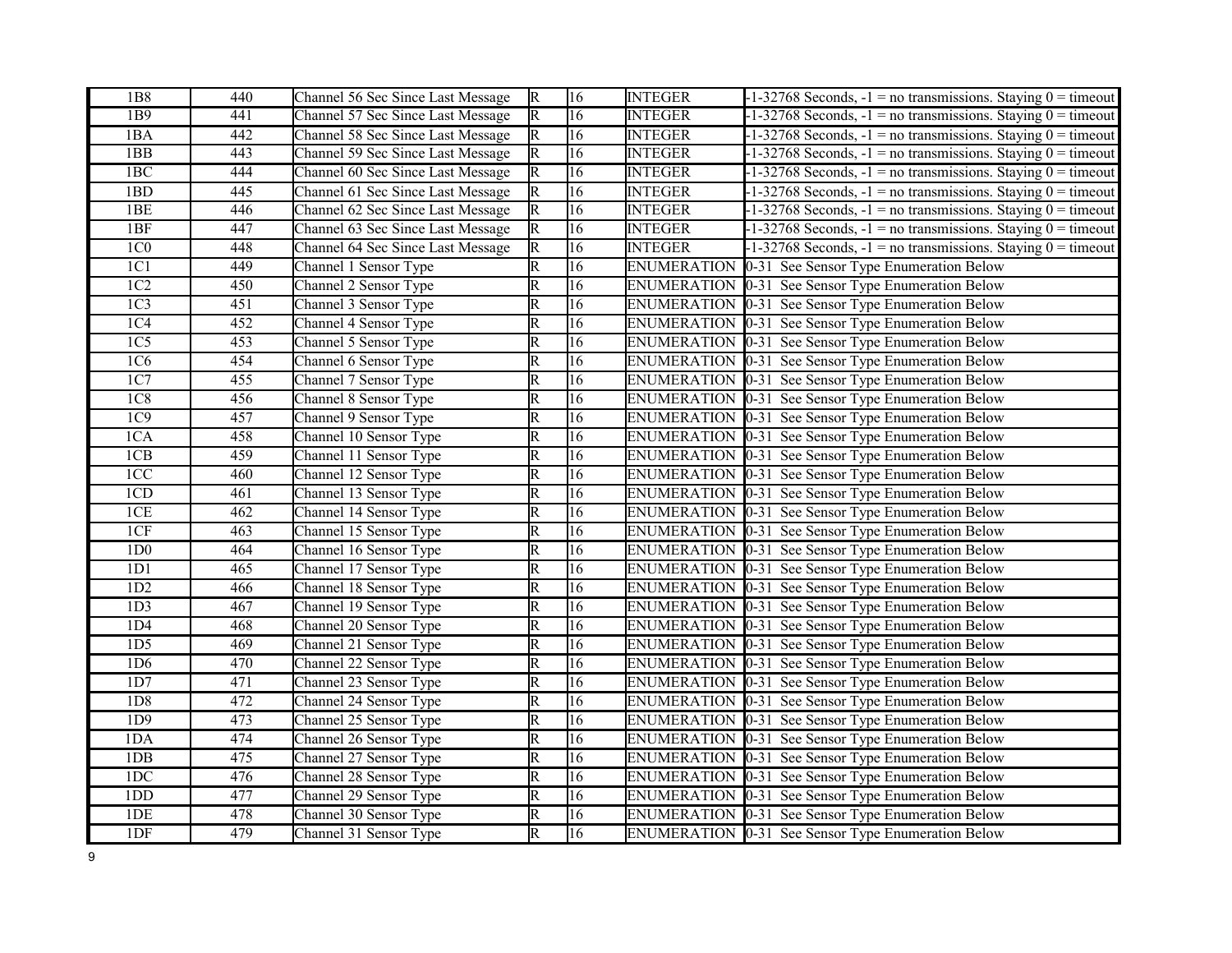| | | | | | | |
|---|---|---|---|---|---|---|
| 1B8 | 440 | Channel 56 Sec Since Last Message | R | 16 | INTEGER | -1-32768 Seconds, -1 = no transmissions. Staying 0 = timeout |
| 1B9 | 441 | Channel 57 Sec Since Last Message | R | 16 | INTEGER | -1-32768 Seconds, -1 = no transmissions. Staying 0 = timeout |
| 1BA | 442 | Channel 58 Sec Since Last Message | R | 16 | INTEGER | -1-32768 Seconds, -1 = no transmissions. Staying 0 = timeout |
| 1BB | 443 | Channel 59 Sec Since Last Message | R | 16 | INTEGER | -1-32768 Seconds, -1 = no transmissions. Staying 0 = timeout |
| 1BC | 444 | Channel 60 Sec Since Last Message | R | 16 | INTEGER | -1-32768 Seconds, -1 = no transmissions. Staying 0 = timeout |
| 1BD | 445 | Channel 61 Sec Since Last Message | R | 16 | INTEGER | -1-32768 Seconds, -1 = no transmissions. Staying 0 = timeout |
| 1BE | 446 | Channel 62 Sec Since Last Message | R | 16 | INTEGER | -1-32768 Seconds, -1 = no transmissions. Staying 0 = timeout |
| 1BF | 447 | Channel 63 Sec Since Last Message | R | 16 | INTEGER | -1-32768 Seconds, -1 = no transmissions. Staying 0 = timeout |
| 1C0 | 448 | Channel 64 Sec Since Last Message | R | 16 | INTEGER | -1-32768 Seconds, -1 = no transmissions. Staying 0 = timeout |
| 1C1 | 449 | Channel 1 Sensor Type | R | 16 | ENUMERATION | 0-31 See Sensor Type Enumeration Below |
| 1C2 | 450 | Channel 2 Sensor Type | R | 16 | ENUMERATION | 0-31 See Sensor Type Enumeration Below |
| 1C3 | 451 | Channel 3 Sensor Type | R | 16 | ENUMERATION | 0-31 See Sensor Type Enumeration Below |
| 1C4 | 452 | Channel 4 Sensor Type | R | 16 | ENUMERATION | 0-31 See Sensor Type Enumeration Below |
| 1C5 | 453 | Channel 5 Sensor Type | R | 16 | ENUMERATION | 0-31 See Sensor Type Enumeration Below |
| 1C6 | 454 | Channel 6 Sensor Type | R | 16 | ENUMERATION | 0-31 See Sensor Type Enumeration Below |
| 1C7 | 455 | Channel 7 Sensor Type | R | 16 | ENUMERATION | 0-31 See Sensor Type Enumeration Below |
| 1C8 | 456 | Channel 8 Sensor Type | R | 16 | ENUMERATION | 0-31 See Sensor Type Enumeration Below |
| 1C9 | 457 | Channel 9 Sensor Type | R | 16 | ENUMERATION | 0-31 See Sensor Type Enumeration Below |
| 1CA | 458 | Channel 10 Sensor Type | R | 16 | ENUMERATION | 0-31 See Sensor Type Enumeration Below |
| 1CB | 459 | Channel 11 Sensor Type | R | 16 | ENUMERATION | 0-31 See Sensor Type Enumeration Below |
| 1CC | 460 | Channel 12 Sensor Type | R | 16 | ENUMERATION | 0-31 See Sensor Type Enumeration Below |
| 1CD | 461 | Channel 13 Sensor Type | R | 16 | ENUMERATION | 0-31 See Sensor Type Enumeration Below |
| 1CE | 462 | Channel 14 Sensor Type | R | 16 | ENUMERATION | 0-31 See Sensor Type Enumeration Below |
| 1CF | 463 | Channel 15 Sensor Type | R | 16 | ENUMERATION | 0-31 See Sensor Type Enumeration Below |
| 1D0 | 464 | Channel 16 Sensor Type | R | 16 | ENUMERATION | 0-31 See Sensor Type Enumeration Below |
| 1D1 | 465 | Channel 17 Sensor Type | R | 16 | ENUMERATION | 0-31 See Sensor Type Enumeration Below |
| 1D2 | 466 | Channel 18 Sensor Type | R | 16 | ENUMERATION | 0-31 See Sensor Type Enumeration Below |
| 1D3 | 467 | Channel 19 Sensor Type | R | 16 | ENUMERATION | 0-31 See Sensor Type Enumeration Below |
| 1D4 | 468 | Channel 20 Sensor Type | R | 16 | ENUMERATION | 0-31 See Sensor Type Enumeration Below |
| 1D5 | 469 | Channel 21 Sensor Type | R | 16 | ENUMERATION | 0-31 See Sensor Type Enumeration Below |
| 1D6 | 470 | Channel 22 Sensor Type | R | 16 | ENUMERATION | 0-31 See Sensor Type Enumeration Below |
| 1D7 | 471 | Channel 23 Sensor Type | R | 16 | ENUMERATION | 0-31 See Sensor Type Enumeration Below |
| 1D8 | 472 | Channel 24 Sensor Type | R | 16 | ENUMERATION | 0-31 See Sensor Type Enumeration Below |
| 1D9 | 473 | Channel 25 Sensor Type | R | 16 | ENUMERATION | 0-31 See Sensor Type Enumeration Below |
| 1DA | 474 | Channel 26 Sensor Type | R | 16 | ENUMERATION | 0-31 See Sensor Type Enumeration Below |
| 1DB | 475 | Channel 27 Sensor Type | R | 16 | ENUMERATION | 0-31 See Sensor Type Enumeration Below |
| 1DC | 476 | Channel 28 Sensor Type | R | 16 | ENUMERATION | 0-31 See Sensor Type Enumeration Below |
| 1DD | 477 | Channel 29 Sensor Type | R | 16 | ENUMERATION | 0-31 See Sensor Type Enumeration Below |
| 1DE | 478 | Channel 30 Sensor Type | R | 16 | ENUMERATION | 0-31 See Sensor Type Enumeration Below |
| 1DF | 479 | Channel 31 Sensor Type | R | 16 | ENUMERATION | 0-31 See Sensor Type Enumeration Below |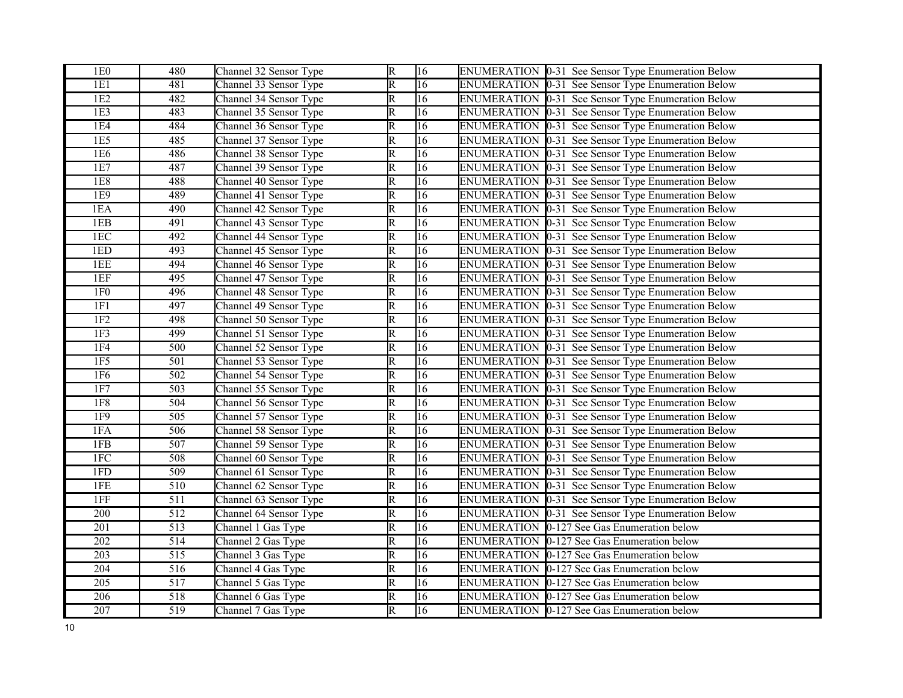| 1E0 | 480 | Channel 32 Sensor Type | R | 16 | ENUMERATION | 0-31 See Sensor Type Enumeration Below |
|---|---|---|---|---|---|---|
| 1E1 | 481 | Channel 33 Sensor Type | R | 16 | ENUMERATION | 0-31 See Sensor Type Enumeration Below |
| 1E2 | 482 | Channel 34 Sensor Type | R | 16 | ENUMERATION | 0-31 See Sensor Type Enumeration Below |
| 1E3 | 483 | Channel 35 Sensor Type | R | 16 | ENUMERATION | 0-31 See Sensor Type Enumeration Below |
| 1E4 | 484 | Channel 36 Sensor Type | R | 16 | ENUMERATION | 0-31 See Sensor Type Enumeration Below |
| 1E5 | 485 | Channel 37 Sensor Type | R | 16 | ENUMERATION | 0-31 See Sensor Type Enumeration Below |
| 1E6 | 486 | Channel 38 Sensor Type | R | 16 | ENUMERATION | 0-31 See Sensor Type Enumeration Below |
| 1E7 | 487 | Channel 39 Sensor Type | R | 16 | ENUMERATION | 0-31 See Sensor Type Enumeration Below |
| 1E8 | 488 | Channel 40 Sensor Type | R | 16 | ENUMERATION | 0-31 See Sensor Type Enumeration Below |
| 1E9 | 489 | Channel 41 Sensor Type | R | 16 | ENUMERATION | 0-31 See Sensor Type Enumeration Below |
| 1EA | 490 | Channel 42 Sensor Type | R | 16 | ENUMERATION | 0-31 See Sensor Type Enumeration Below |
| 1EB | 491 | Channel 43 Sensor Type | R | 16 | ENUMERATION | 0-31 See Sensor Type Enumeration Below |
| 1EC | 492 | Channel 44 Sensor Type | R | 16 | ENUMERATION | 0-31 See Sensor Type Enumeration Below |
| 1ED | 493 | Channel 45 Sensor Type | R | 16 | ENUMERATION | 0-31 See Sensor Type Enumeration Below |
| 1EE | 494 | Channel 46 Sensor Type | R | 16 | ENUMERATION | 0-31 See Sensor Type Enumeration Below |
| 1EF | 495 | Channel 47 Sensor Type | R | 16 | ENUMERATION | 0-31 See Sensor Type Enumeration Below |
| 1F0 | 496 | Channel 48 Sensor Type | R | 16 | ENUMERATION | 0-31 See Sensor Type Enumeration Below |
| 1F1 | 497 | Channel 49 Sensor Type | R | 16 | ENUMERATION | 0-31 See Sensor Type Enumeration Below |
| 1F2 | 498 | Channel 50 Sensor Type | R | 16 | ENUMERATION | 0-31 See Sensor Type Enumeration Below |
| 1F3 | 499 | Channel 51 Sensor Type | R | 16 | ENUMERATION | 0-31 See Sensor Type Enumeration Below |
| 1F4 | 500 | Channel 52 Sensor Type | R | 16 | ENUMERATION | 0-31 See Sensor Type Enumeration Below |
| 1F5 | 501 | Channel 53 Sensor Type | R | 16 | ENUMERATION | 0-31 See Sensor Type Enumeration Below |
| 1F6 | 502 | Channel 54 Sensor Type | R | 16 | ENUMERATION | 0-31 See Sensor Type Enumeration Below |
| 1F7 | 503 | Channel 55 Sensor Type | R | 16 | ENUMERATION | 0-31 See Sensor Type Enumeration Below |
| 1F8 | 504 | Channel 56 Sensor Type | R | 16 | ENUMERATION | 0-31 See Sensor Type Enumeration Below |
| 1F9 | 505 | Channel 57 Sensor Type | R | 16 | ENUMERATION | 0-31 See Sensor Type Enumeration Below |
| 1FA | 506 | Channel 58 Sensor Type | R | 16 | ENUMERATION | 0-31 See Sensor Type Enumeration Below |
| 1FB | 507 | Channel 59 Sensor Type | R | 16 | ENUMERATION | 0-31 See Sensor Type Enumeration Below |
| 1FC | 508 | Channel 60 Sensor Type | R | 16 | ENUMERATION | 0-31 See Sensor Type Enumeration Below |
| 1FD | 509 | Channel 61 Sensor Type | R | 16 | ENUMERATION | 0-31 See Sensor Type Enumeration Below |
| 1FE | 510 | Channel 62 Sensor Type | R | 16 | ENUMERATION | 0-31 See Sensor Type Enumeration Below |
| 1FF | 511 | Channel 63 Sensor Type | R | 16 | ENUMERATION | 0-31 See Sensor Type Enumeration Below |
| 200 | 512 | Channel 64 Sensor Type | R | 16 | ENUMERATION | 0-31 See Sensor Type Enumeration Below |
| 201 | 513 | Channel 1 Gas Type | R | 16 | ENUMERATION | 0-127 See Gas Enumeration below |
| 202 | 514 | Channel 2 Gas Type | R | 16 | ENUMERATION | 0-127 See Gas Enumeration below |
| 203 | 515 | Channel 3 Gas Type | R | 16 | ENUMERATION | 0-127 See Gas Enumeration below |
| 204 | 516 | Channel 4 Gas Type | R | 16 | ENUMERATION | 0-127 See Gas Enumeration below |
| 205 | 517 | Channel 5 Gas Type | R | 16 | ENUMERATION | 0-127 See Gas Enumeration below |
| 206 | 518 | Channel 6 Gas Type | R | 16 | ENUMERATION | 0-127 See Gas Enumeration below |
| 207 | 519 | Channel 7 Gas Type | R | 16 | ENUMERATION | 0-127 See Gas Enumeration below |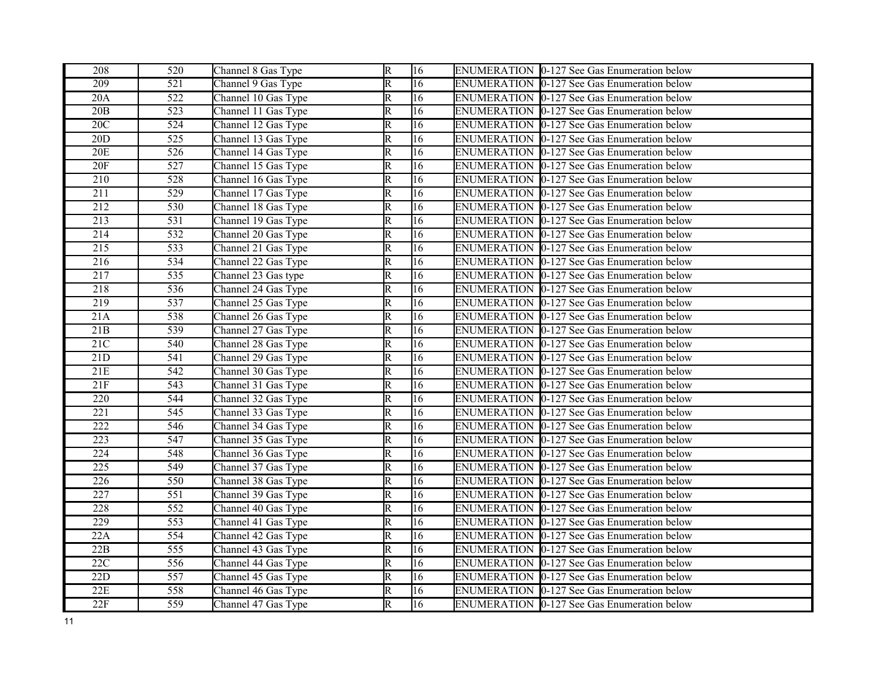| 208 | 520 | Channel 8 Gas Type | R | 16 | ENUMERATION | 0-127 See Gas Enumeration below |
|---|---|---|---|---|---|---|
| 209 | 521 | Channel 9 Gas Type | R | 16 | ENUMERATION | 0-127 See Gas Enumeration below |
| 20A | 522 | Channel 10 Gas Type | R | 16 | ENUMERATION | 0-127 See Gas Enumeration below |
| 20B | 523 | Channel 11 Gas Type | R | 16 | ENUMERATION | 0-127 See Gas Enumeration below |
| 20C | 524 | Channel 12 Gas Type | R | 16 | ENUMERATION | 0-127 See Gas Enumeration below |
| 20D | 525 | Channel 13 Gas Type | R | 16 | ENUMERATION | 0-127 See Gas Enumeration below |
| 20E | 526 | Channel 14 Gas Type | R | 16 | ENUMERATION | 0-127 See Gas Enumeration below |
| 20F | 527 | Channel 15 Gas Type | R | 16 | ENUMERATION | 0-127 See Gas Enumeration below |
| 210 | 528 | Channel 16 Gas Type | R | 16 | ENUMERATION | 0-127 See Gas Enumeration below |
| 211 | 529 | Channel 17 Gas Type | R | 16 | ENUMERATION | 0-127 See Gas Enumeration below |
| 212 | 530 | Channel 18 Gas Type | R | 16 | ENUMERATION | 0-127 See Gas Enumeration below |
| 213 | 531 | Channel 19 Gas Type | R | 16 | ENUMERATION | 0-127 See Gas Enumeration below |
| 214 | 532 | Channel 20 Gas Type | R | 16 | ENUMERATION | 0-127 See Gas Enumeration below |
| 215 | 533 | Channel 21 Gas Type | R | 16 | ENUMERATION | 0-127 See Gas Enumeration below |
| 216 | 534 | Channel 22 Gas Type | R | 16 | ENUMERATION | 0-127 See Gas Enumeration below |
| 217 | 535 | Channel 23 Gas type | R | 16 | ENUMERATION | 0-127 See Gas Enumeration below |
| 218 | 536 | Channel 24 Gas Type | R | 16 | ENUMERATION | 0-127 See Gas Enumeration below |
| 219 | 537 | Channel 25 Gas Type | R | 16 | ENUMERATION | 0-127 See Gas Enumeration below |
| 21A | 538 | Channel 26 Gas Type | R | 16 | ENUMERATION | 0-127 See Gas Enumeration below |
| 21B | 539 | Channel 27 Gas Type | R | 16 | ENUMERATION | 0-127 See Gas Enumeration below |
| 21C | 540 | Channel 28 Gas Type | R | 16 | ENUMERATION | 0-127 See Gas Enumeration below |
| 21D | 541 | Channel 29 Gas Type | R | 16 | ENUMERATION | 0-127 See Gas Enumeration below |
| 21E | 542 | Channel 30 Gas Type | R | 16 | ENUMERATION | 0-127 See Gas Enumeration below |
| 21F | 543 | Channel 31 Gas Type | R | 16 | ENUMERATION | 0-127 See Gas Enumeration below |
| 220 | 544 | Channel 32 Gas Type | R | 16 | ENUMERATION | 0-127 See Gas Enumeration below |
| 221 | 545 | Channel 33 Gas Type | R | 16 | ENUMERATION | 0-127 See Gas Enumeration below |
| 222 | 546 | Channel 34 Gas Type | R | 16 | ENUMERATION | 0-127 See Gas Enumeration below |
| 223 | 547 | Channel 35 Gas Type | R | 16 | ENUMERATION | 0-127 See Gas Enumeration below |
| 224 | 548 | Channel 36 Gas Type | R | 16 | ENUMERATION | 0-127 See Gas Enumeration below |
| 225 | 549 | Channel 37 Gas Type | R | 16 | ENUMERATION | 0-127 See Gas Enumeration below |
| 226 | 550 | Channel 38 Gas Type | R | 16 | ENUMERATION | 0-127 See Gas Enumeration below |
| 227 | 551 | Channel 39 Gas Type | R | 16 | ENUMERATION | 0-127 See Gas Enumeration below |
| 228 | 552 | Channel 40 Gas Type | R | 16 | ENUMERATION | 0-127 See Gas Enumeration below |
| 229 | 553 | Channel 41 Gas Type | R | 16 | ENUMERATION | 0-127 See Gas Enumeration below |
| 22A | 554 | Channel 42 Gas Type | R | 16 | ENUMERATION | 0-127 See Gas Enumeration below |
| 22B | 555 | Channel 43 Gas Type | R | 16 | ENUMERATION | 0-127 See Gas Enumeration below |
| 22C | 556 | Channel 44 Gas Type | R | 16 | ENUMERATION | 0-127 See Gas Enumeration below |
| 22D | 557 | Channel 45 Gas Type | R | 16 | ENUMERATION | 0-127 See Gas Enumeration below |
| 22E | 558 | Channel 46 Gas Type | R | 16 | ENUMERATION | 0-127 See Gas Enumeration below |
| 22F | 559 | Channel 47 Gas Type | R | 16 | ENUMERATION | 0-127 See Gas Enumeration below |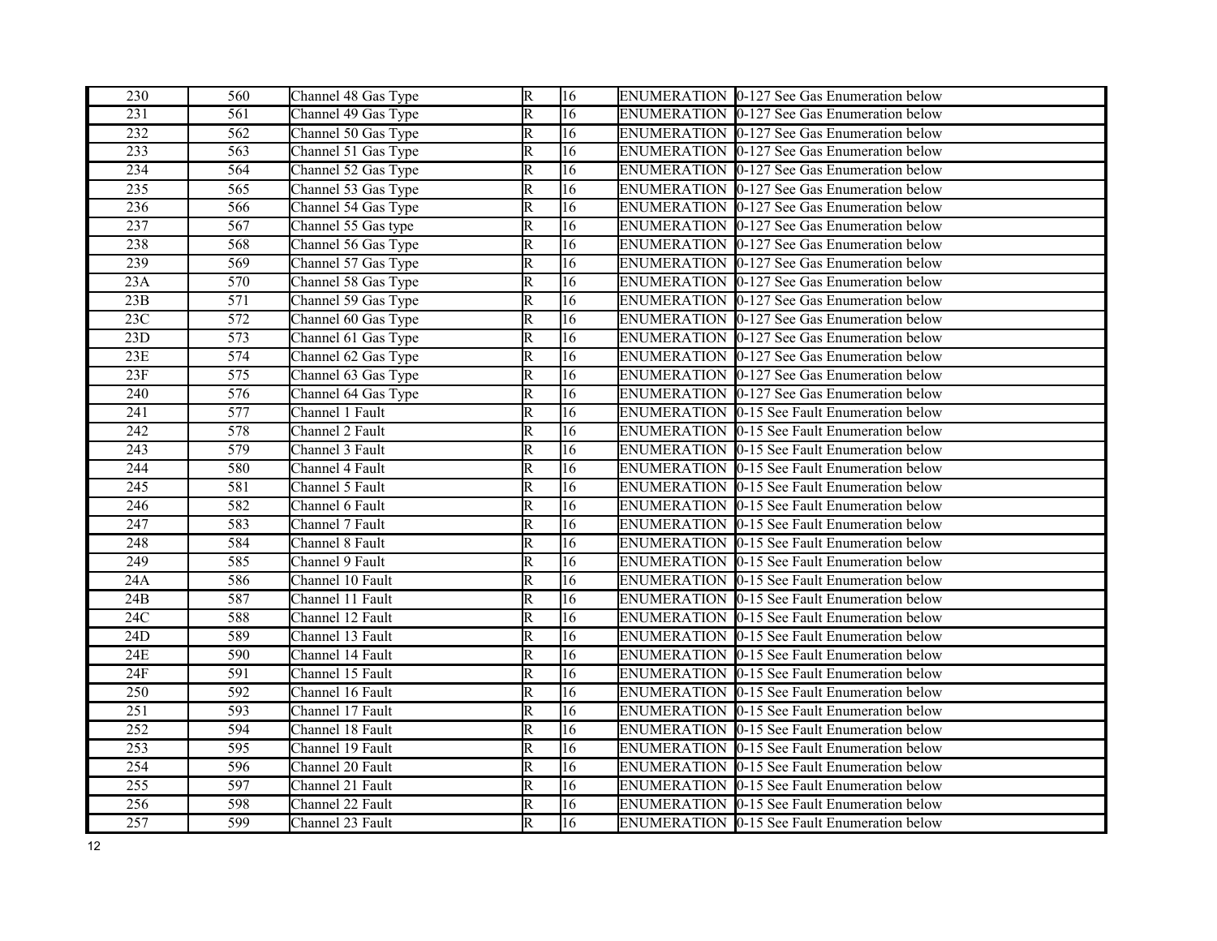| 230 | 560 | Channel 48 Gas Type | R | 16 | ENUMERATION | 0-127 See Gas Enumeration below |
|---|---|---|---|---|---|---|
| 231 | 561 | Channel 49 Gas Type | R | 16 | ENUMERATION | 0-127 See Gas Enumeration below |
| 232 | 562 | Channel 50 Gas Type | R | 16 | ENUMERATION | 0-127 See Gas Enumeration below |
| 233 | 563 | Channel 51 Gas Type | R | 16 | ENUMERATION | 0-127 See Gas Enumeration below |
| 234 | 564 | Channel 52 Gas Type | R | 16 | ENUMERATION | 0-127 See Gas Enumeration below |
| 235 | 565 | Channel 53 Gas Type | R | 16 | ENUMERATION | 0-127 See Gas Enumeration below |
| 236 | 566 | Channel 54 Gas Type | R | 16 | ENUMERATION | 0-127 See Gas Enumeration below |
| 237 | 567 | Channel 55 Gas type | R | 16 | ENUMERATION | 0-127 See Gas Enumeration below |
| 238 | 568 | Channel 56 Gas Type | R | 16 | ENUMERATION | 0-127 See Gas Enumeration below |
| 239 | 569 | Channel 57 Gas Type | R | 16 | ENUMERATION | 0-127 See Gas Enumeration below |
| 23A | 570 | Channel 58 Gas Type | R | 16 | ENUMERATION | 0-127 See Gas Enumeration below |
| 23B | 571 | Channel 59 Gas Type | R | 16 | ENUMERATION | 0-127 See Gas Enumeration below |
| 23C | 572 | Channel 60 Gas Type | R | 16 | ENUMERATION | 0-127 See Gas Enumeration below |
| 23D | 573 | Channel 61 Gas Type | R | 16 | ENUMERATION | 0-127 See Gas Enumeration below |
| 23E | 574 | Channel 62 Gas Type | R | 16 | ENUMERATION | 0-127 See Gas Enumeration below |
| 23F | 575 | Channel 63 Gas Type | R | 16 | ENUMERATION | 0-127 See Gas Enumeration below |
| 240 | 576 | Channel 64 Gas Type | R | 16 | ENUMERATION | 0-127 See Gas Enumeration below |
| 241 | 577 | Channel 1 Fault | R | 16 | ENUMERATION | 0-15 See Fault Enumeration below |
| 242 | 578 | Channel 2 Fault | R | 16 | ENUMERATION | 0-15 See Fault Enumeration below |
| 243 | 579 | Channel 3 Fault | R | 16 | ENUMERATION | 0-15 See Fault Enumeration below |
| 244 | 580 | Channel 4 Fault | R | 16 | ENUMERATION | 0-15 See Fault Enumeration below |
| 245 | 581 | Channel 5 Fault | R | 16 | ENUMERATION | 0-15 See Fault Enumeration below |
| 246 | 582 | Channel 6 Fault | R | 16 | ENUMERATION | 0-15 See Fault Enumeration below |
| 247 | 583 | Channel 7 Fault | R | 16 | ENUMERATION | 0-15 See Fault Enumeration below |
| 248 | 584 | Channel 8 Fault | R | 16 | ENUMERATION | 0-15 See Fault Enumeration below |
| 249 | 585 | Channel 9 Fault | R | 16 | ENUMERATION | 0-15 See Fault Enumeration below |
| 24A | 586 | Channel 10 Fault | R | 16 | ENUMERATION | 0-15 See Fault Enumeration below |
| 24B | 587 | Channel 11 Fault | R | 16 | ENUMERATION | 0-15 See Fault Enumeration below |
| 24C | 588 | Channel 12 Fault | R | 16 | ENUMERATION | 0-15 See Fault Enumeration below |
| 24D | 589 | Channel 13 Fault | R | 16 | ENUMERATION | 0-15 See Fault Enumeration below |
| 24E | 590 | Channel 14 Fault | R | 16 | ENUMERATION | 0-15 See Fault Enumeration below |
| 24F | 591 | Channel 15 Fault | R | 16 | ENUMERATION | 0-15 See Fault Enumeration below |
| 250 | 592 | Channel 16 Fault | R | 16 | ENUMERATION | 0-15 See Fault Enumeration below |
| 251 | 593 | Channel 17 Fault | R | 16 | ENUMERATION | 0-15 See Fault Enumeration below |
| 252 | 594 | Channel 18 Fault | R | 16 | ENUMERATION | 0-15 See Fault Enumeration below |
| 253 | 595 | Channel 19 Fault | R | 16 | ENUMERATION | 0-15 See Fault Enumeration below |
| 254 | 596 | Channel 20 Fault | R | 16 | ENUMERATION | 0-15 See Fault Enumeration below |
| 255 | 597 | Channel 21 Fault | R | 16 | ENUMERATION | 0-15 See Fault Enumeration below |
| 256 | 598 | Channel 22 Fault | R | 16 | ENUMERATION | 0-15 See Fault Enumeration below |
| 257 | 599 | Channel 23 Fault | R | 16 | ENUMERATION | 0-15 See Fault Enumeration below |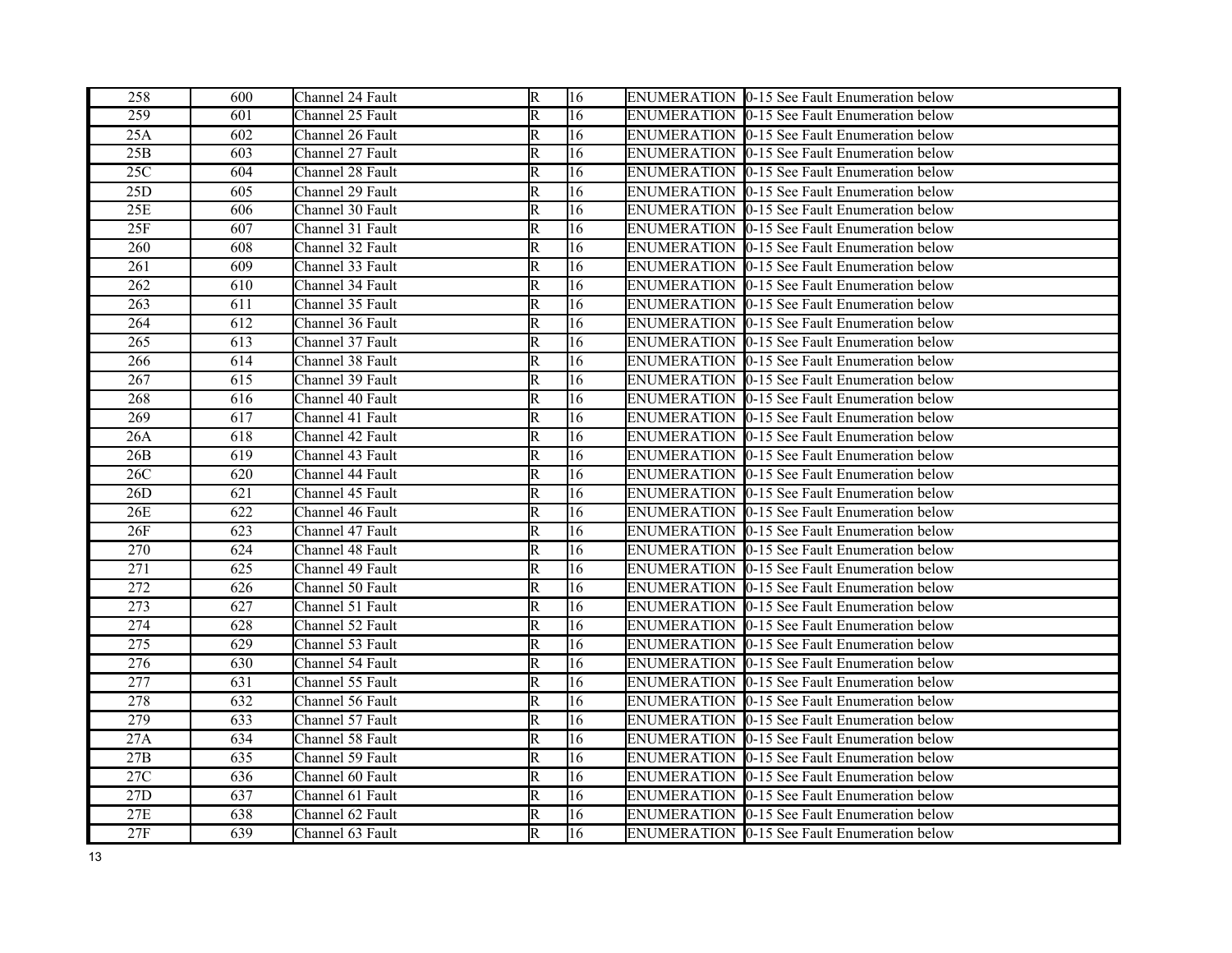| 258 | 600 | Channel 24 Fault | R | 16 | ENUMERATION | 0-15 See Fault Enumeration below |
|---|---|---|---|---|---|---|
| 259 | 601 | Channel 25 Fault | R | 16 | ENUMERATION | 0-15 See Fault Enumeration below |
| 25A | 602 | Channel 26 Fault | R | 16 | ENUMERATION | 0-15 See Fault Enumeration below |
| 25B | 603 | Channel 27 Fault | R | 16 | ENUMERATION | 0-15 See Fault Enumeration below |
| 25C | 604 | Channel 28 Fault | R | 16 | ENUMERATION | 0-15 See Fault Enumeration below |
| 25D | 605 | Channel 29 Fault | R | 16 | ENUMERATION | 0-15 See Fault Enumeration below |
| 25E | 606 | Channel 30 Fault | R | 16 | ENUMERATION | 0-15 See Fault Enumeration below |
| 25F | 607 | Channel 31 Fault | R | 16 | ENUMERATION | 0-15 See Fault Enumeration below |
| 260 | 608 | Channel 32 Fault | R | 16 | ENUMERATION | 0-15 See Fault Enumeration below |
| 261 | 609 | Channel 33 Fault | R | 16 | ENUMERATION | 0-15 See Fault Enumeration below |
| 262 | 610 | Channel 34 Fault | R | 16 | ENUMERATION | 0-15 See Fault Enumeration below |
| 263 | 611 | Channel 35 Fault | R | 16 | ENUMERATION | 0-15 See Fault Enumeration below |
| 264 | 612 | Channel 36 Fault | R | 16 | ENUMERATION | 0-15 See Fault Enumeration below |
| 265 | 613 | Channel 37 Fault | R | 16 | ENUMERATION | 0-15 See Fault Enumeration below |
| 266 | 614 | Channel 38 Fault | R | 16 | ENUMERATION | 0-15 See Fault Enumeration below |
| 267 | 615 | Channel 39 Fault | R | 16 | ENUMERATION | 0-15 See Fault Enumeration below |
| 268 | 616 | Channel 40 Fault | R | 16 | ENUMERATION | 0-15 See Fault Enumeration below |
| 269 | 617 | Channel 41 Fault | R | 16 | ENUMERATION | 0-15 See Fault Enumeration below |
| 26A | 618 | Channel 42 Fault | R | 16 | ENUMERATION | 0-15 See Fault Enumeration below |
| 26B | 619 | Channel 43 Fault | R | 16 | ENUMERATION | 0-15 See Fault Enumeration below |
| 26C | 620 | Channel 44 Fault | R | 16 | ENUMERATION | 0-15 See Fault Enumeration below |
| 26D | 621 | Channel 45 Fault | R | 16 | ENUMERATION | 0-15 See Fault Enumeration below |
| 26E | 622 | Channel 46 Fault | R | 16 | ENUMERATION | 0-15 See Fault Enumeration below |
| 26F | 623 | Channel 47 Fault | R | 16 | ENUMERATION | 0-15 See Fault Enumeration below |
| 270 | 624 | Channel 48 Fault | R | 16 | ENUMERATION | 0-15 See Fault Enumeration below |
| 271 | 625 | Channel 49 Fault | R | 16 | ENUMERATION | 0-15 See Fault Enumeration below |
| 272 | 626 | Channel 50 Fault | R | 16 | ENUMERATION | 0-15 See Fault Enumeration below |
| 273 | 627 | Channel 51 Fault | R | 16 | ENUMERATION | 0-15 See Fault Enumeration below |
| 274 | 628 | Channel 52 Fault | R | 16 | ENUMERATION | 0-15 See Fault Enumeration below |
| 275 | 629 | Channel 53 Fault | R | 16 | ENUMERATION | 0-15 See Fault Enumeration below |
| 276 | 630 | Channel 54 Fault | R | 16 | ENUMERATION | 0-15 See Fault Enumeration below |
| 277 | 631 | Channel 55 Fault | R | 16 | ENUMERATION | 0-15 See Fault Enumeration below |
| 278 | 632 | Channel 56 Fault | R | 16 | ENUMERATION | 0-15 See Fault Enumeration below |
| 279 | 633 | Channel 57 Fault | R | 16 | ENUMERATION | 0-15 See Fault Enumeration below |
| 27A | 634 | Channel 58 Fault | R | 16 | ENUMERATION | 0-15 See Fault Enumeration below |
| 27B | 635 | Channel 59 Fault | R | 16 | ENUMERATION | 0-15 See Fault Enumeration below |
| 27C | 636 | Channel 60 Fault | R | 16 | ENUMERATION | 0-15 See Fault Enumeration below |
| 27D | 637 | Channel 61 Fault | R | 16 | ENUMERATION | 0-15 See Fault Enumeration below |
| 27E | 638 | Channel 62 Fault | R | 16 | ENUMERATION | 0-15 See Fault Enumeration below |
| 27F | 639 | Channel 63 Fault | R | 16 | ENUMERATION | 0-15 See Fault Enumeration below |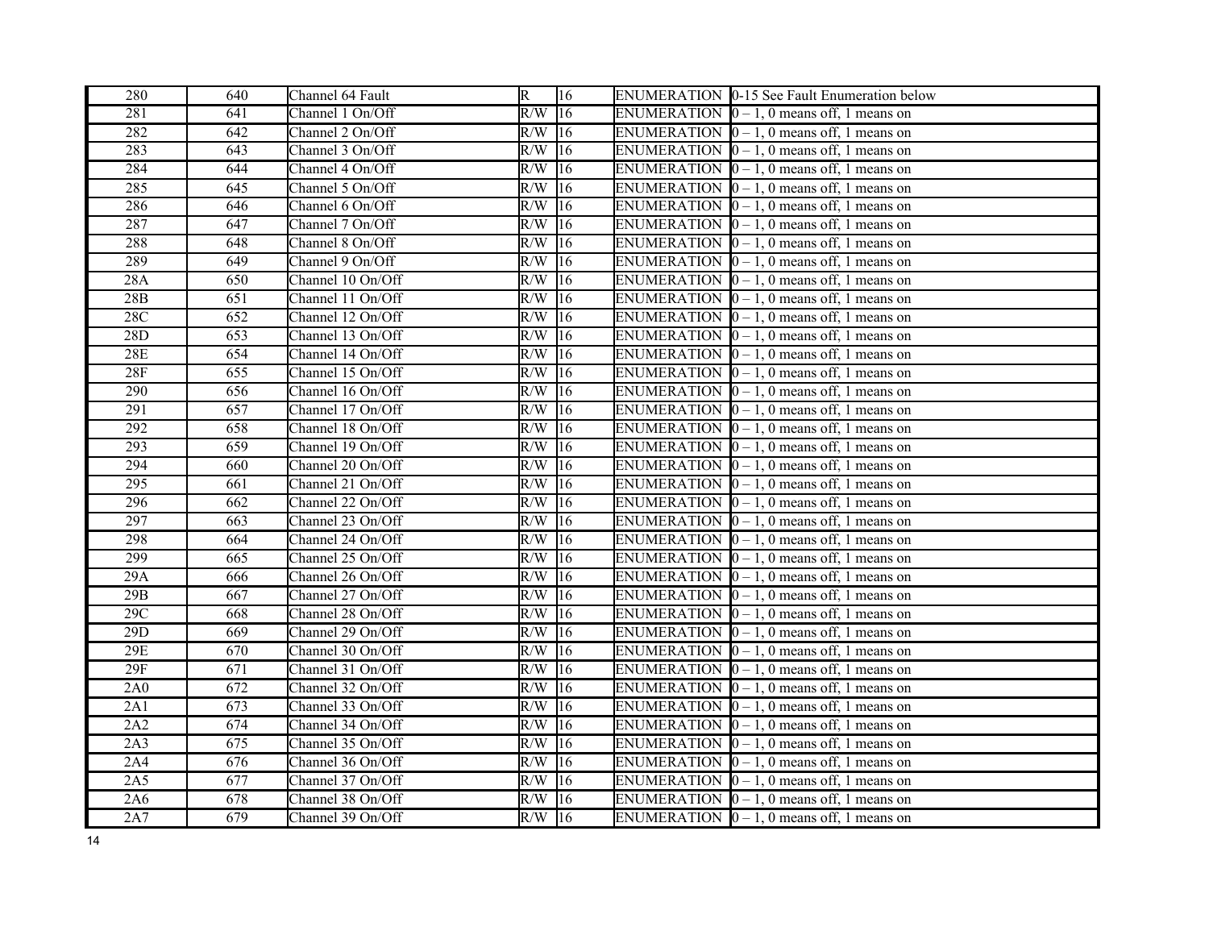| 280 | 640 | Channel 64 Fault | R | 16 | ENUMERATION | 0-15 See Fault Enumeration below |
|---|---|---|---|---|---|---|
| 281 | 641 | Channel 1 On/Off | R/W | 16 | ENUMERATION | 0 – 1, 0 means off, 1 means on |
| 282 | 642 | Channel 2 On/Off | R/W | 16 | ENUMERATION | 0 – 1, 0 means off, 1 means on |
| 283 | 643 | Channel 3 On/Off | R/W | 16 | ENUMERATION | 0 – 1, 0 means off, 1 means on |
| 284 | 644 | Channel 4 On/Off | R/W | 16 | ENUMERATION | 0 – 1, 0 means off, 1 means on |
| 285 | 645 | Channel 5 On/Off | R/W | 16 | ENUMERATION | 0 – 1, 0 means off, 1 means on |
| 286 | 646 | Channel 6 On/Off | R/W | 16 | ENUMERATION | 0 – 1, 0 means off, 1 means on |
| 287 | 647 | Channel 7 On/Off | R/W | 16 | ENUMERATION | 0 – 1, 0 means off, 1 means on |
| 288 | 648 | Channel 8 On/Off | R/W | 16 | ENUMERATION | 0 – 1, 0 means off, 1 means on |
| 289 | 649 | Channel 9 On/Off | R/W | 16 | ENUMERATION | 0 – 1, 0 means off, 1 means on |
| 28A | 650 | Channel 10 On/Off | R/W | 16 | ENUMERATION | 0 – 1, 0 means off, 1 means on |
| 28B | 651 | Channel 11 On/Off | R/W | 16 | ENUMERATION | 0 – 1, 0 means off, 1 means on |
| 28C | 652 | Channel 12 On/Off | R/W | 16 | ENUMERATION | 0 – 1, 0 means off, 1 means on |
| 28D | 653 | Channel 13 On/Off | R/W | 16 | ENUMERATION | 0 – 1, 0 means off, 1 means on |
| 28E | 654 | Channel 14 On/Off | R/W | 16 | ENUMERATION | 0 – 1, 0 means off, 1 means on |
| 28F | 655 | Channel 15 On/Off | R/W | 16 | ENUMERATION | 0 – 1, 0 means off, 1 means on |
| 290 | 656 | Channel 16 On/Off | R/W | 16 | ENUMERATION | 0 – 1, 0 means off, 1 means on |
| 291 | 657 | Channel 17 On/Off | R/W | 16 | ENUMERATION | 0 – 1, 0 means off, 1 means on |
| 292 | 658 | Channel 18 On/Off | R/W | 16 | ENUMERATION | 0 – 1, 0 means off, 1 means on |
| 293 | 659 | Channel 19 On/Off | R/W | 16 | ENUMERATION | 0 – 1, 0 means off, 1 means on |
| 294 | 660 | Channel 20 On/Off | R/W | 16 | ENUMERATION | 0 – 1, 0 means off, 1 means on |
| 295 | 661 | Channel 21 On/Off | R/W | 16 | ENUMERATION | 0 – 1, 0 means off, 1 means on |
| 296 | 662 | Channel 22 On/Off | R/W | 16 | ENUMERATION | 0 – 1, 0 means off, 1 means on |
| 297 | 663 | Channel 23 On/Off | R/W | 16 | ENUMERATION | 0 – 1, 0 means off, 1 means on |
| 298 | 664 | Channel 24 On/Off | R/W | 16 | ENUMERATION | 0 – 1, 0 means off, 1 means on |
| 299 | 665 | Channel 25 On/Off | R/W | 16 | ENUMERATION | 0 – 1, 0 means off, 1 means on |
| 29A | 666 | Channel 26 On/Off | R/W | 16 | ENUMERATION | 0 – 1, 0 means off, 1 means on |
| 29B | 667 | Channel 27 On/Off | R/W | 16 | ENUMERATION | 0 – 1, 0 means off, 1 means on |
| 29C | 668 | Channel 28 On/Off | R/W | 16 | ENUMERATION | 0 – 1, 0 means off, 1 means on |
| 29D | 669 | Channel 29 On/Off | R/W | 16 | ENUMERATION | 0 – 1, 0 means off, 1 means on |
| 29E | 670 | Channel 30 On/Off | R/W | 16 | ENUMERATION | 0 – 1, 0 means off, 1 means on |
| 29F | 671 | Channel 31 On/Off | R/W | 16 | ENUMERATION | 0 – 1, 0 means off, 1 means on |
| 2A0 | 672 | Channel 32 On/Off | R/W | 16 | ENUMERATION | 0 – 1, 0 means off, 1 means on |
| 2A1 | 673 | Channel 33 On/Off | R/W | 16 | ENUMERATION | 0 – 1, 0 means off, 1 means on |
| 2A2 | 674 | Channel 34 On/Off | R/W | 16 | ENUMERATION | 0 – 1, 0 means off, 1 means on |
| 2A3 | 675 | Channel 35 On/Off | R/W | 16 | ENUMERATION | 0 – 1, 0 means off, 1 means on |
| 2A4 | 676 | Channel 36 On/Off | R/W | 16 | ENUMERATION | 0 – 1, 0 means off, 1 means on |
| 2A5 | 677 | Channel 37 On/Off | R/W | 16 | ENUMERATION | 0 – 1, 0 means off, 1 means on |
| 2A6 | 678 | Channel 38 On/Off | R/W | 16 | ENUMERATION | 0 – 1, 0 means off, 1 means on |
| 2A7 | 679 | Channel 39 On/Off | R/W | 16 | ENUMERATION | 0 – 1, 0 means off, 1 means on |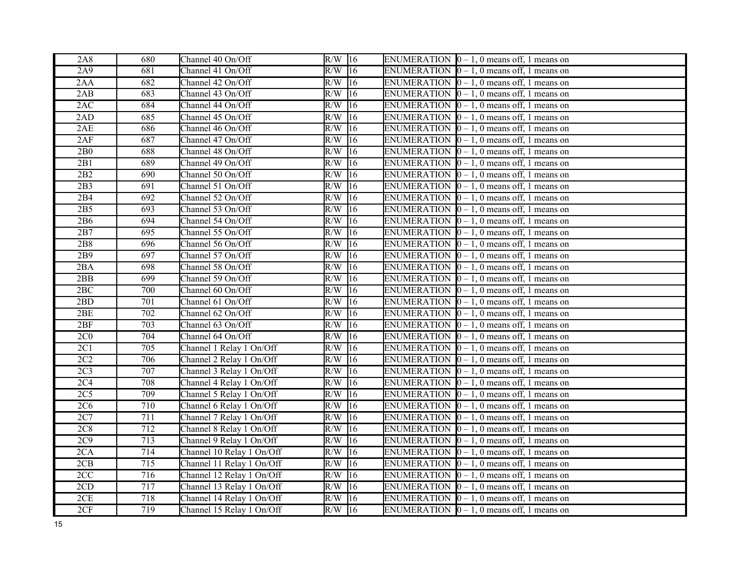| 2A8 | 680 | Channel 40 On/Off | R/W | 16 | ENUMERATION | 0 – 1, 0 means off, 1 means on |
|---|---|---|---|---|---|---|
| 2A9 | 681 | Channel 41 On/Off | R/W | 16 | ENUMERATION | 0 – 1, 0 means off, 1 means on |
| 2AA | 682 | Channel 42 On/Off | R/W | 16 | ENUMERATION | 0 – 1, 0 means off, 1 means on |
| 2AB | 683 | Channel 43 On/Off | R/W | 16 | ENUMERATION | 0 – 1, 0 means off, 1 means on |
| 2AC | 684 | Channel 44 On/Off | R/W | 16 | ENUMERATION | 0 – 1, 0 means off, 1 means on |
| 2AD | 685 | Channel 45 On/Off | R/W | 16 | ENUMERATION | 0 – 1, 0 means off, 1 means on |
| 2AE | 686 | Channel 46 On/Off | R/W | 16 | ENUMERATION | 0 – 1, 0 means off, 1 means on |
| 2AF | 687 | Channel 47 On/Off | R/W | 16 | ENUMERATION | 0 – 1, 0 means off, 1 means on |
| 2B0 | 688 | Channel 48 On/Off | R/W | 16 | ENUMERATION | 0 – 1, 0 means off, 1 means on |
| 2B1 | 689 | Channel 49 On/Off | R/W | 16 | ENUMERATION | 0 – 1, 0 means off, 1 means on |
| 2B2 | 690 | Channel 50 On/Off | R/W | 16 | ENUMERATION | 0 – 1, 0 means off, 1 means on |
| 2B3 | 691 | Channel 51 On/Off | R/W | 16 | ENUMERATION | 0 – 1, 0 means off, 1 means on |
| 2B4 | 692 | Channel 52 On/Off | R/W | 16 | ENUMERATION | 0 – 1, 0 means off, 1 means on |
| 2B5 | 693 | Channel 53 On/Off | R/W | 16 | ENUMERATION | 0 – 1, 0 means off, 1 means on |
| 2B6 | 694 | Channel 54 On/Off | R/W | 16 | ENUMERATION | 0 – 1, 0 means off, 1 means on |
| 2B7 | 695 | Channel 55 On/Off | R/W | 16 | ENUMERATION | 0 – 1, 0 means off, 1 means on |
| 2B8 | 696 | Channel 56 On/Off | R/W | 16 | ENUMERATION | 0 – 1, 0 means off, 1 means on |
| 2B9 | 697 | Channel 57 On/Off | R/W | 16 | ENUMERATION | 0 – 1, 0 means off, 1 means on |
| 2BA | 698 | Channel 58 On/Off | R/W | 16 | ENUMERATION | 0 – 1, 0 means off, 1 means on |
| 2BB | 699 | Channel 59 On/Off | R/W | 16 | ENUMERATION | 0 – 1, 0 means off, 1 means on |
| 2BC | 700 | Channel 60 On/Off | R/W | 16 | ENUMERATION | 0 – 1, 0 means off, 1 means on |
| 2BD | 701 | Channel 61 On/Off | R/W | 16 | ENUMERATION | 0 – 1, 0 means off, 1 means on |
| 2BE | 702 | Channel 62 On/Off | R/W | 16 | ENUMERATION | 0 – 1, 0 means off, 1 means on |
| 2BF | 703 | Channel 63 On/Off | R/W | 16 | ENUMERATION | 0 – 1, 0 means off, 1 means on |
| 2C0 | 704 | Channel 64 On/Off | R/W | 16 | ENUMERATION | 0 – 1, 0 means off, 1 means on |
| 2C1 | 705 | Channel 1 Relay 1 On/Off | R/W | 16 | ENUMERATION | 0 – 1, 0 means off, 1 means on |
| 2C2 | 706 | Channel 2 Relay 1 On/Off | R/W | 16 | ENUMERATION | 0 – 1, 0 means off, 1 means on |
| 2C3 | 707 | Channel 3 Relay 1 On/Off | R/W | 16 | ENUMERATION | 0 – 1, 0 means off, 1 means on |
| 2C4 | 708 | Channel 4 Relay 1 On/Off | R/W | 16 | ENUMERATION | 0 – 1, 0 means off, 1 means on |
| 2C5 | 709 | Channel 5 Relay 1 On/Off | R/W | 16 | ENUMERATION | 0 – 1, 0 means off, 1 means on |
| 2C6 | 710 | Channel 6 Relay 1 On/Off | R/W | 16 | ENUMERATION | 0 – 1, 0 means off, 1 means on |
| 2C7 | 711 | Channel 7 Relay 1 On/Off | R/W | 16 | ENUMERATION | 0 – 1, 0 means off, 1 means on |
| 2C8 | 712 | Channel 8 Relay 1 On/Off | R/W | 16 | ENUMERATION | 0 – 1, 0 means off, 1 means on |
| 2C9 | 713 | Channel 9 Relay 1 On/Off | R/W | 16 | ENUMERATION | 0 – 1, 0 means off, 1 means on |
| 2CA | 714 | Channel 10 Relay 1 On/Off | R/W | 16 | ENUMERATION | 0 – 1, 0 means off, 1 means on |
| 2CB | 715 | Channel 11 Relay 1 On/Off | R/W | 16 | ENUMERATION | 0 – 1, 0 means off, 1 means on |
| 2CC | 716 | Channel 12 Relay 1 On/Off | R/W | 16 | ENUMERATION | 0 – 1, 0 means off, 1 means on |
| 2CD | 717 | Channel 13 Relay 1 On/Off | R/W | 16 | ENUMERATION | 0 – 1, 0 means off, 1 means on |
| 2CE | 718 | Channel 14 Relay 1 On/Off | R/W | 16 | ENUMERATION | 0 – 1, 0 means off, 1 means on |
| 2CF | 719 | Channel 15 Relay 1 On/Off | R/W | 16 | ENUMERATION | 0 – 1, 0 means off, 1 means on |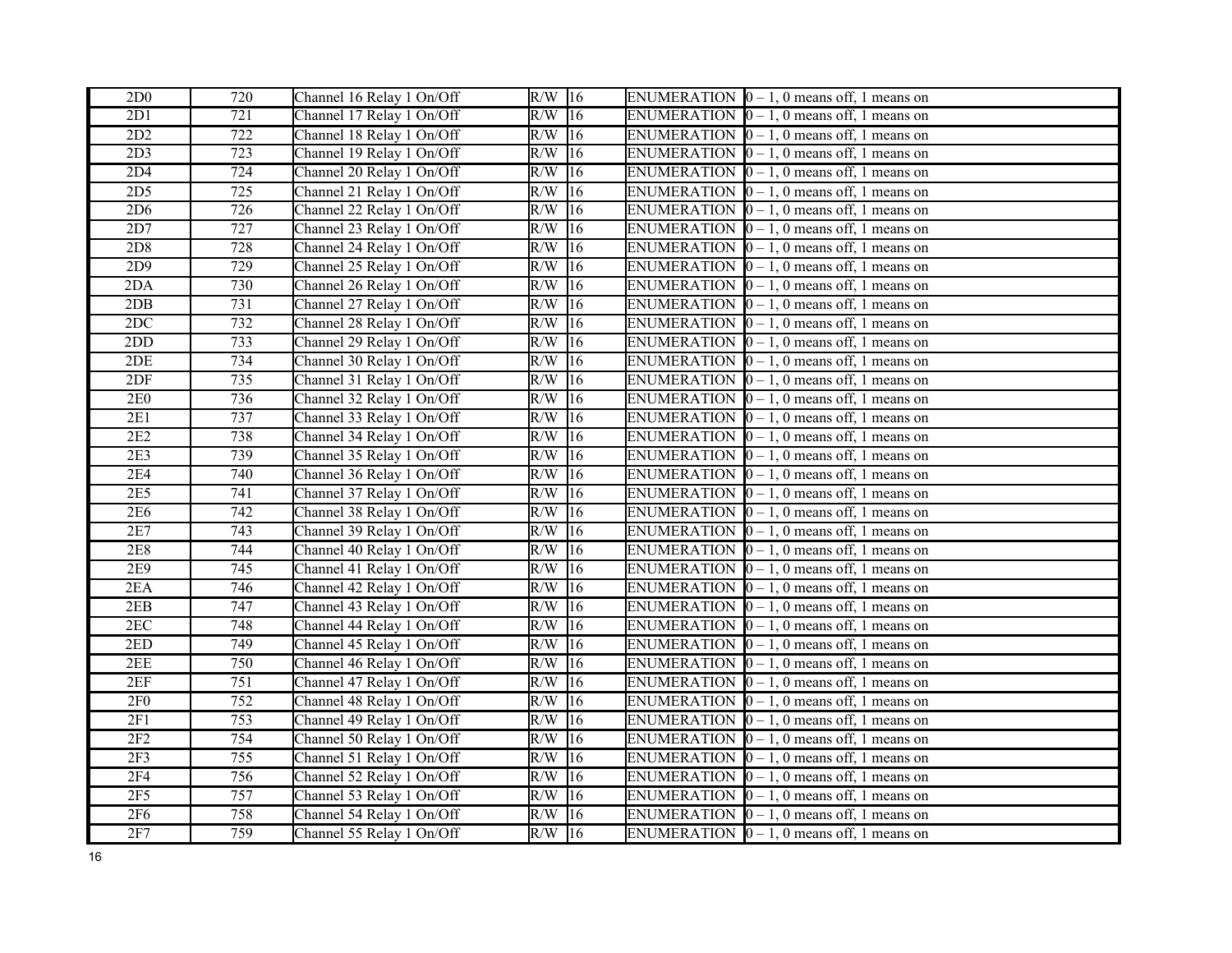| 2D0 | 720 | Channel 16 Relay 1 On/Off | R/W | 16 | ENUMERATION | 0 – 1, 0 means off, 1 means on |
|---|---|---|---|---|---|---|
| 2D1 | 721 | Channel 17 Relay 1 On/Off | R/W | 16 | ENUMERATION | 0 – 1, 0 means off, 1 means on |
| 2D2 | 722 | Channel 18 Relay 1 On/Off | R/W | 16 | ENUMERATION | 0 – 1, 0 means off, 1 means on |
| 2D3 | 723 | Channel 19 Relay 1 On/Off | R/W | 16 | ENUMERATION | 0 – 1, 0 means off, 1 means on |
| 2D4 | 724 | Channel 20 Relay 1 On/Off | R/W | 16 | ENUMERATION | 0 – 1, 0 means off, 1 means on |
| 2D5 | 725 | Channel 21 Relay 1 On/Off | R/W | 16 | ENUMERATION | 0 – 1, 0 means off, 1 means on |
| 2D6 | 726 | Channel 22 Relay 1 On/Off | R/W | 16 | ENUMERATION | 0 – 1, 0 means off, 1 means on |
| 2D7 | 727 | Channel 23 Relay 1 On/Off | R/W | 16 | ENUMERATION | 0 – 1, 0 means off, 1 means on |
| 2D8 | 728 | Channel 24 Relay 1 On/Off | R/W | 16 | ENUMERATION | 0 – 1, 0 means off, 1 means on |
| 2D9 | 729 | Channel 25 Relay 1 On/Off | R/W | 16 | ENUMERATION | 0 – 1, 0 means off, 1 means on |
| 2DA | 730 | Channel 26 Relay 1 On/Off | R/W | 16 | ENUMERATION | 0 – 1, 0 means off, 1 means on |
| 2DB | 731 | Channel 27 Relay 1 On/Off | R/W | 16 | ENUMERATION | 0 – 1, 0 means off, 1 means on |
| 2DC | 732 | Channel 28 Relay 1 On/Off | R/W | 16 | ENUMERATION | 0 – 1, 0 means off, 1 means on |
| 2DD | 733 | Channel 29 Relay 1 On/Off | R/W | 16 | ENUMERATION | 0 – 1, 0 means off, 1 means on |
| 2DE | 734 | Channel 30 Relay 1 On/Off | R/W | 16 | ENUMERATION | 0 – 1, 0 means off, 1 means on |
| 2DF | 735 | Channel 31 Relay 1 On/Off | R/W | 16 | ENUMERATION | 0 – 1, 0 means off, 1 means on |
| 2E0 | 736 | Channel 32 Relay 1 On/Off | R/W | 16 | ENUMERATION | 0 – 1, 0 means off, 1 means on |
| 2E1 | 737 | Channel 33 Relay 1 On/Off | R/W | 16 | ENUMERATION | 0 – 1, 0 means off, 1 means on |
| 2E2 | 738 | Channel 34 Relay 1 On/Off | R/W | 16 | ENUMERATION | 0 – 1, 0 means off, 1 means on |
| 2E3 | 739 | Channel 35 Relay 1 On/Off | R/W | 16 | ENUMERATION | 0 – 1, 0 means off, 1 means on |
| 2E4 | 740 | Channel 36 Relay 1 On/Off | R/W | 16 | ENUMERATION | 0 – 1, 0 means off, 1 means on |
| 2E5 | 741 | Channel 37 Relay 1 On/Off | R/W | 16 | ENUMERATION | 0 – 1, 0 means off, 1 means on |
| 2E6 | 742 | Channel 38 Relay 1 On/Off | R/W | 16 | ENUMERATION | 0 – 1, 0 means off, 1 means on |
| 2E7 | 743 | Channel 39 Relay 1 On/Off | R/W | 16 | ENUMERATION | 0 – 1, 0 means off, 1 means on |
| 2E8 | 744 | Channel 40 Relay 1 On/Off | R/W | 16 | ENUMERATION | 0 – 1, 0 means off, 1 means on |
| 2E9 | 745 | Channel 41 Relay 1 On/Off | R/W | 16 | ENUMERATION | 0 – 1, 0 means off, 1 means on |
| 2EA | 746 | Channel 42 Relay 1 On/Off | R/W | 16 | ENUMERATION | 0 – 1, 0 means off, 1 means on |
| 2EB | 747 | Channel 43 Relay 1 On/Off | R/W | 16 | ENUMERATION | 0 – 1, 0 means off, 1 means on |
| 2EC | 748 | Channel 44 Relay 1 On/Off | R/W | 16 | ENUMERATION | 0 – 1, 0 means off, 1 means on |
| 2ED | 749 | Channel 45 Relay 1 On/Off | R/W | 16 | ENUMERATION | 0 – 1, 0 means off, 1 means on |
| 2EE | 750 | Channel 46 Relay 1 On/Off | R/W | 16 | ENUMERATION | 0 – 1, 0 means off, 1 means on |
| 2EF | 751 | Channel 47 Relay 1 On/Off | R/W | 16 | ENUMERATION | 0 – 1, 0 means off, 1 means on |
| 2F0 | 752 | Channel 48 Relay 1 On/Off | R/W | 16 | ENUMERATION | 0 – 1, 0 means off, 1 means on |
| 2F1 | 753 | Channel 49 Relay 1 On/Off | R/W | 16 | ENUMERATION | 0 – 1, 0 means off, 1 means on |
| 2F2 | 754 | Channel 50 Relay 1 On/Off | R/W | 16 | ENUMERATION | 0 – 1, 0 means off, 1 means on |
| 2F3 | 755 | Channel 51 Relay 1 On/Off | R/W | 16 | ENUMERATION | 0 – 1, 0 means off, 1 means on |
| 2F4 | 756 | Channel 52 Relay 1 On/Off | R/W | 16 | ENUMERATION | 0 – 1, 0 means off, 1 means on |
| 2F5 | 757 | Channel 53 Relay 1 On/Off | R/W | 16 | ENUMERATION | 0 – 1, 0 means off, 1 means on |
| 2F6 | 758 | Channel 54 Relay 1 On/Off | R/W | 16 | ENUMERATION | 0 – 1, 0 means off, 1 means on |
| 2F7 | 759 | Channel 55 Relay 1 On/Off | R/W | 16 | ENUMERATION | 0 – 1, 0 means off, 1 means on |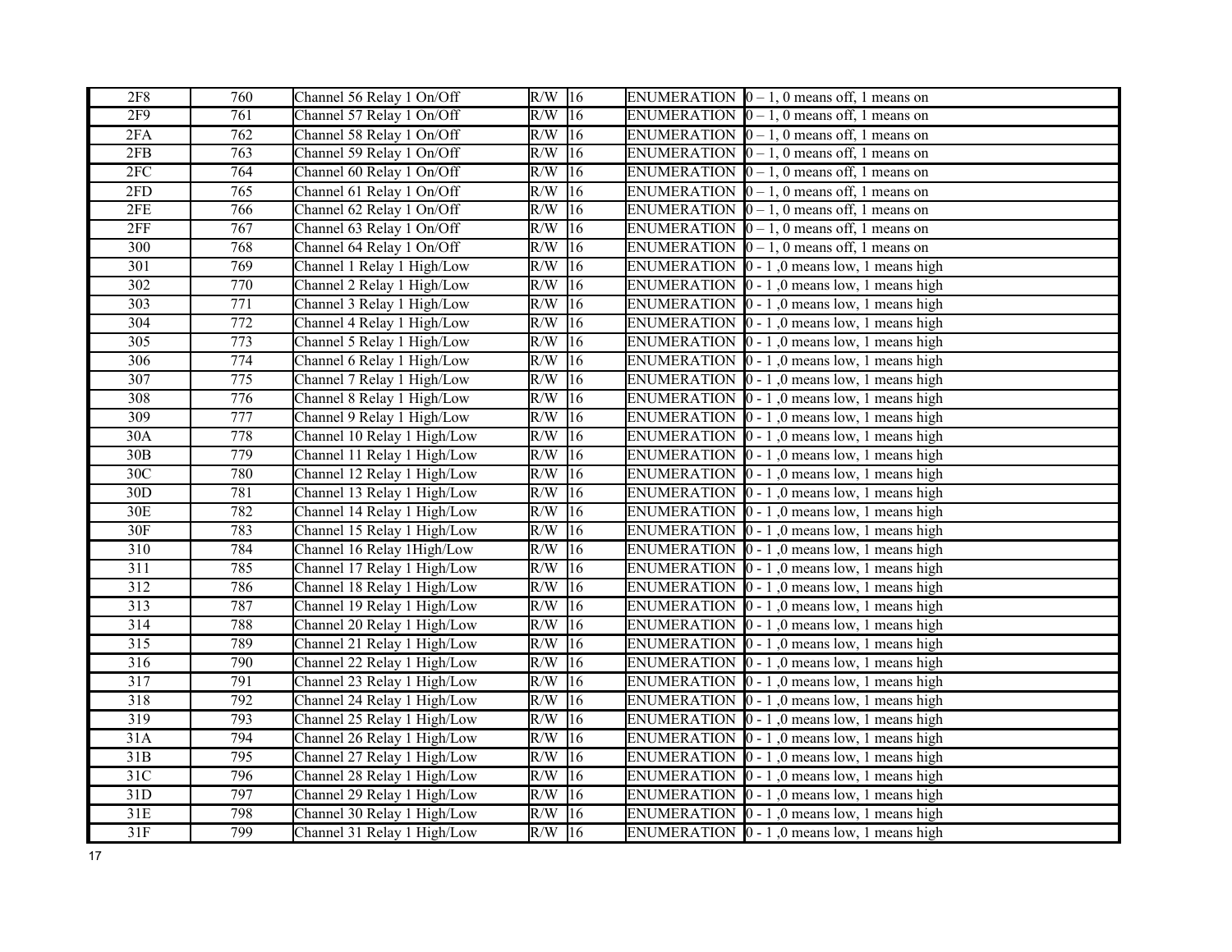| 2F8 | 760 | Channel 56 Relay 1 On/Off | R/W | 16 | ENUMERATION | 0 – 1, 0 means off, 1 means on |
|---|---|---|---|---|---|---|
| 2F9 | 761 | Channel 57 Relay 1 On/Off | R/W | 16 | ENUMERATION | 0 – 1, 0 means off, 1 means on |
| 2FA | 762 | Channel 58 Relay 1 On/Off | R/W | 16 | ENUMERATION | 0 – 1, 0 means off, 1 means on |
| 2FB | 763 | Channel 59 Relay 1 On/Off | R/W | 16 | ENUMERATION | 0 – 1, 0 means off, 1 means on |
| 2FC | 764 | Channel 60 Relay 1 On/Off | R/W | 16 | ENUMERATION | 0 – 1, 0 means off, 1 means on |
| 2FD | 765 | Channel 61 Relay 1 On/Off | R/W | 16 | ENUMERATION | 0 – 1, 0 means off, 1 means on |
| 2FE | 766 | Channel 62 Relay 1 On/Off | R/W | 16 | ENUMERATION | 0 – 1, 0 means off, 1 means on |
| 2FF | 767 | Channel 63 Relay 1 On/Off | R/W | 16 | ENUMERATION | 0 – 1, 0 means off, 1 means on |
| 300 | 768 | Channel 64 Relay 1 On/Off | R/W | 16 | ENUMERATION | 0 – 1, 0 means off, 1 means on |
| 301 | 769 | Channel 1 Relay 1 High/Low | R/W | 16 | ENUMERATION | 0 - 1 ,0 means low, 1 means high |
| 302 | 770 | Channel 2 Relay 1 High/Low | R/W | 16 | ENUMERATION | 0 - 1 ,0 means low, 1 means high |
| 303 | 771 | Channel 3 Relay 1 High/Low | R/W | 16 | ENUMERATION | 0 - 1 ,0 means low, 1 means high |
| 304 | 772 | Channel 4 Relay 1 High/Low | R/W | 16 | ENUMERATION | 0 - 1 ,0 means low, 1 means high |
| 305 | 773 | Channel 5 Relay 1 High/Low | R/W | 16 | ENUMERATION | 0 - 1 ,0 means low, 1 means high |
| 306 | 774 | Channel 6 Relay 1 High/Low | R/W | 16 | ENUMERATION | 0 - 1 ,0 means low, 1 means high |
| 307 | 775 | Channel 7 Relay 1 High/Low | R/W | 16 | ENUMERATION | 0 - 1 ,0 means low, 1 means high |
| 308 | 776 | Channel 8 Relay 1 High/Low | R/W | 16 | ENUMERATION | 0 - 1 ,0 means low, 1 means high |
| 309 | 777 | Channel 9 Relay 1 High/Low | R/W | 16 | ENUMERATION | 0 - 1 ,0 means low, 1 means high |
| 30A | 778 | Channel 10 Relay 1 High/Low | R/W | 16 | ENUMERATION | 0 - 1 ,0 means low, 1 means high |
| 30B | 779 | Channel 11 Relay 1 High/Low | R/W | 16 | ENUMERATION | 0 - 1 ,0 means low, 1 means high |
| 30C | 780 | Channel 12 Relay 1 High/Low | R/W | 16 | ENUMERATION | 0 - 1 ,0 means low, 1 means high |
| 30D | 781 | Channel 13 Relay 1 High/Low | R/W | 16 | ENUMERATION | 0 - 1 ,0 means low, 1 means high |
| 30E | 782 | Channel 14 Relay 1 High/Low | R/W | 16 | ENUMERATION | 0 - 1 ,0 means low, 1 means high |
| 30F | 783 | Channel 15 Relay 1 High/Low | R/W | 16 | ENUMERATION | 0 - 1 ,0 means low, 1 means high |
| 310 | 784 | Channel 16 Relay 1High/Low | R/W | 16 | ENUMERATION | 0 - 1 ,0 means low, 1 means high |
| 311 | 785 | Channel 17 Relay 1 High/Low | R/W | 16 | ENUMERATION | 0 - 1 ,0 means low, 1 means high |
| 312 | 786 | Channel 18 Relay 1 High/Low | R/W | 16 | ENUMERATION | 0 - 1 ,0 means low, 1 means high |
| 313 | 787 | Channel 19 Relay 1 High/Low | R/W | 16 | ENUMERATION | 0 - 1 ,0 means low, 1 means high |
| 314 | 788 | Channel 20 Relay 1 High/Low | R/W | 16 | ENUMERATION | 0 - 1 ,0 means low, 1 means high |
| 315 | 789 | Channel 21 Relay 1 High/Low | R/W | 16 | ENUMERATION | 0 - 1 ,0 means low, 1 means high |
| 316 | 790 | Channel 22 Relay 1 High/Low | R/W | 16 | ENUMERATION | 0 - 1 ,0 means low, 1 means high |
| 317 | 791 | Channel 23 Relay 1 High/Low | R/W | 16 | ENUMERATION | 0 - 1 ,0 means low, 1 means high |
| 318 | 792 | Channel 24 Relay 1 High/Low | R/W | 16 | ENUMERATION | 0 - 1 ,0 means low, 1 means high |
| 319 | 793 | Channel 25 Relay 1 High/Low | R/W | 16 | ENUMERATION | 0 - 1 ,0 means low, 1 means high |
| 31A | 794 | Channel 26 Relay 1 High/Low | R/W | 16 | ENUMERATION | 0 - 1 ,0 means low, 1 means high |
| 31B | 795 | Channel 27 Relay 1 High/Low | R/W | 16 | ENUMERATION | 0 - 1 ,0 means low, 1 means high |
| 31C | 796 | Channel 28 Relay 1 High/Low | R/W | 16 | ENUMERATION | 0 - 1 ,0 means low, 1 means high |
| 31D | 797 | Channel 29 Relay 1 High/Low | R/W | 16 | ENUMERATION | 0 - 1 ,0 means low, 1 means high |
| 31E | 798 | Channel 30 Relay 1 High/Low | R/W | 16 | ENUMERATION | 0 - 1 ,0 means low, 1 means high |
| 31F | 799 | Channel 31 Relay 1 High/Low | R/W | 16 | ENUMERATION | 0 - 1 ,0 means low, 1 means high |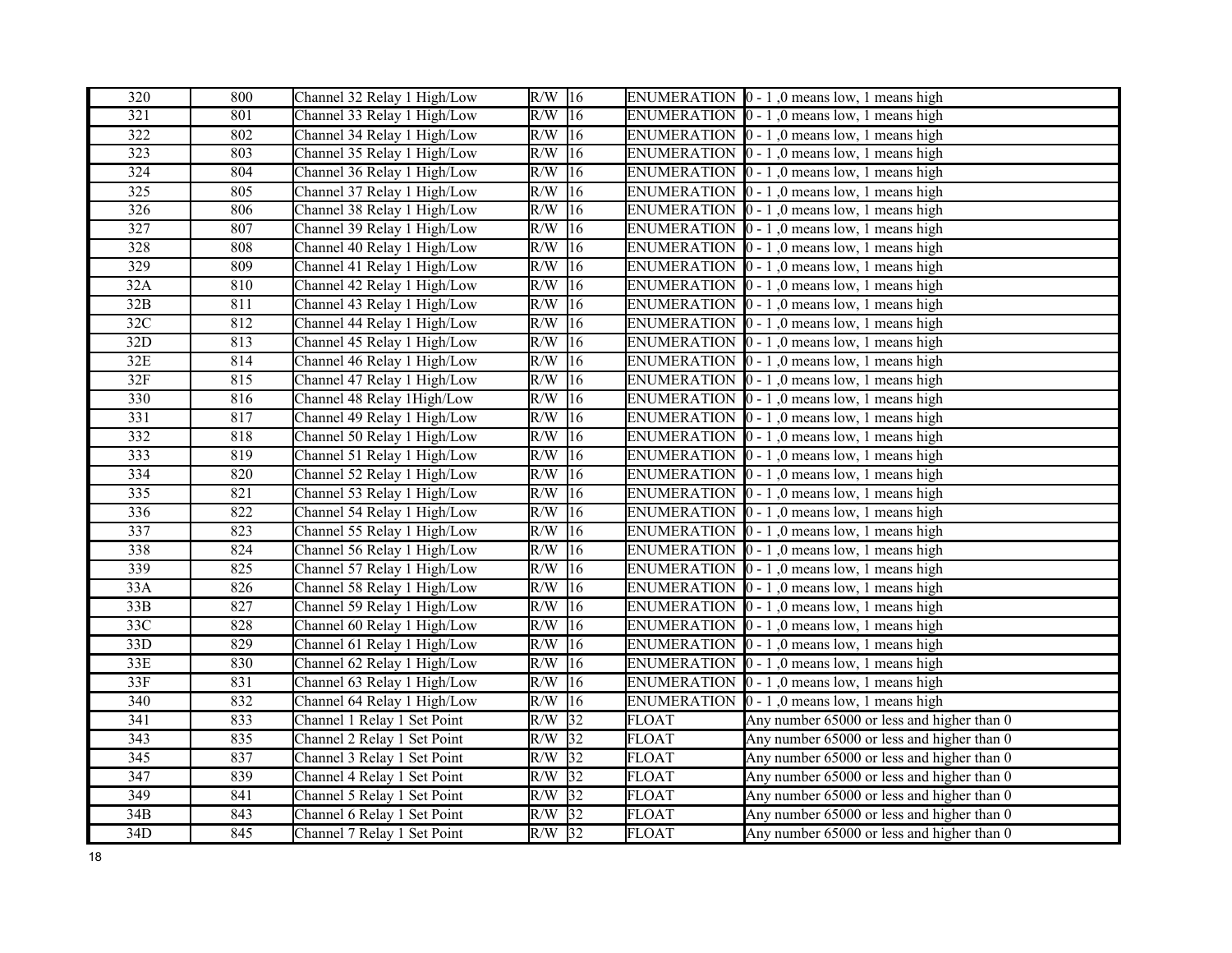| 320 | 800 | Channel 32 Relay 1 High/Low | R/W | 16 | ENUMERATION | 0 - 1 ,0 means low, 1 means high |
|---|---|---|---|---|---|---|
| 321 | 801 | Channel 33 Relay 1 High/Low | R/W | 16 | ENUMERATION | 0 - 1 ,0 means low, 1 means high |
| 322 | 802 | Channel 34 Relay 1 High/Low | R/W | 16 | ENUMERATION | 0 - 1 ,0 means low, 1 means high |
| 323 | 803 | Channel 35 Relay 1 High/Low | R/W | 16 | ENUMERATION | 0 - 1 ,0 means low, 1 means high |
| 324 | 804 | Channel 36 Relay 1 High/Low | R/W | 16 | ENUMERATION | 0 - 1 ,0 means low, 1 means high |
| 325 | 805 | Channel 37 Relay 1 High/Low | R/W | 16 | ENUMERATION | 0 - 1 ,0 means low, 1 means high |
| 326 | 806 | Channel 38 Relay 1 High/Low | R/W | 16 | ENUMERATION | 0 - 1 ,0 means low, 1 means high |
| 327 | 807 | Channel 39 Relay 1 High/Low | R/W | 16 | ENUMERATION | 0 - 1 ,0 means low, 1 means high |
| 328 | 808 | Channel 40 Relay 1 High/Low | R/W | 16 | ENUMERATION | 0 - 1 ,0 means low, 1 means high |
| 329 | 809 | Channel 41 Relay 1 High/Low | R/W | 16 | ENUMERATION | 0 - 1 ,0 means low, 1 means high |
| 32A | 810 | Channel 42 Relay 1 High/Low | R/W | 16 | ENUMERATION | 0 - 1 ,0 means low, 1 means high |
| 32B | 811 | Channel 43 Relay 1 High/Low | R/W | 16 | ENUMERATION | 0 - 1 ,0 means low, 1 means high |
| 32C | 812 | Channel 44 Relay 1 High/Low | R/W | 16 | ENUMERATION | 0 - 1 ,0 means low, 1 means high |
| 32D | 813 | Channel 45 Relay 1 High/Low | R/W | 16 | ENUMERATION | 0 - 1 ,0 means low, 1 means high |
| 32E | 814 | Channel 46 Relay 1 High/Low | R/W | 16 | ENUMERATION | 0 - 1 ,0 means low, 1 means high |
| 32F | 815 | Channel 47 Relay 1 High/Low | R/W | 16 | ENUMERATION | 0 - 1 ,0 means low, 1 means high |
| 330 | 816 | Channel 48 Relay 1High/Low | R/W | 16 | ENUMERATION | 0 - 1 ,0 means low, 1 means high |
| 331 | 817 | Channel 49 Relay 1 High/Low | R/W | 16 | ENUMERATION | 0 - 1 ,0 means low, 1 means high |
| 332 | 818 | Channel 50 Relay 1 High/Low | R/W | 16 | ENUMERATION | 0 - 1 ,0 means low, 1 means high |
| 333 | 819 | Channel 51 Relay 1 High/Low | R/W | 16 | ENUMERATION | 0 - 1 ,0 means low, 1 means high |
| 334 | 820 | Channel 52 Relay 1 High/Low | R/W | 16 | ENUMERATION | 0 - 1 ,0 means low, 1 means high |
| 335 | 821 | Channel 53 Relay 1 High/Low | R/W | 16 | ENUMERATION | 0 - 1 ,0 means low, 1 means high |
| 336 | 822 | Channel 54 Relay 1 High/Low | R/W | 16 | ENUMERATION | 0 - 1 ,0 means low, 1 means high |
| 337 | 823 | Channel 55 Relay 1 High/Low | R/W | 16 | ENUMERATION | 0 - 1 ,0 means low, 1 means high |
| 338 | 824 | Channel 56 Relay 1 High/Low | R/W | 16 | ENUMERATION | 0 - 1 ,0 means low, 1 means high |
| 339 | 825 | Channel 57 Relay 1 High/Low | R/W | 16 | ENUMERATION | 0 - 1 ,0 means low, 1 means high |
| 33A | 826 | Channel 58 Relay 1 High/Low | R/W | 16 | ENUMERATION | 0 - 1 ,0 means low, 1 means high |
| 33B | 827 | Channel 59 Relay 1 High/Low | R/W | 16 | ENUMERATION | 0 - 1 ,0 means low, 1 means high |
| 33C | 828 | Channel 60 Relay 1 High/Low | R/W | 16 | ENUMERATION | 0 - 1 ,0 means low, 1 means high |
| 33D | 829 | Channel 61 Relay 1 High/Low | R/W | 16 | ENUMERATION | 0 - 1 ,0 means low, 1 means high |
| 33E | 830 | Channel 62 Relay 1 High/Low | R/W | 16 | ENUMERATION | 0 - 1 ,0 means low, 1 means high |
| 33F | 831 | Channel 63 Relay 1 High/Low | R/W | 16 | ENUMERATION | 0 - 1 ,0 means low, 1 means high |
| 340 | 832 | Channel 64 Relay 1 High/Low | R/W | 16 | ENUMERATION | 0 - 1 ,0 means low, 1 means high |
| 341 | 833 | Channel 1 Relay 1 Set Point | R/W | 32 | FLOAT | Any number 65000 or less and higher than 0 |
| 343 | 835 | Channel 2 Relay 1 Set Point | R/W | 32 | FLOAT | Any number 65000 or less and higher than 0 |
| 345 | 837 | Channel 3 Relay 1 Set Point | R/W | 32 | FLOAT | Any number 65000 or less and higher than 0 |
| 347 | 839 | Channel 4 Relay 1 Set Point | R/W | 32 | FLOAT | Any number 65000 or less and higher than 0 |
| 349 | 841 | Channel 5 Relay 1 Set Point | R/W | 32 | FLOAT | Any number 65000 or less and higher than 0 |
| 34B | 843 | Channel 6 Relay 1 Set Point | R/W | 32 | FLOAT | Any number 65000 or less and higher than 0 |
| 34D | 845 | Channel 7 Relay 1 Set Point | R/W | 32 | FLOAT | Any number 65000 or less and higher than 0 |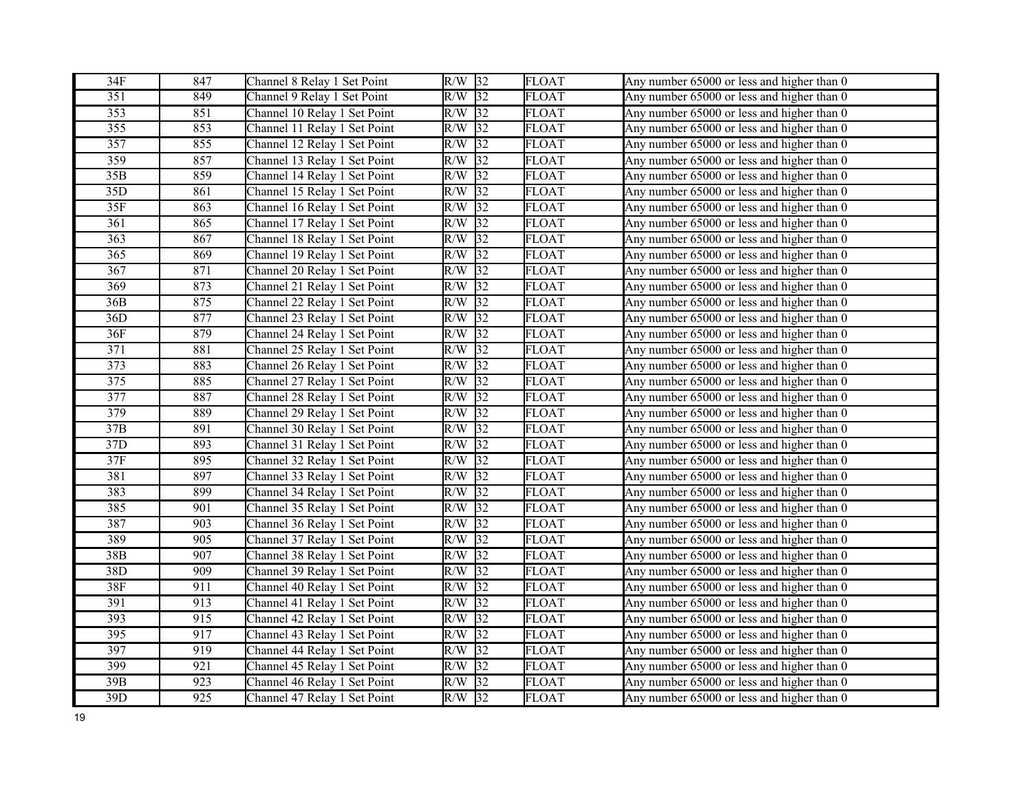| 34F | 847 | Channel 8 Relay 1 Set Point | R/W | 32 | FLOAT | Any number 65000 or less and higher than 0 |
|---|---|---|---|---|---|---|
| 351 | 849 | Channel 9 Relay 1 Set Point | R/W | 32 | FLOAT | Any number 65000 or less and higher than 0 |
| 353 | 851 | Channel 10 Relay 1 Set Point | R/W | 32 | FLOAT | Any number 65000 or less and higher than 0 |
| 355 | 853 | Channel 11 Relay 1 Set Point | R/W | 32 | FLOAT | Any number 65000 or less and higher than 0 |
| 357 | 855 | Channel 12 Relay 1 Set Point | R/W | 32 | FLOAT | Any number 65000 or less and higher than 0 |
| 359 | 857 | Channel 13 Relay 1 Set Point | R/W | 32 | FLOAT | Any number 65000 or less and higher than 0 |
| 35B | 859 | Channel 14 Relay 1 Set Point | R/W | 32 | FLOAT | Any number 65000 or less and higher than 0 |
| 35D | 861 | Channel 15 Relay 1 Set Point | R/W | 32 | FLOAT | Any number 65000 or less and higher than 0 |
| 35F | 863 | Channel 16 Relay 1 Set Point | R/W | 32 | FLOAT | Any number 65000 or less and higher than 0 |
| 361 | 865 | Channel 17 Relay 1 Set Point | R/W | 32 | FLOAT | Any number 65000 or less and higher than 0 |
| 363 | 867 | Channel 18 Relay 1 Set Point | R/W | 32 | FLOAT | Any number 65000 or less and higher than 0 |
| 365 | 869 | Channel 19 Relay 1 Set Point | R/W | 32 | FLOAT | Any number 65000 or less and higher than 0 |
| 367 | 871 | Channel 20 Relay 1 Set Point | R/W | 32 | FLOAT | Any number 65000 or less and higher than 0 |
| 369 | 873 | Channel 21 Relay 1 Set Point | R/W | 32 | FLOAT | Any number 65000 or less and higher than 0 |
| 36B | 875 | Channel 22 Relay 1 Set Point | R/W | 32 | FLOAT | Any number 65000 or less and higher than 0 |
| 36D | 877 | Channel 23 Relay 1 Set Point | R/W | 32 | FLOAT | Any number 65000 or less and higher than 0 |
| 36F | 879 | Channel 24 Relay 1 Set Point | R/W | 32 | FLOAT | Any number 65000 or less and higher than 0 |
| 371 | 881 | Channel 25 Relay 1 Set Point | R/W | 32 | FLOAT | Any number 65000 or less and higher than 0 |
| 373 | 883 | Channel 26 Relay 1 Set Point | R/W | 32 | FLOAT | Any number 65000 or less and higher than 0 |
| 375 | 885 | Channel 27 Relay 1 Set Point | R/W | 32 | FLOAT | Any number 65000 or less and higher than 0 |
| 377 | 887 | Channel 28 Relay 1 Set Point | R/W | 32 | FLOAT | Any number 65000 or less and higher than 0 |
| 379 | 889 | Channel 29 Relay 1 Set Point | R/W | 32 | FLOAT | Any number 65000 or less and higher than 0 |
| 37B | 891 | Channel 30 Relay 1 Set Point | R/W | 32 | FLOAT | Any number 65000 or less and higher than 0 |
| 37D | 893 | Channel 31 Relay 1 Set Point | R/W | 32 | FLOAT | Any number 65000 or less and higher than 0 |
| 37F | 895 | Channel 32 Relay 1 Set Point | R/W | 32 | FLOAT | Any number 65000 or less and higher than 0 |
| 381 | 897 | Channel 33 Relay 1 Set Point | R/W | 32 | FLOAT | Any number 65000 or less and higher than 0 |
| 383 | 899 | Channel 34 Relay 1 Set Point | R/W | 32 | FLOAT | Any number 65000 or less and higher than 0 |
| 385 | 901 | Channel 35 Relay 1 Set Point | R/W | 32 | FLOAT | Any number 65000 or less and higher than 0 |
| 387 | 903 | Channel 36 Relay 1 Set Point | R/W | 32 | FLOAT | Any number 65000 or less and higher than 0 |
| 389 | 905 | Channel 37 Relay 1 Set Point | R/W | 32 | FLOAT | Any number 65000 or less and higher than 0 |
| 38B | 907 | Channel 38 Relay 1 Set Point | R/W | 32 | FLOAT | Any number 65000 or less and higher than 0 |
| 38D | 909 | Channel 39 Relay 1 Set Point | R/W | 32 | FLOAT | Any number 65000 or less and higher than 0 |
| 38F | 911 | Channel 40 Relay 1 Set Point | R/W | 32 | FLOAT | Any number 65000 or less and higher than 0 |
| 391 | 913 | Channel 41 Relay 1 Set Point | R/W | 32 | FLOAT | Any number 65000 or less and higher than 0 |
| 393 | 915 | Channel 42 Relay 1 Set Point | R/W | 32 | FLOAT | Any number 65000 or less and higher than 0 |
| 395 | 917 | Channel 43 Relay 1 Set Point | R/W | 32 | FLOAT | Any number 65000 or less and higher than 0 |
| 397 | 919 | Channel 44 Relay 1 Set Point | R/W | 32 | FLOAT | Any number 65000 or less and higher than 0 |
| 399 | 921 | Channel 45 Relay 1 Set Point | R/W | 32 | FLOAT | Any number 65000 or less and higher than 0 |
| 39B | 923 | Channel 46 Relay 1 Set Point | R/W | 32 | FLOAT | Any number 65000 or less and higher than 0 |
| 39D | 925 | Channel 47 Relay 1 Set Point | R/W | 32 | FLOAT | Any number 65000 or less and higher than 0 |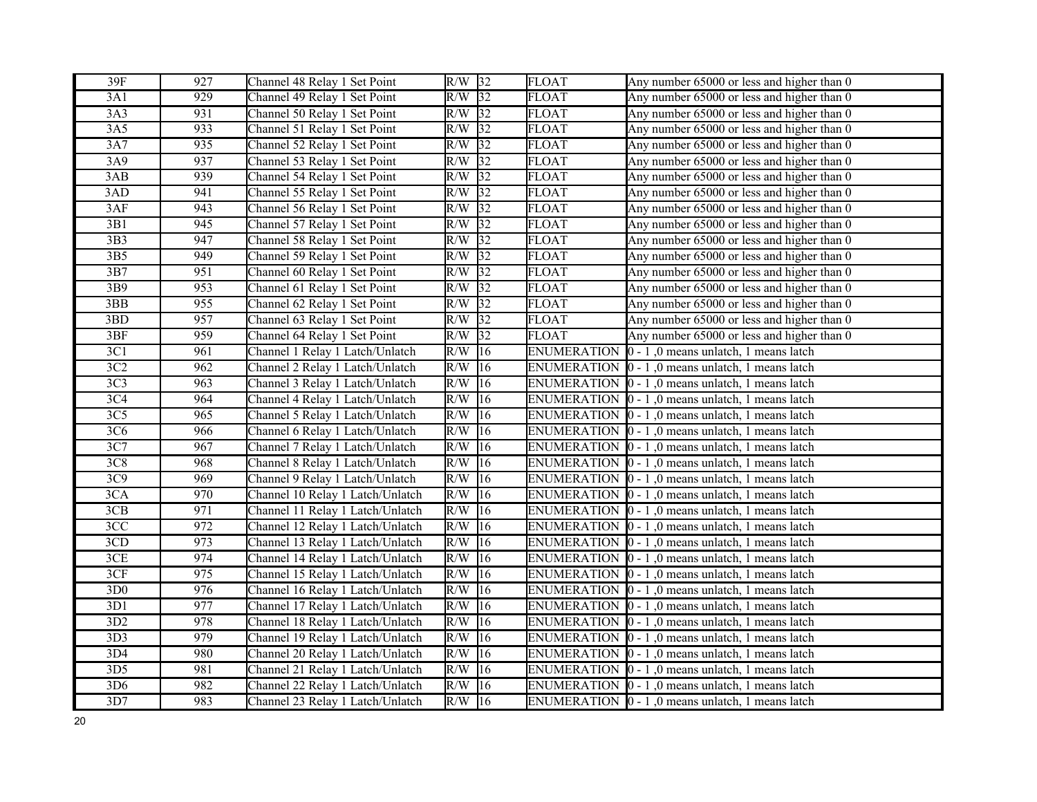| | | | | | | |
|---|---|---|---|---|---|---|
| 39F | 927 | Channel 48 Relay 1 Set Point | R/W | 32 | FLOAT | Any number 65000 or less and higher than 0 |
| 3A1 | 929 | Channel 49 Relay 1 Set Point | R/W | 32 | FLOAT | Any number 65000 or less and higher than 0 |
| 3A3 | 931 | Channel 50 Relay 1 Set Point | R/W | 32 | FLOAT | Any number 65000 or less and higher than 0 |
| 3A5 | 933 | Channel 51 Relay 1 Set Point | R/W | 32 | FLOAT | Any number 65000 or less and higher than 0 |
| 3A7 | 935 | Channel 52 Relay 1 Set Point | R/W | 32 | FLOAT | Any number 65000 or less and higher than 0 |
| 3A9 | 937 | Channel 53 Relay 1 Set Point | R/W | 32 | FLOAT | Any number 65000 or less and higher than 0 |
| 3AB | 939 | Channel 54 Relay 1 Set Point | R/W | 32 | FLOAT | Any number 65000 or less and higher than 0 |
| 3AD | 941 | Channel 55 Relay 1 Set Point | R/W | 32 | FLOAT | Any number 65000 or less and higher than 0 |
| 3AF | 943 | Channel 56 Relay 1 Set Point | R/W | 32 | FLOAT | Any number 65000 or less and higher than 0 |
| 3B1 | 945 | Channel 57 Relay 1 Set Point | R/W | 32 | FLOAT | Any number 65000 or less and higher than 0 |
| 3B3 | 947 | Channel 58 Relay 1 Set Point | R/W | 32 | FLOAT | Any number 65000 or less and higher than 0 |
| 3B5 | 949 | Channel 59 Relay 1 Set Point | R/W | 32 | FLOAT | Any number 65000 or less and higher than 0 |
| 3B7 | 951 | Channel 60 Relay 1 Set Point | R/W | 32 | FLOAT | Any number 65000 or less and higher than 0 |
| 3B9 | 953 | Channel 61 Relay 1 Set Point | R/W | 32 | FLOAT | Any number 65000 or less and higher than 0 |
| 3BB | 955 | Channel 62 Relay 1 Set Point | R/W | 32 | FLOAT | Any number 65000 or less and higher than 0 |
| 3BD | 957 | Channel 63 Relay 1 Set Point | R/W | 32 | FLOAT | Any number 65000 or less and higher than 0 |
| 3BF | 959 | Channel 64 Relay 1 Set Point | R/W | 32 | FLOAT | Any number 65000 or less and higher than 0 |
| 3C1 | 961 | Channel 1 Relay 1 Latch/Unlatch | R/W | 16 | ENUMERATION | 0 - 1 ,0 means unlatch, 1 means latch |
| 3C2 | 962 | Channel 2 Relay 1 Latch/Unlatch | R/W | 16 | ENUMERATION | 0 - 1 ,0 means unlatch, 1 means latch |
| 3C3 | 963 | Channel 3 Relay 1 Latch/Unlatch | R/W | 16 | ENUMERATION | 0 - 1 ,0 means unlatch, 1 means latch |
| 3C4 | 964 | Channel 4 Relay 1 Latch/Unlatch | R/W | 16 | ENUMERATION | 0 - 1 ,0 means unlatch, 1 means latch |
| 3C5 | 965 | Channel 5 Relay 1 Latch/Unlatch | R/W | 16 | ENUMERATION | 0 - 1 ,0 means unlatch, 1 means latch |
| 3C6 | 966 | Channel 6 Relay 1 Latch/Unlatch | R/W | 16 | ENUMERATION | 0 - 1 ,0 means unlatch, 1 means latch |
| 3C7 | 967 | Channel 7 Relay 1 Latch/Unlatch | R/W | 16 | ENUMERATION | 0 - 1 ,0 means unlatch, 1 means latch |
| 3C8 | 968 | Channel 8 Relay 1 Latch/Unlatch | R/W | 16 | ENUMERATION | 0 - 1 ,0 means unlatch, 1 means latch |
| 3C9 | 969 | Channel 9 Relay 1 Latch/Unlatch | R/W | 16 | ENUMERATION | 0 - 1 ,0 means unlatch, 1 means latch |
| 3CA | 970 | Channel 10 Relay 1 Latch/Unlatch | R/W | 16 | ENUMERATION | 0 - 1 ,0 means unlatch, 1 means latch |
| 3CB | 971 | Channel 11 Relay 1 Latch/Unlatch | R/W | 16 | ENUMERATION | 0 - 1 ,0 means unlatch, 1 means latch |
| 3CC | 972 | Channel 12 Relay 1 Latch/Unlatch | R/W | 16 | ENUMERATION | 0 - 1 ,0 means unlatch, 1 means latch |
| 3CD | 973 | Channel 13 Relay 1 Latch/Unlatch | R/W | 16 | ENUMERATION | 0 - 1 ,0 means unlatch, 1 means latch |
| 3CE | 974 | Channel 14 Relay 1 Latch/Unlatch | R/W | 16 | ENUMERATION | 0 - 1 ,0 means unlatch, 1 means latch |
| 3CF | 975 | Channel 15 Relay 1 Latch/Unlatch | R/W | 16 | ENUMERATION | 0 - 1 ,0 means unlatch, 1 means latch |
| 3D0 | 976 | Channel 16 Relay 1 Latch/Unlatch | R/W | 16 | ENUMERATION | 0 - 1 ,0 means unlatch, 1 means latch |
| 3D1 | 977 | Channel 17 Relay 1 Latch/Unlatch | R/W | 16 | ENUMERATION | 0 - 1 ,0 means unlatch, 1 means latch |
| 3D2 | 978 | Channel 18 Relay 1 Latch/Unlatch | R/W | 16 | ENUMERATION | 0 - 1 ,0 means unlatch, 1 means latch |
| 3D3 | 979 | Channel 19 Relay 1 Latch/Unlatch | R/W | 16 | ENUMERATION | 0 - 1 ,0 means unlatch, 1 means latch |
| 3D4 | 980 | Channel 20 Relay 1 Latch/Unlatch | R/W | 16 | ENUMERATION | 0 - 1 ,0 means unlatch, 1 means latch |
| 3D5 | 981 | Channel 21 Relay 1 Latch/Unlatch | R/W | 16 | ENUMERATION | 0 - 1 ,0 means unlatch, 1 means latch |
| 3D6 | 982 | Channel 22 Relay 1 Latch/Unlatch | R/W | 16 | ENUMERATION | 0 - 1 ,0 means unlatch, 1 means latch |
| 3D7 | 983 | Channel 23 Relay 1 Latch/Unlatch | R/W | 16 | ENUMERATION | 0 - 1 ,0 means unlatch, 1 means latch |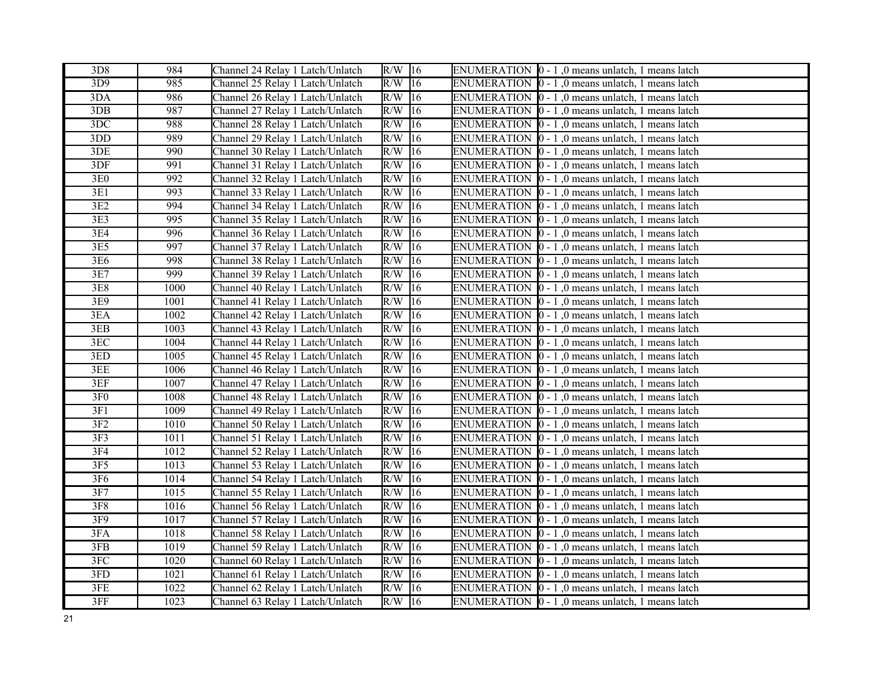| 3D8 | 984 | Channel 24 Relay 1 Latch/Unlatch | R/W | 16 | ENUMERATION | 0 - 1 ,0 means unlatch, 1 means latch |
|---|---|---|---|---|---|---|
| 3D9 | 985 | Channel 25 Relay 1 Latch/Unlatch | R/W | 16 | ENUMERATION | 0 - 1 ,0 means unlatch, 1 means latch |
| 3DA | 986 | Channel 26 Relay 1 Latch/Unlatch | R/W | 16 | ENUMERATION | 0 - 1 ,0 means unlatch, 1 means latch |
| 3DB | 987 | Channel 27 Relay 1 Latch/Unlatch | R/W | 16 | ENUMERATION | 0 - 1 ,0 means unlatch, 1 means latch |
| 3DC | 988 | Channel 28 Relay 1 Latch/Unlatch | R/W | 16 | ENUMERATION | 0 - 1 ,0 means unlatch, 1 means latch |
| 3DD | 989 | Channel 29 Relay 1 Latch/Unlatch | R/W | 16 | ENUMERATION | 0 - 1 ,0 means unlatch, 1 means latch |
| 3DE | 990 | Channel 30 Relay 1 Latch/Unlatch | R/W | 16 | ENUMERATION | 0 - 1 ,0 means unlatch, 1 means latch |
| 3DF | 991 | Channel 31 Relay 1 Latch/Unlatch | R/W | 16 | ENUMERATION | 0 - 1 ,0 means unlatch, 1 means latch |
| 3E0 | 992 | Channel 32 Relay 1 Latch/Unlatch | R/W | 16 | ENUMERATION | 0 - 1 ,0 means unlatch, 1 means latch |
| 3E1 | 993 | Channel 33 Relay 1 Latch/Unlatch | R/W | 16 | ENUMERATION | 0 - 1 ,0 means unlatch, 1 means latch |
| 3E2 | 994 | Channel 34 Relay 1 Latch/Unlatch | R/W | 16 | ENUMERATION | 0 - 1 ,0 means unlatch, 1 means latch |
| 3E3 | 995 | Channel 35 Relay 1 Latch/Unlatch | R/W | 16 | ENUMERATION | 0 - 1 ,0 means unlatch, 1 means latch |
| 3E4 | 996 | Channel 36 Relay 1 Latch/Unlatch | R/W | 16 | ENUMERATION | 0 - 1 ,0 means unlatch, 1 means latch |
| 3E5 | 997 | Channel 37 Relay 1 Latch/Unlatch | R/W | 16 | ENUMERATION | 0 - 1 ,0 means unlatch, 1 means latch |
| 3E6 | 998 | Channel 38 Relay 1 Latch/Unlatch | R/W | 16 | ENUMERATION | 0 - 1 ,0 means unlatch, 1 means latch |
| 3E7 | 999 | Channel 39 Relay 1 Latch/Unlatch | R/W | 16 | ENUMERATION | 0 - 1 ,0 means unlatch, 1 means latch |
| 3E8 | 1000 | Channel 40 Relay 1 Latch/Unlatch | R/W | 16 | ENUMERATION | 0 - 1 ,0 means unlatch, 1 means latch |
| 3E9 | 1001 | Channel 41 Relay 1 Latch/Unlatch | R/W | 16 | ENUMERATION | 0 - 1 ,0 means unlatch, 1 means latch |
| 3EA | 1002 | Channel 42 Relay 1 Latch/Unlatch | R/W | 16 | ENUMERATION | 0 - 1 ,0 means unlatch, 1 means latch |
| 3EB | 1003 | Channel 43 Relay 1 Latch/Unlatch | R/W | 16 | ENUMERATION | 0 - 1 ,0 means unlatch, 1 means latch |
| 3EC | 1004 | Channel 44 Relay 1 Latch/Unlatch | R/W | 16 | ENUMERATION | 0 - 1 ,0 means unlatch, 1 means latch |
| 3ED | 1005 | Channel 45 Relay 1 Latch/Unlatch | R/W | 16 | ENUMERATION | 0 - 1 ,0 means unlatch, 1 means latch |
| 3EE | 1006 | Channel 46 Relay 1 Latch/Unlatch | R/W | 16 | ENUMERATION | 0 - 1 ,0 means unlatch, 1 means latch |
| 3EF | 1007 | Channel 47 Relay 1 Latch/Unlatch | R/W | 16 | ENUMERATION | 0 - 1 ,0 means unlatch, 1 means latch |
| 3F0 | 1008 | Channel 48 Relay 1 Latch/Unlatch | R/W | 16 | ENUMERATION | 0 - 1 ,0 means unlatch, 1 means latch |
| 3F1 | 1009 | Channel 49 Relay 1 Latch/Unlatch | R/W | 16 | ENUMERATION | 0 - 1 ,0 means unlatch, 1 means latch |
| 3F2 | 1010 | Channel 50 Relay 1 Latch/Unlatch | R/W | 16 | ENUMERATION | 0 - 1 ,0 means unlatch, 1 means latch |
| 3F3 | 1011 | Channel 51 Relay 1 Latch/Unlatch | R/W | 16 | ENUMERATION | 0 - 1 ,0 means unlatch, 1 means latch |
| 3F4 | 1012 | Channel 52 Relay 1 Latch/Unlatch | R/W | 16 | ENUMERATION | 0 - 1 ,0 means unlatch, 1 means latch |
| 3F5 | 1013 | Channel 53 Relay 1 Latch/Unlatch | R/W | 16 | ENUMERATION | 0 - 1 ,0 means unlatch, 1 means latch |
| 3F6 | 1014 | Channel 54 Relay 1 Latch/Unlatch | R/W | 16 | ENUMERATION | 0 - 1 ,0 means unlatch, 1 means latch |
| 3F7 | 1015 | Channel 55 Relay 1 Latch/Unlatch | R/W | 16 | ENUMERATION | 0 - 1 ,0 means unlatch, 1 means latch |
| 3F8 | 1016 | Channel 56 Relay 1 Latch/Unlatch | R/W | 16 | ENUMERATION | 0 - 1 ,0 means unlatch, 1 means latch |
| 3F9 | 1017 | Channel 57 Relay 1 Latch/Unlatch | R/W | 16 | ENUMERATION | 0 - 1 ,0 means unlatch, 1 means latch |
| 3FA | 1018 | Channel 58 Relay 1 Latch/Unlatch | R/W | 16 | ENUMERATION | 0 - 1 ,0 means unlatch, 1 means latch |
| 3FB | 1019 | Channel 59 Relay 1 Latch/Unlatch | R/W | 16 | ENUMERATION | 0 - 1 ,0 means unlatch, 1 means latch |
| 3FC | 1020 | Channel 60 Relay 1 Latch/Unlatch | R/W | 16 | ENUMERATION | 0 - 1 ,0 means unlatch, 1 means latch |
| 3FD | 1021 | Channel 61 Relay 1 Latch/Unlatch | R/W | 16 | ENUMERATION | 0 - 1 ,0 means unlatch, 1 means latch |
| 3FE | 1022 | Channel 62 Relay 1 Latch/Unlatch | R/W | 16 | ENUMERATION | 0 - 1 ,0 means unlatch, 1 means latch |
| 3FF | 1023 | Channel 63 Relay 1 Latch/Unlatch | R/W | 16 | ENUMERATION | 0 - 1 ,0 means unlatch, 1 means latch |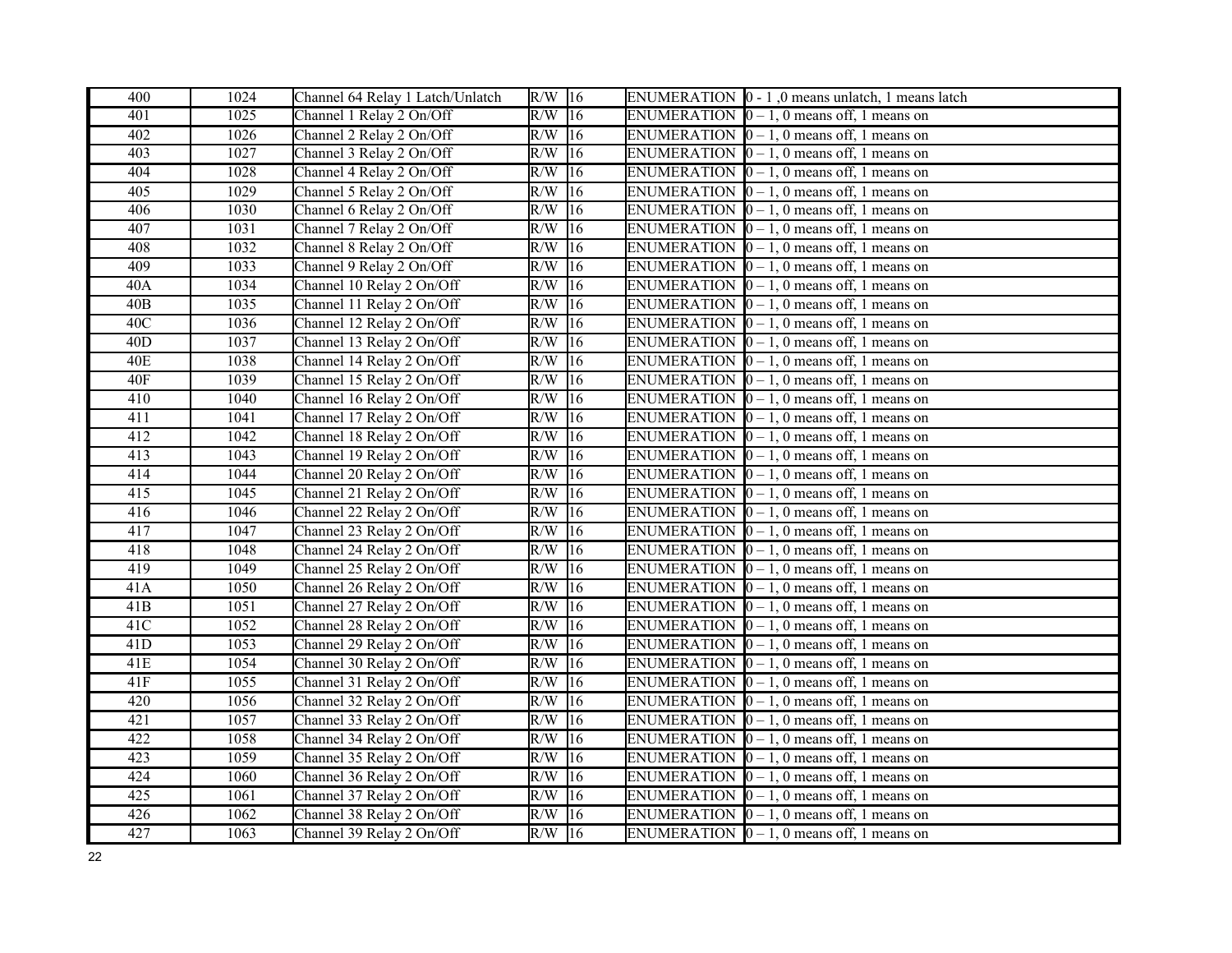| 400 | 1024 | Channel 64 Relay 1 Latch/Unlatch | R/W | 16 | ENUMERATION | 0 - 1 ,0 means unlatch, 1 means latch |
|---|---|---|---|---|---|---|
| 401 | 1025 | Channel 1 Relay 2 On/Off | R/W | 16 | ENUMERATION | 0 – 1, 0 means off, 1 means on |
| 402 | 1026 | Channel 2 Relay 2 On/Off | R/W | 16 | ENUMERATION | 0 – 1, 0 means off, 1 means on |
| 403 | 1027 | Channel 3 Relay 2 On/Off | R/W | 16 | ENUMERATION | 0 – 1, 0 means off, 1 means on |
| 404 | 1028 | Channel 4 Relay 2 On/Off | R/W | 16 | ENUMERATION | 0 – 1, 0 means off, 1 means on |
| 405 | 1029 | Channel 5 Relay 2 On/Off | R/W | 16 | ENUMERATION | 0 – 1, 0 means off, 1 means on |
| 406 | 1030 | Channel 6 Relay 2 On/Off | R/W | 16 | ENUMERATION | 0 – 1, 0 means off, 1 means on |
| 407 | 1031 | Channel 7 Relay 2 On/Off | R/W | 16 | ENUMERATION | 0 – 1, 0 means off, 1 means on |
| 408 | 1032 | Channel 8 Relay 2 On/Off | R/W | 16 | ENUMERATION | 0 – 1, 0 means off, 1 means on |
| 409 | 1033 | Channel 9 Relay 2 On/Off | R/W | 16 | ENUMERATION | 0 – 1, 0 means off, 1 means on |
| 40A | 1034 | Channel 10 Relay 2 On/Off | R/W | 16 | ENUMERATION | 0 – 1, 0 means off, 1 means on |
| 40B | 1035 | Channel 11 Relay 2 On/Off | R/W | 16 | ENUMERATION | 0 – 1, 0 means off, 1 means on |
| 40C | 1036 | Channel 12 Relay 2 On/Off | R/W | 16 | ENUMERATION | 0 – 1, 0 means off, 1 means on |
| 40D | 1037 | Channel 13 Relay 2 On/Off | R/W | 16 | ENUMERATION | 0 – 1, 0 means off, 1 means on |
| 40E | 1038 | Channel 14 Relay 2 On/Off | R/W | 16 | ENUMERATION | 0 – 1, 0 means off, 1 means on |
| 40F | 1039 | Channel 15 Relay 2 On/Off | R/W | 16 | ENUMERATION | 0 – 1, 0 means off, 1 means on |
| 410 | 1040 | Channel 16 Relay 2 On/Off | R/W | 16 | ENUMERATION | 0 – 1, 0 means off, 1 means on |
| 411 | 1041 | Channel 17 Relay 2 On/Off | R/W | 16 | ENUMERATION | 0 – 1, 0 means off, 1 means on |
| 412 | 1042 | Channel 18 Relay 2 On/Off | R/W | 16 | ENUMERATION | 0 – 1, 0 means off, 1 means on |
| 413 | 1043 | Channel 19 Relay 2 On/Off | R/W | 16 | ENUMERATION | 0 – 1, 0 means off, 1 means on |
| 414 | 1044 | Channel 20 Relay 2 On/Off | R/W | 16 | ENUMERATION | 0 – 1, 0 means off, 1 means on |
| 415 | 1045 | Channel 21 Relay 2 On/Off | R/W | 16 | ENUMERATION | 0 – 1, 0 means off, 1 means on |
| 416 | 1046 | Channel 22 Relay 2 On/Off | R/W | 16 | ENUMERATION | 0 – 1, 0 means off, 1 means on |
| 417 | 1047 | Channel 23 Relay 2 On/Off | R/W | 16 | ENUMERATION | 0 – 1, 0 means off, 1 means on |
| 418 | 1048 | Channel 24 Relay 2 On/Off | R/W | 16 | ENUMERATION | 0 – 1, 0 means off, 1 means on |
| 419 | 1049 | Channel 25 Relay 2 On/Off | R/W | 16 | ENUMERATION | 0 – 1, 0 means off, 1 means on |
| 41A | 1050 | Channel 26 Relay 2 On/Off | R/W | 16 | ENUMERATION | 0 – 1, 0 means off, 1 means on |
| 41B | 1051 | Channel 27 Relay 2 On/Off | R/W | 16 | ENUMERATION | 0 – 1, 0 means off, 1 means on |
| 41C | 1052 | Channel 28 Relay 2 On/Off | R/W | 16 | ENUMERATION | 0 – 1, 0 means off, 1 means on |
| 41D | 1053 | Channel 29 Relay 2 On/Off | R/W | 16 | ENUMERATION | 0 – 1, 0 means off, 1 means on |
| 41E | 1054 | Channel 30 Relay 2 On/Off | R/W | 16 | ENUMERATION | 0 – 1, 0 means off, 1 means on |
| 41F | 1055 | Channel 31 Relay 2 On/Off | R/W | 16 | ENUMERATION | 0 – 1, 0 means off, 1 means on |
| 420 | 1056 | Channel 32 Relay 2 On/Off | R/W | 16 | ENUMERATION | 0 – 1, 0 means off, 1 means on |
| 421 | 1057 | Channel 33 Relay 2 On/Off | R/W | 16 | ENUMERATION | 0 – 1, 0 means off, 1 means on |
| 422 | 1058 | Channel 34 Relay 2 On/Off | R/W | 16 | ENUMERATION | 0 – 1, 0 means off, 1 means on |
| 423 | 1059 | Channel 35 Relay 2 On/Off | R/W | 16 | ENUMERATION | 0 – 1, 0 means off, 1 means on |
| 424 | 1060 | Channel 36 Relay 2 On/Off | R/W | 16 | ENUMERATION | 0 – 1, 0 means off, 1 means on |
| 425 | 1061 | Channel 37 Relay 2 On/Off | R/W | 16 | ENUMERATION | 0 – 1, 0 means off, 1 means on |
| 426 | 1062 | Channel 38 Relay 2 On/Off | R/W | 16 | ENUMERATION | 0 – 1, 0 means off, 1 means on |
| 427 | 1063 | Channel 39 Relay 2 On/Off | R/W | 16 | ENUMERATION | 0 – 1, 0 means off, 1 means on |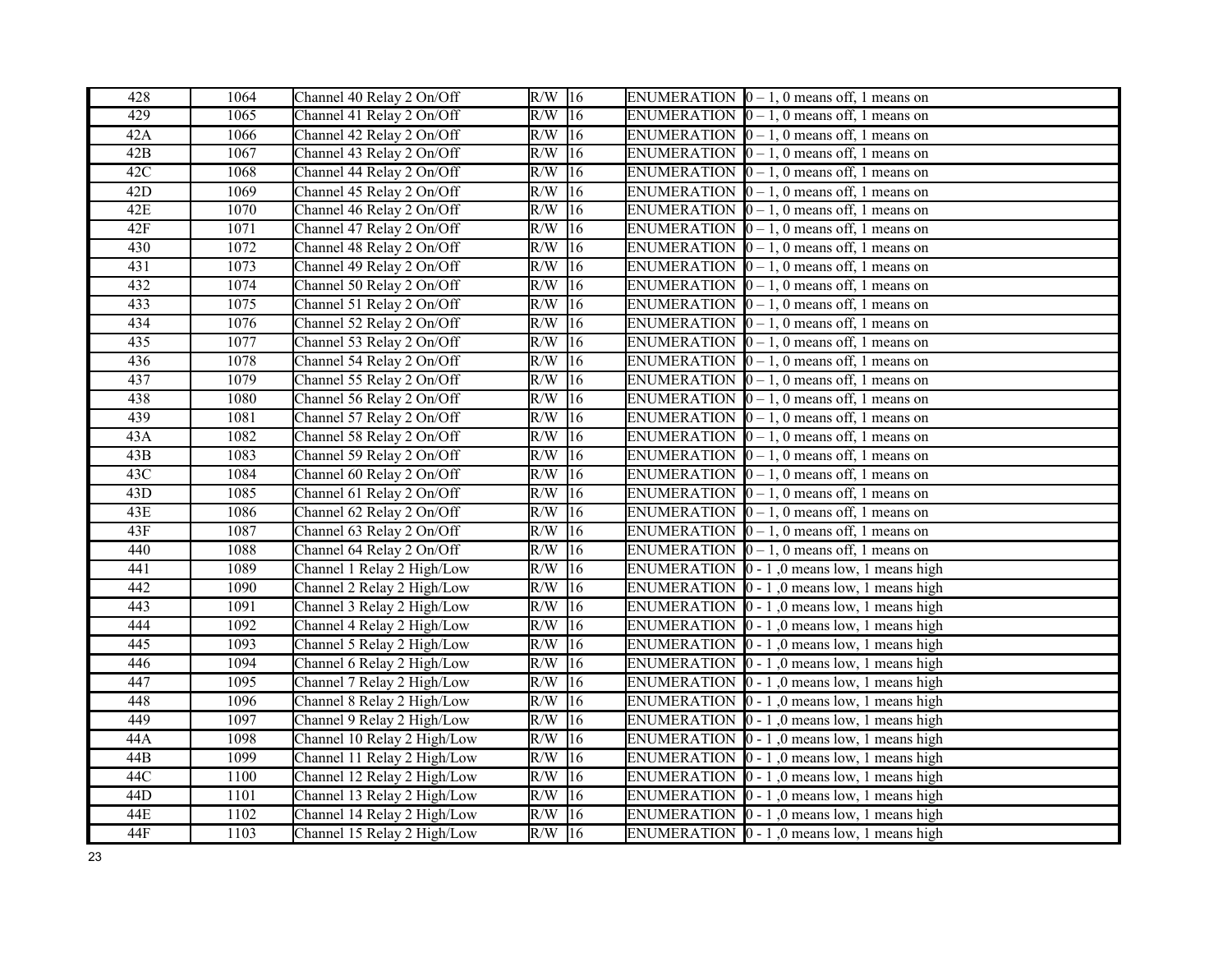| 428 | 1064 | Channel 40 Relay 2 On/Off | R/W | 16 | ENUMERATION | 0 – 1, 0 means off, 1 means on |
|---|---|---|---|---|---|---|
| 429 | 1065 | Channel 41 Relay 2 On/Off | R/W | 16 | ENUMERATION | 0 – 1, 0 means off, 1 means on |
| 42A | 1066 | Channel 42 Relay 2 On/Off | R/W | 16 | ENUMERATION | 0 – 1, 0 means off, 1 means on |
| 42B | 1067 | Channel 43 Relay 2 On/Off | R/W | 16 | ENUMERATION | 0 – 1, 0 means off, 1 means on |
| 42C | 1068 | Channel 44 Relay 2 On/Off | R/W | 16 | ENUMERATION | 0 – 1, 0 means off, 1 means on |
| 42D | 1069 | Channel 45 Relay 2 On/Off | R/W | 16 | ENUMERATION | 0 – 1, 0 means off, 1 means on |
| 42E | 1070 | Channel 46 Relay 2 On/Off | R/W | 16 | ENUMERATION | 0 – 1, 0 means off, 1 means on |
| 42F | 1071 | Channel 47 Relay 2 On/Off | R/W | 16 | ENUMERATION | 0 – 1, 0 means off, 1 means on |
| 430 | 1072 | Channel 48 Relay 2 On/Off | R/W | 16 | ENUMERATION | 0 – 1, 0 means off, 1 means on |
| 431 | 1073 | Channel 49 Relay 2 On/Off | R/W | 16 | ENUMERATION | 0 – 1, 0 means off, 1 means on |
| 432 | 1074 | Channel 50 Relay 2 On/Off | R/W | 16 | ENUMERATION | 0 – 1, 0 means off, 1 means on |
| 433 | 1075 | Channel 51 Relay 2 On/Off | R/W | 16 | ENUMERATION | 0 – 1, 0 means off, 1 means on |
| 434 | 1076 | Channel 52 Relay 2 On/Off | R/W | 16 | ENUMERATION | 0 – 1, 0 means off, 1 means on |
| 435 | 1077 | Channel 53 Relay 2 On/Off | R/W | 16 | ENUMERATION | 0 – 1, 0 means off, 1 means on |
| 436 | 1078 | Channel 54 Relay 2 On/Off | R/W | 16 | ENUMERATION | 0 – 1, 0 means off, 1 means on |
| 437 | 1079 | Channel 55 Relay 2 On/Off | R/W | 16 | ENUMERATION | 0 – 1, 0 means off, 1 means on |
| 438 | 1080 | Channel 56 Relay 2 On/Off | R/W | 16 | ENUMERATION | 0 – 1, 0 means off, 1 means on |
| 439 | 1081 | Channel 57 Relay 2 On/Off | R/W | 16 | ENUMERATION | 0 – 1, 0 means off, 1 means on |
| 43A | 1082 | Channel 58 Relay 2 On/Off | R/W | 16 | ENUMERATION | 0 – 1, 0 means off, 1 means on |
| 43B | 1083 | Channel 59 Relay 2 On/Off | R/W | 16 | ENUMERATION | 0 – 1, 0 means off, 1 means on |
| 43C | 1084 | Channel 60 Relay 2 On/Off | R/W | 16 | ENUMERATION | 0 – 1, 0 means off, 1 means on |
| 43D | 1085 | Channel 61 Relay 2 On/Off | R/W | 16 | ENUMERATION | 0 – 1, 0 means off, 1 means on |
| 43E | 1086 | Channel 62 Relay 2 On/Off | R/W | 16 | ENUMERATION | 0 – 1, 0 means off, 1 means on |
| 43F | 1087 | Channel 63 Relay 2 On/Off | R/W | 16 | ENUMERATION | 0 – 1, 0 means off, 1 means on |
| 440 | 1088 | Channel 64 Relay 2 On/Off | R/W | 16 | ENUMERATION | 0 – 1, 0 means off, 1 means on |
| 441 | 1089 | Channel 1 Relay 2 High/Low | R/W | 16 | ENUMERATION | 0 - 1 ,0 means low, 1 means high |
| 442 | 1090 | Channel 2 Relay 2 High/Low | R/W | 16 | ENUMERATION | 0 - 1 ,0 means low, 1 means high |
| 443 | 1091 | Channel 3 Relay 2 High/Low | R/W | 16 | ENUMERATION | 0 - 1 ,0 means low, 1 means high |
| 444 | 1092 | Channel 4 Relay 2 High/Low | R/W | 16 | ENUMERATION | 0 - 1 ,0 means low, 1 means high |
| 445 | 1093 | Channel 5 Relay 2 High/Low | R/W | 16 | ENUMERATION | 0 - 1 ,0 means low, 1 means high |
| 446 | 1094 | Channel 6 Relay 2 High/Low | R/W | 16 | ENUMERATION | 0 - 1 ,0 means low, 1 means high |
| 447 | 1095 | Channel 7 Relay 2 High/Low | R/W | 16 | ENUMERATION | 0 - 1 ,0 means low, 1 means high |
| 448 | 1096 | Channel 8 Relay 2 High/Low | R/W | 16 | ENUMERATION | 0 - 1 ,0 means low, 1 means high |
| 449 | 1097 | Channel 9 Relay 2 High/Low | R/W | 16 | ENUMERATION | 0 - 1 ,0 means low, 1 means high |
| 44A | 1098 | Channel 10 Relay 2 High/Low | R/W | 16 | ENUMERATION | 0 - 1 ,0 means low, 1 means high |
| 44B | 1099 | Channel 11 Relay 2 High/Low | R/W | 16 | ENUMERATION | 0 - 1 ,0 means low, 1 means high |
| 44C | 1100 | Channel 12 Relay 2 High/Low | R/W | 16 | ENUMERATION | 0 - 1 ,0 means low, 1 means high |
| 44D | 1101 | Channel 13 Relay 2 High/Low | R/W | 16 | ENUMERATION | 0 - 1 ,0 means low, 1 means high |
| 44E | 1102 | Channel 14 Relay 2 High/Low | R/W | 16 | ENUMERATION | 0 - 1 ,0 means low, 1 means high |
| 44F | 1103 | Channel 15 Relay 2 High/Low | R/W | 16 | ENUMERATION | 0 - 1 ,0 means low, 1 means high |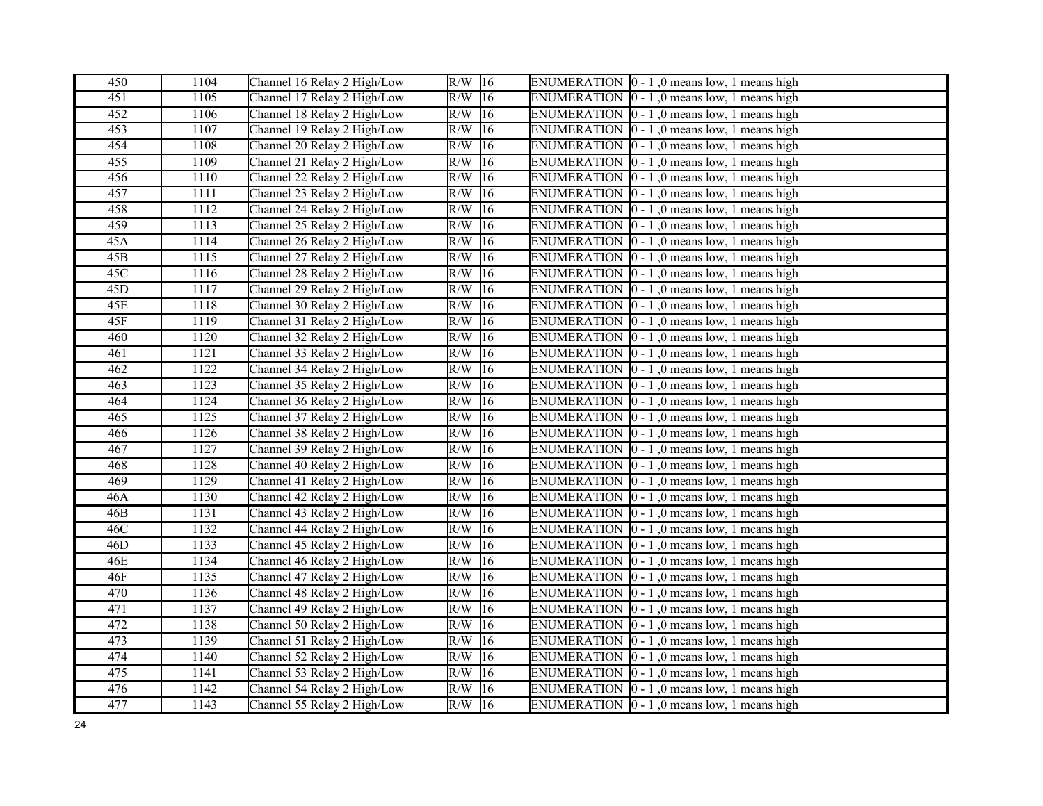| 450 | 1104 | Channel 16 Relay 2 High/Low | R/W | 16 | ENUMERATION | 0 - 1 ,0 means low, 1 means high |
|---|---|---|---|---|---|---|
| 451 | 1105 | Channel 17 Relay 2 High/Low | R/W | 16 | ENUMERATION | 0 - 1 ,0 means low, 1 means high |
| 452 | 1106 | Channel 18 Relay 2 High/Low | R/W | 16 | ENUMERATION | 0 - 1 ,0 means low, 1 means high |
| 453 | 1107 | Channel 19 Relay 2 High/Low | R/W | 16 | ENUMERATION | 0 - 1 ,0 means low, 1 means high |
| 454 | 1108 | Channel 20 Relay 2 High/Low | R/W | 16 | ENUMERATION | 0 - 1 ,0 means low, 1 means high |
| 455 | 1109 | Channel 21 Relay 2 High/Low | R/W | 16 | ENUMERATION | 0 - 1 ,0 means low, 1 means high |
| 456 | 1110 | Channel 22 Relay 2 High/Low | R/W | 16 | ENUMERATION | 0 - 1 ,0 means low, 1 means high |
| 457 | 1111 | Channel 23 Relay 2 High/Low | R/W | 16 | ENUMERATION | 0 - 1 ,0 means low, 1 means high |
| 458 | 1112 | Channel 24 Relay 2 High/Low | R/W | 16 | ENUMERATION | 0 - 1 ,0 means low, 1 means high |
| 459 | 1113 | Channel 25 Relay 2 High/Low | R/W | 16 | ENUMERATION | 0 - 1 ,0 means low, 1 means high |
| 45A | 1114 | Channel 26 Relay 2 High/Low | R/W | 16 | ENUMERATION | 0 - 1 ,0 means low, 1 means high |
| 45B | 1115 | Channel 27 Relay 2 High/Low | R/W | 16 | ENUMERATION | 0 - 1 ,0 means low, 1 means high |
| 45C | 1116 | Channel 28 Relay 2 High/Low | R/W | 16 | ENUMERATION | 0 - 1 ,0 means low, 1 means high |
| 45D | 1117 | Channel 29 Relay 2 High/Low | R/W | 16 | ENUMERATION | 0 - 1 ,0 means low, 1 means high |
| 45E | 1118 | Channel 30 Relay 2 High/Low | R/W | 16 | ENUMERATION | 0 - 1 ,0 means low, 1 means high |
| 45F | 1119 | Channel 31 Relay 2 High/Low | R/W | 16 | ENUMERATION | 0 - 1 ,0 means low, 1 means high |
| 460 | 1120 | Channel 32 Relay 2 High/Low | R/W | 16 | ENUMERATION | 0 - 1 ,0 means low, 1 means high |
| 461 | 1121 | Channel 33 Relay 2 High/Low | R/W | 16 | ENUMERATION | 0 - 1 ,0 means low, 1 means high |
| 462 | 1122 | Channel 34 Relay 2 High/Low | R/W | 16 | ENUMERATION | 0 - 1 ,0 means low, 1 means high |
| 463 | 1123 | Channel 35 Relay 2 High/Low | R/W | 16 | ENUMERATION | 0 - 1 ,0 means low, 1 means high |
| 464 | 1124 | Channel 36 Relay 2 High/Low | R/W | 16 | ENUMERATION | 0 - 1 ,0 means low, 1 means high |
| 465 | 1125 | Channel 37 Relay 2 High/Low | R/W | 16 | ENUMERATION | 0 - 1 ,0 means low, 1 means high |
| 466 | 1126 | Channel 38 Relay 2 High/Low | R/W | 16 | ENUMERATION | 0 - 1 ,0 means low, 1 means high |
| 467 | 1127 | Channel 39 Relay 2 High/Low | R/W | 16 | ENUMERATION | 0 - 1 ,0 means low, 1 means high |
| 468 | 1128 | Channel 40 Relay 2 High/Low | R/W | 16 | ENUMERATION | 0 - 1 ,0 means low, 1 means high |
| 469 | 1129 | Channel 41 Relay 2 High/Low | R/W | 16 | ENUMERATION | 0 - 1 ,0 means low, 1 means high |
| 46A | 1130 | Channel 42 Relay 2 High/Low | R/W | 16 | ENUMERATION | 0 - 1 ,0 means low, 1 means high |
| 46B | 1131 | Channel 43 Relay 2 High/Low | R/W | 16 | ENUMERATION | 0 - 1 ,0 means low, 1 means high |
| 46C | 1132 | Channel 44 Relay 2 High/Low | R/W | 16 | ENUMERATION | 0 - 1 ,0 means low, 1 means high |
| 46D | 1133 | Channel 45 Relay 2 High/Low | R/W | 16 | ENUMERATION | 0 - 1 ,0 means low, 1 means high |
| 46E | 1134 | Channel 46 Relay 2 High/Low | R/W | 16 | ENUMERATION | 0 - 1 ,0 means low, 1 means high |
| 46F | 1135 | Channel 47 Relay 2 High/Low | R/W | 16 | ENUMERATION | 0 - 1 ,0 means low, 1 means high |
| 470 | 1136 | Channel 48 Relay 2 High/Low | R/W | 16 | ENUMERATION | 0 - 1 ,0 means low, 1 means high |
| 471 | 1137 | Channel 49 Relay 2 High/Low | R/W | 16 | ENUMERATION | 0 - 1 ,0 means low, 1 means high |
| 472 | 1138 | Channel 50 Relay 2 High/Low | R/W | 16 | ENUMERATION | 0 - 1 ,0 means low, 1 means high |
| 473 | 1139 | Channel 51 Relay 2 High/Low | R/W | 16 | ENUMERATION | 0 - 1 ,0 means low, 1 means high |
| 474 | 1140 | Channel 52 Relay 2 High/Low | R/W | 16 | ENUMERATION | 0 - 1 ,0 means low, 1 means high |
| 475 | 1141 | Channel 53 Relay 2 High/Low | R/W | 16 | ENUMERATION | 0 - 1 ,0 means low, 1 means high |
| 476 | 1142 | Channel 54 Relay 2 High/Low | R/W | 16 | ENUMERATION | 0 - 1 ,0 means low, 1 means high |
| 477 | 1143 | Channel 55 Relay 2 High/Low | R/W | 16 | ENUMERATION | 0 - 1 ,0 means low, 1 means high |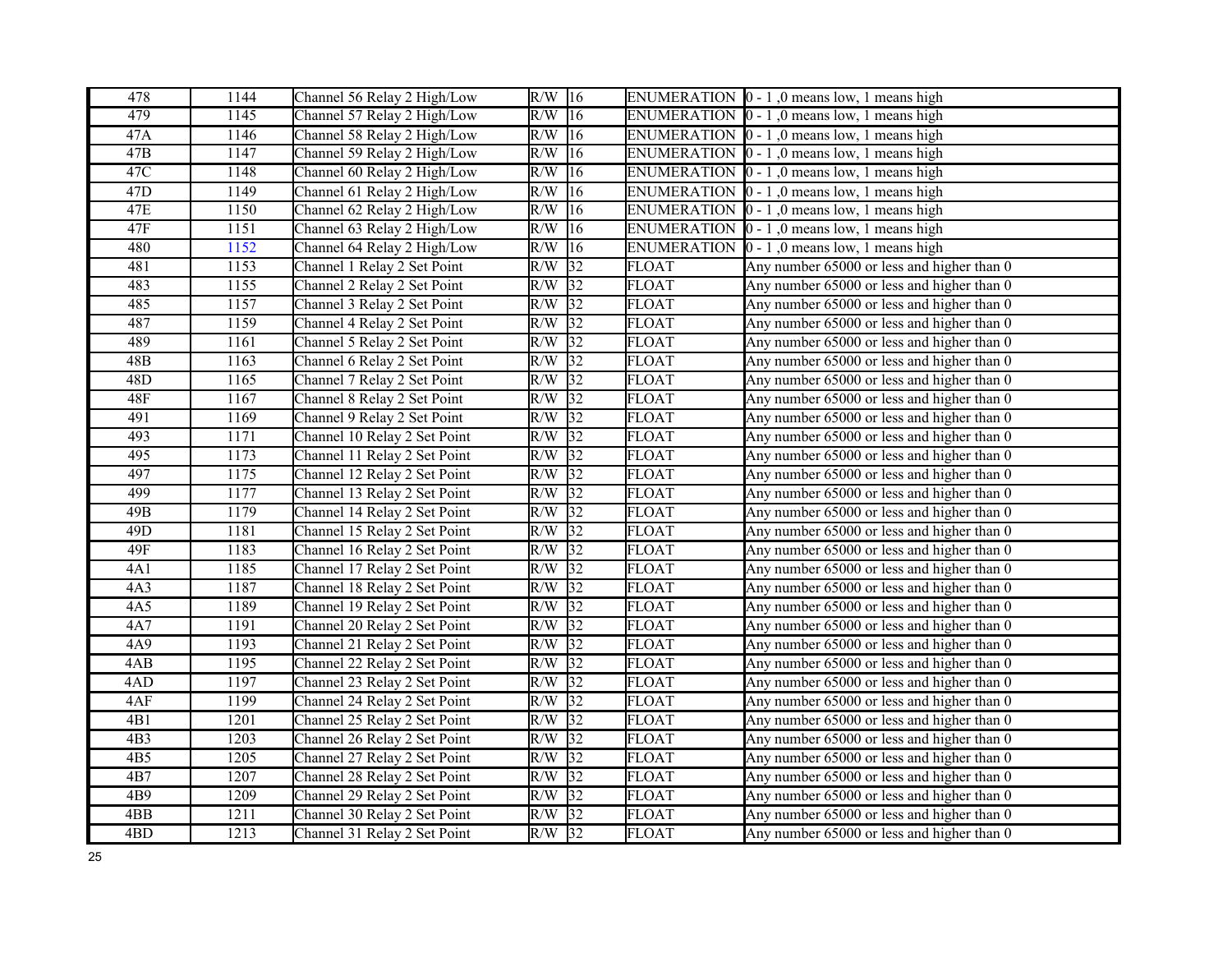| 478 | 1144 | Channel 56 Relay 2 High/Low | R/W | 16 | ENUMERATION | 0 - 1 ,0 means low, 1 means high |
|---|---|---|---|---|---|---|
| 479 | 1145 | Channel 57 Relay 2 High/Low | R/W | 16 | ENUMERATION | 0 - 1 ,0 means low, 1 means high |
| 47A | 1146 | Channel 58 Relay 2 High/Low | R/W | 16 | ENUMERATION | 0 - 1 ,0 means low, 1 means high |
| 47B | 1147 | Channel 59 Relay 2 High/Low | R/W | 16 | ENUMERATION | 0 - 1 ,0 means low, 1 means high |
| 47C | 1148 | Channel 60 Relay 2 High/Low | R/W | 16 | ENUMERATION | 0 - 1 ,0 means low, 1 means high |
| 47D | 1149 | Channel 61 Relay 2 High/Low | R/W | 16 | ENUMERATION | 0 - 1 ,0 means low, 1 means high |
| 47E | 1150 | Channel 62 Relay 2 High/Low | R/W | 16 | ENUMERATION | 0 - 1 ,0 means low, 1 means high |
| 47F | 1151 | Channel 63 Relay 2 High/Low | R/W | 16 | ENUMERATION | 0 - 1 ,0 means low, 1 means high |
| 480 | 1152 | Channel 64 Relay 2 High/Low | R/W | 16 | ENUMERATION | 0 - 1 ,0 means low, 1 means high |
| 481 | 1153 | Channel 1 Relay 2 Set Point | R/W | 32 | FLOAT | Any number 65000 or less and higher than 0 |
| 483 | 1155 | Channel 2 Relay 2 Set Point | R/W | 32 | FLOAT | Any number 65000 or less and higher than 0 |
| 485 | 1157 | Channel 3 Relay 2 Set Point | R/W | 32 | FLOAT | Any number 65000 or less and higher than 0 |
| 487 | 1159 | Channel 4 Relay 2 Set Point | R/W | 32 | FLOAT | Any number 65000 or less and higher than 0 |
| 489 | 1161 | Channel 5 Relay 2 Set Point | R/W | 32 | FLOAT | Any number 65000 or less and higher than 0 |
| 48B | 1163 | Channel 6 Relay 2 Set Point | R/W | 32 | FLOAT | Any number 65000 or less and higher than 0 |
| 48D | 1165 | Channel 7 Relay 2 Set Point | R/W | 32 | FLOAT | Any number 65000 or less and higher than 0 |
| 48F | 1167 | Channel 8 Relay 2 Set Point | R/W | 32 | FLOAT | Any number 65000 or less and higher than 0 |
| 491 | 1169 | Channel 9 Relay 2 Set Point | R/W | 32 | FLOAT | Any number 65000 or less and higher than 0 |
| 493 | 1171 | Channel 10 Relay 2 Set Point | R/W | 32 | FLOAT | Any number 65000 or less and higher than 0 |
| 495 | 1173 | Channel 11 Relay 2 Set Point | R/W | 32 | FLOAT | Any number 65000 or less and higher than 0 |
| 497 | 1175 | Channel 12 Relay 2 Set Point | R/W | 32 | FLOAT | Any number 65000 or less and higher than 0 |
| 499 | 1177 | Channel 13 Relay 2 Set Point | R/W | 32 | FLOAT | Any number 65000 or less and higher than 0 |
| 49B | 1179 | Channel 14 Relay 2 Set Point | R/W | 32 | FLOAT | Any number 65000 or less and higher than 0 |
| 49D | 1181 | Channel 15 Relay 2 Set Point | R/W | 32 | FLOAT | Any number 65000 or less and higher than 0 |
| 49F | 1183 | Channel 16 Relay 2 Set Point | R/W | 32 | FLOAT | Any number 65000 or less and higher than 0 |
| 4A1 | 1185 | Channel 17 Relay 2 Set Point | R/W | 32 | FLOAT | Any number 65000 or less and higher than 0 |
| 4A3 | 1187 | Channel 18 Relay 2 Set Point | R/W | 32 | FLOAT | Any number 65000 or less and higher than 0 |
| 4A5 | 1189 | Channel 19 Relay 2 Set Point | R/W | 32 | FLOAT | Any number 65000 or less and higher than 0 |
| 4A7 | 1191 | Channel 20 Relay 2 Set Point | R/W | 32 | FLOAT | Any number 65000 or less and higher than 0 |
| 4A9 | 1193 | Channel 21 Relay 2 Set Point | R/W | 32 | FLOAT | Any number 65000 or less and higher than 0 |
| 4AB | 1195 | Channel 22 Relay 2 Set Point | R/W | 32 | FLOAT | Any number 65000 or less and higher than 0 |
| 4AD | 1197 | Channel 23 Relay 2 Set Point | R/W | 32 | FLOAT | Any number 65000 or less and higher than 0 |
| 4AF | 1199 | Channel 24 Relay 2 Set Point | R/W | 32 | FLOAT | Any number 65000 or less and higher than 0 |
| 4B1 | 1201 | Channel 25 Relay 2 Set Point | R/W | 32 | FLOAT | Any number 65000 or less and higher than 0 |
| 4B3 | 1203 | Channel 26 Relay 2 Set Point | R/W | 32 | FLOAT | Any number 65000 or less and higher than 0 |
| 4B5 | 1205 | Channel 27 Relay 2 Set Point | R/W | 32 | FLOAT | Any number 65000 or less and higher than 0 |
| 4B7 | 1207 | Channel 28 Relay 2 Set Point | R/W | 32 | FLOAT | Any number 65000 or less and higher than 0 |
| 4B9 | 1209 | Channel 29 Relay 2 Set Point | R/W | 32 | FLOAT | Any number 65000 or less and higher than 0 |
| 4BB | 1211 | Channel 30 Relay 2 Set Point | R/W | 32 | FLOAT | Any number 65000 or less and higher than 0 |
| 4BD | 1213 | Channel 31 Relay 2 Set Point | R/W | 32 | FLOAT | Any number 65000 or less and higher than 0 |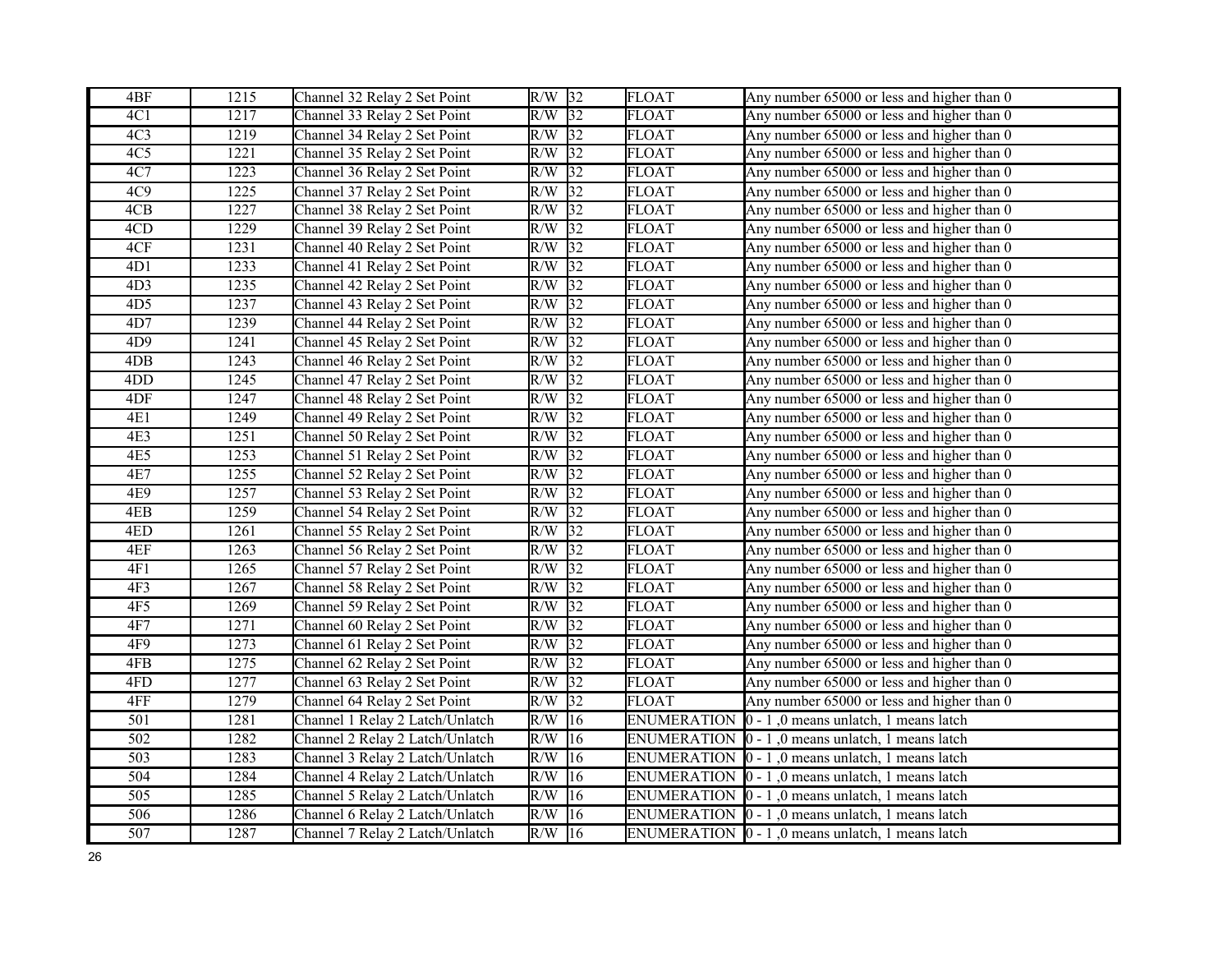| 4BF | 1215 | Channel 32 Relay 2 Set Point | R/W | 32 | FLOAT | Any number 65000 or less and higher than 0 |
|---|---|---|---|---|---|---|
| 4C1 | 1217 | Channel 33 Relay 2 Set Point | R/W | 32 | FLOAT | Any number 65000 or less and higher than 0 |
| 4C3 | 1219 | Channel 34 Relay 2 Set Point | R/W | 32 | FLOAT | Any number 65000 or less and higher than 0 |
| 4C5 | 1221 | Channel 35 Relay 2 Set Point | R/W | 32 | FLOAT | Any number 65000 or less and higher than 0 |
| 4C7 | 1223 | Channel 36 Relay 2 Set Point | R/W | 32 | FLOAT | Any number 65000 or less and higher than 0 |
| 4C9 | 1225 | Channel 37 Relay 2 Set Point | R/W | 32 | FLOAT | Any number 65000 or less and higher than 0 |
| 4CB | 1227 | Channel 38 Relay 2 Set Point | R/W | 32 | FLOAT | Any number 65000 or less and higher than 0 |
| 4CD | 1229 | Channel 39 Relay 2 Set Point | R/W | 32 | FLOAT | Any number 65000 or less and higher than 0 |
| 4CF | 1231 | Channel 40 Relay 2 Set Point | R/W | 32 | FLOAT | Any number 65000 or less and higher than 0 |
| 4D1 | 1233 | Channel 41 Relay 2 Set Point | R/W | 32 | FLOAT | Any number 65000 or less and higher than 0 |
| 4D3 | 1235 | Channel 42 Relay 2 Set Point | R/W | 32 | FLOAT | Any number 65000 or less and higher than 0 |
| 4D5 | 1237 | Channel 43 Relay 2 Set Point | R/W | 32 | FLOAT | Any number 65000 or less and higher than 0 |
| 4D7 | 1239 | Channel 44 Relay 2 Set Point | R/W | 32 | FLOAT | Any number 65000 or less and higher than 0 |
| 4D9 | 1241 | Channel 45 Relay 2 Set Point | R/W | 32 | FLOAT | Any number 65000 or less and higher than 0 |
| 4DB | 1243 | Channel 46 Relay 2 Set Point | R/W | 32 | FLOAT | Any number 65000 or less and higher than 0 |
| 4DD | 1245 | Channel 47 Relay 2 Set Point | R/W | 32 | FLOAT | Any number 65000 or less and higher than 0 |
| 4DF | 1247 | Channel 48 Relay 2 Set Point | R/W | 32 | FLOAT | Any number 65000 or less and higher than 0 |
| 4E1 | 1249 | Channel 49 Relay 2 Set Point | R/W | 32 | FLOAT | Any number 65000 or less and higher than 0 |
| 4E3 | 1251 | Channel 50 Relay 2 Set Point | R/W | 32 | FLOAT | Any number 65000 or less and higher than 0 |
| 4E5 | 1253 | Channel 51 Relay 2 Set Point | R/W | 32 | FLOAT | Any number 65000 or less and higher than 0 |
| 4E7 | 1255 | Channel 52 Relay 2 Set Point | R/W | 32 | FLOAT | Any number 65000 or less and higher than 0 |
| 4E9 | 1257 | Channel 53 Relay 2 Set Point | R/W | 32 | FLOAT | Any number 65000 or less and higher than 0 |
| 4EB | 1259 | Channel 54 Relay 2 Set Point | R/W | 32 | FLOAT | Any number 65000 or less and higher than 0 |
| 4ED | 1261 | Channel 55 Relay 2 Set Point | R/W | 32 | FLOAT | Any number 65000 or less and higher than 0 |
| 4EF | 1263 | Channel 56 Relay 2 Set Point | R/W | 32 | FLOAT | Any number 65000 or less and higher than 0 |
| 4F1 | 1265 | Channel 57 Relay 2 Set Point | R/W | 32 | FLOAT | Any number 65000 or less and higher than 0 |
| 4F3 | 1267 | Channel 58 Relay 2 Set Point | R/W | 32 | FLOAT | Any number 65000 or less and higher than 0 |
| 4F5 | 1269 | Channel 59 Relay 2 Set Point | R/W | 32 | FLOAT | Any number 65000 or less and higher than 0 |
| 4F7 | 1271 | Channel 60 Relay 2 Set Point | R/W | 32 | FLOAT | Any number 65000 or less and higher than 0 |
| 4F9 | 1273 | Channel 61 Relay 2 Set Point | R/W | 32 | FLOAT | Any number 65000 or less and higher than 0 |
| 4FB | 1275 | Channel 62 Relay 2 Set Point | R/W | 32 | FLOAT | Any number 65000 or less and higher than 0 |
| 4FD | 1277 | Channel 63 Relay 2 Set Point | R/W | 32 | FLOAT | Any number 65000 or less and higher than 0 |
| 4FF | 1279 | Channel 64 Relay 2 Set Point | R/W | 32 | FLOAT | Any number 65000 or less and higher than 0 |
| 501 | 1281 | Channel 1 Relay 2 Latch/Unlatch | R/W | 16 | ENUMERATION | 0 - 1 ,0 means unlatch, 1 means latch |
| 502 | 1282 | Channel 2 Relay 2 Latch/Unlatch | R/W | 16 | ENUMERATION | 0 - 1 ,0 means unlatch, 1 means latch |
| 503 | 1283 | Channel 3 Relay 2 Latch/Unlatch | R/W | 16 | ENUMERATION | 0 - 1 ,0 means unlatch, 1 means latch |
| 504 | 1284 | Channel 4 Relay 2 Latch/Unlatch | R/W | 16 | ENUMERATION | 0 - 1 ,0 means unlatch, 1 means latch |
| 505 | 1285 | Channel 5 Relay 2 Latch/Unlatch | R/W | 16 | ENUMERATION | 0 - 1 ,0 means unlatch, 1 means latch |
| 506 | 1286 | Channel 6 Relay 2 Latch/Unlatch | R/W | 16 | ENUMERATION | 0 - 1 ,0 means unlatch, 1 means latch |
| 507 | 1287 | Channel 7 Relay 2 Latch/Unlatch | R/W | 16 | ENUMERATION | 0 - 1 ,0 means unlatch, 1 means latch |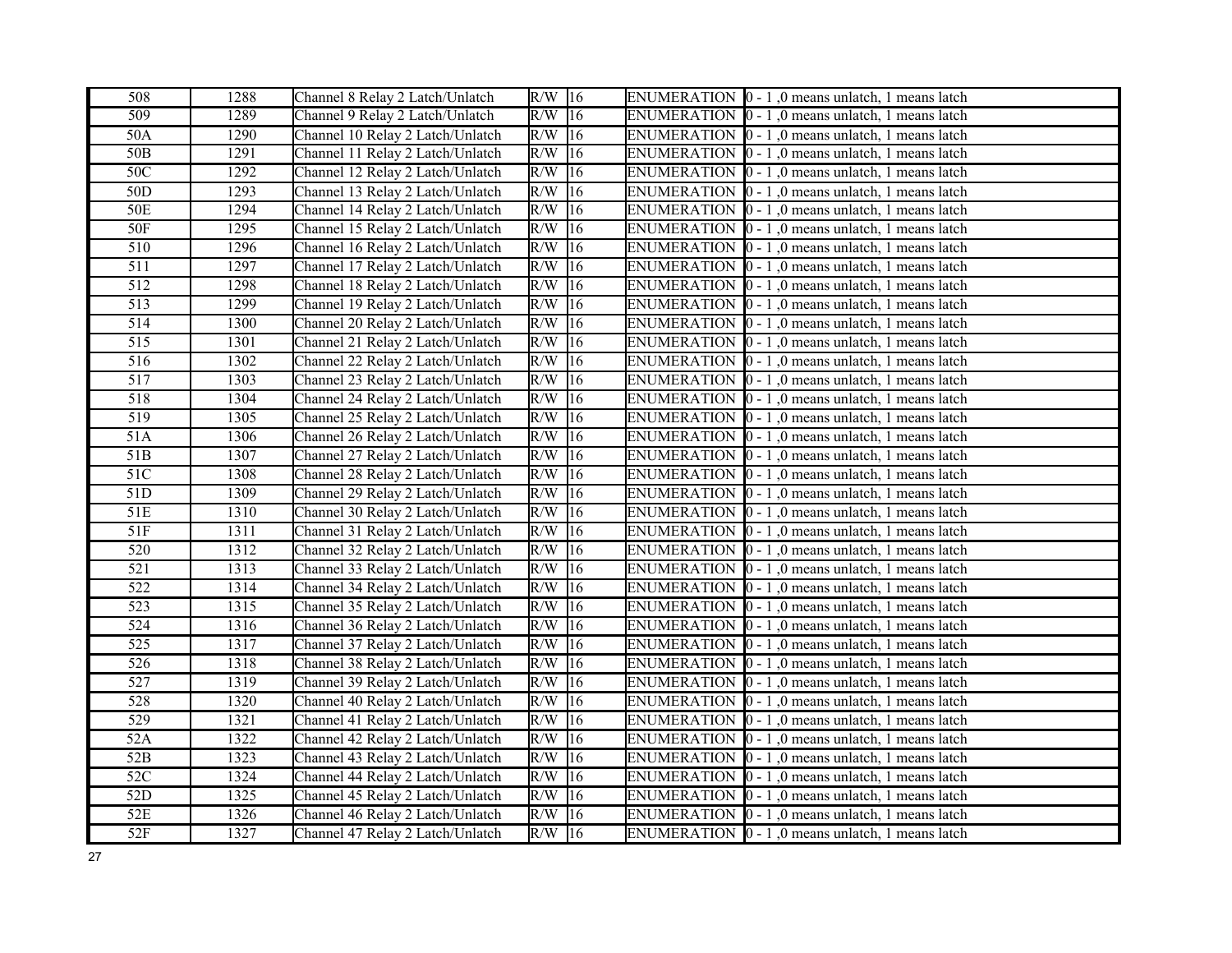| 508 | 1288 | Channel 8 Relay 2 Latch/Unlatch | R/W | 16 | ENUMERATION | 0 - 1 ,0 means unlatch, 1 means latch |
|---|---|---|---|---|---|---|
| 509 | 1289 | Channel 9 Relay 2 Latch/Unlatch | R/W | 16 | ENUMERATION | 0 - 1 ,0 means unlatch, 1 means latch |
| 50A | 1290 | Channel 10 Relay 2 Latch/Unlatch | R/W | 16 | ENUMERATION | 0 - 1 ,0 means unlatch, 1 means latch |
| 50B | 1291 | Channel 11 Relay 2 Latch/Unlatch | R/W | 16 | ENUMERATION | 0 - 1 ,0 means unlatch, 1 means latch |
| 50C | 1292 | Channel 12 Relay 2 Latch/Unlatch | R/W | 16 | ENUMERATION | 0 - 1 ,0 means unlatch, 1 means latch |
| 50D | 1293 | Channel 13 Relay 2 Latch/Unlatch | R/W | 16 | ENUMERATION | 0 - 1 ,0 means unlatch, 1 means latch |
| 50E | 1294 | Channel 14 Relay 2 Latch/Unlatch | R/W | 16 | ENUMERATION | 0 - 1 ,0 means unlatch, 1 means latch |
| 50F | 1295 | Channel 15 Relay 2 Latch/Unlatch | R/W | 16 | ENUMERATION | 0 - 1 ,0 means unlatch, 1 means latch |
| 510 | 1296 | Channel 16 Relay 2 Latch/Unlatch | R/W | 16 | ENUMERATION | 0 - 1 ,0 means unlatch, 1 means latch |
| 511 | 1297 | Channel 17 Relay 2 Latch/Unlatch | R/W | 16 | ENUMERATION | 0 - 1 ,0 means unlatch, 1 means latch |
| 512 | 1298 | Channel 18 Relay 2 Latch/Unlatch | R/W | 16 | ENUMERATION | 0 - 1 ,0 means unlatch, 1 means latch |
| 513 | 1299 | Channel 19 Relay 2 Latch/Unlatch | R/W | 16 | ENUMERATION | 0 - 1 ,0 means unlatch, 1 means latch |
| 514 | 1300 | Channel 20 Relay 2 Latch/Unlatch | R/W | 16 | ENUMERATION | 0 - 1 ,0 means unlatch, 1 means latch |
| 515 | 1301 | Channel 21 Relay 2 Latch/Unlatch | R/W | 16 | ENUMERATION | 0 - 1 ,0 means unlatch, 1 means latch |
| 516 | 1302 | Channel 22 Relay 2 Latch/Unlatch | R/W | 16 | ENUMERATION | 0 - 1 ,0 means unlatch, 1 means latch |
| 517 | 1303 | Channel 23 Relay 2 Latch/Unlatch | R/W | 16 | ENUMERATION | 0 - 1 ,0 means unlatch, 1 means latch |
| 518 | 1304 | Channel 24 Relay 2 Latch/Unlatch | R/W | 16 | ENUMERATION | 0 - 1 ,0 means unlatch, 1 means latch |
| 519 | 1305 | Channel 25 Relay 2 Latch/Unlatch | R/W | 16 | ENUMERATION | 0 - 1 ,0 means unlatch, 1 means latch |
| 51A | 1306 | Channel 26 Relay 2 Latch/Unlatch | R/W | 16 | ENUMERATION | 0 - 1 ,0 means unlatch, 1 means latch |
| 51B | 1307 | Channel 27 Relay 2 Latch/Unlatch | R/W | 16 | ENUMERATION | 0 - 1 ,0 means unlatch, 1 means latch |
| 51C | 1308 | Channel 28 Relay 2 Latch/Unlatch | R/W | 16 | ENUMERATION | 0 - 1 ,0 means unlatch, 1 means latch |
| 51D | 1309 | Channel 29 Relay 2 Latch/Unlatch | R/W | 16 | ENUMERATION | 0 - 1 ,0 means unlatch, 1 means latch |
| 51E | 1310 | Channel 30 Relay 2 Latch/Unlatch | R/W | 16 | ENUMERATION | 0 - 1 ,0 means unlatch, 1 means latch |
| 51F | 1311 | Channel 31 Relay 2 Latch/Unlatch | R/W | 16 | ENUMERATION | 0 - 1 ,0 means unlatch, 1 means latch |
| 520 | 1312 | Channel 32 Relay 2 Latch/Unlatch | R/W | 16 | ENUMERATION | 0 - 1 ,0 means unlatch, 1 means latch |
| 521 | 1313 | Channel 33 Relay 2 Latch/Unlatch | R/W | 16 | ENUMERATION | 0 - 1 ,0 means unlatch, 1 means latch |
| 522 | 1314 | Channel 34 Relay 2 Latch/Unlatch | R/W | 16 | ENUMERATION | 0 - 1 ,0 means unlatch, 1 means latch |
| 523 | 1315 | Channel 35 Relay 2 Latch/Unlatch | R/W | 16 | ENUMERATION | 0 - 1 ,0 means unlatch, 1 means latch |
| 524 | 1316 | Channel 36 Relay 2 Latch/Unlatch | R/W | 16 | ENUMERATION | 0 - 1 ,0 means unlatch, 1 means latch |
| 525 | 1317 | Channel 37 Relay 2 Latch/Unlatch | R/W | 16 | ENUMERATION | 0 - 1 ,0 means unlatch, 1 means latch |
| 526 | 1318 | Channel 38 Relay 2 Latch/Unlatch | R/W | 16 | ENUMERATION | 0 - 1 ,0 means unlatch, 1 means latch |
| 527 | 1319 | Channel 39 Relay 2 Latch/Unlatch | R/W | 16 | ENUMERATION | 0 - 1 ,0 means unlatch, 1 means latch |
| 528 | 1320 | Channel 40 Relay 2 Latch/Unlatch | R/W | 16 | ENUMERATION | 0 - 1 ,0 means unlatch, 1 means latch |
| 529 | 1321 | Channel 41 Relay 2 Latch/Unlatch | R/W | 16 | ENUMERATION | 0 - 1 ,0 means unlatch, 1 means latch |
| 52A | 1322 | Channel 42 Relay 2 Latch/Unlatch | R/W | 16 | ENUMERATION | 0 - 1 ,0 means unlatch, 1 means latch |
| 52B | 1323 | Channel 43 Relay 2 Latch/Unlatch | R/W | 16 | ENUMERATION | 0 - 1 ,0 means unlatch, 1 means latch |
| 52C | 1324 | Channel 44 Relay 2 Latch/Unlatch | R/W | 16 | ENUMERATION | 0 - 1 ,0 means unlatch, 1 means latch |
| 52D | 1325 | Channel 45 Relay 2 Latch/Unlatch | R/W | 16 | ENUMERATION | 0 - 1 ,0 means unlatch, 1 means latch |
| 52E | 1326 | Channel 46 Relay 2 Latch/Unlatch | R/W | 16 | ENUMERATION | 0 - 1 ,0 means unlatch, 1 means latch |
| 52F | 1327 | Channel 47 Relay 2 Latch/Unlatch | R/W | 16 | ENUMERATION | 0 - 1 ,0 means unlatch, 1 means latch |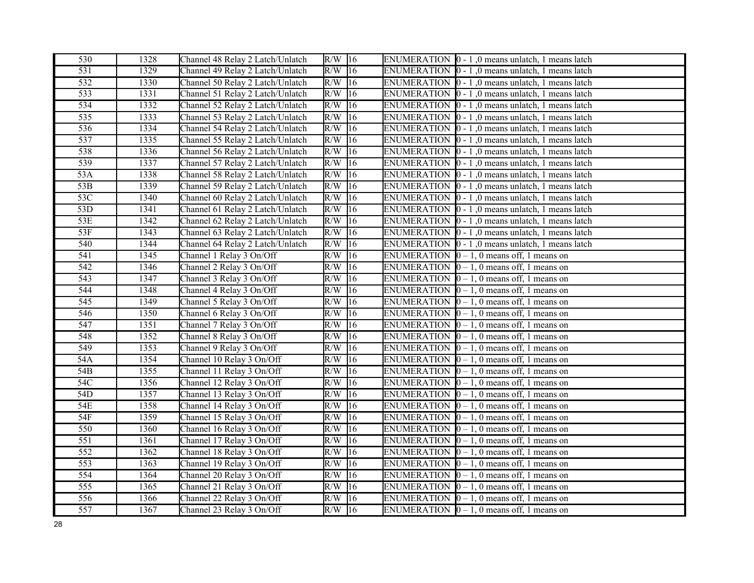| 530 | 1328 | Channel 48 Relay 2 Latch/Unlatch | R/W | 16 | ENUMERATION | 0 - 1 ,0 means unlatch, 1 means latch |
|---|---|---|---|---|---|---|
| 531 | 1329 | Channel 49 Relay 2 Latch/Unlatch | R/W | 16 | ENUMERATION | 0 - 1 ,0 means unlatch, 1 means latch |
| 532 | 1330 | Channel 50 Relay 2 Latch/Unlatch | R/W | 16 | ENUMERATION | 0 - 1 ,0 means unlatch, 1 means latch |
| 533 | 1331 | Channel 51 Relay 2 Latch/Unlatch | R/W | 16 | ENUMERATION | 0 - 1 ,0 means unlatch, 1 means latch |
| 534 | 1332 | Channel 52 Relay 2 Latch/Unlatch | R/W | 16 | ENUMERATION | 0 - 1 ,0 means unlatch, 1 means latch |
| 535 | 1333 | Channel 53 Relay 2 Latch/Unlatch | R/W | 16 | ENUMERATION | 0 - 1 ,0 means unlatch, 1 means latch |
| 536 | 1334 | Channel 54 Relay 2 Latch/Unlatch | R/W | 16 | ENUMERATION | 0 - 1 ,0 means unlatch, 1 means latch |
| 537 | 1335 | Channel 55 Relay 2 Latch/Unlatch | R/W | 16 | ENUMERATION | 0 - 1 ,0 means unlatch, 1 means latch |
| 538 | 1336 | Channel 56 Relay 2 Latch/Unlatch | R/W | 16 | ENUMERATION | 0 - 1 ,0 means unlatch, 1 means latch |
| 539 | 1337 | Channel 57 Relay 2 Latch/Unlatch | R/W | 16 | ENUMERATION | 0 - 1 ,0 means unlatch, 1 means latch |
| 53A | 1338 | Channel 58 Relay 2 Latch/Unlatch | R/W | 16 | ENUMERATION | 0 - 1 ,0 means unlatch, 1 means latch |
| 53B | 1339 | Channel 59 Relay 2 Latch/Unlatch | R/W | 16 | ENUMERATION | 0 - 1 ,0 means unlatch, 1 means latch |
| 53C | 1340 | Channel 60 Relay 2 Latch/Unlatch | R/W | 16 | ENUMERATION | 0 - 1 ,0 means unlatch, 1 means latch |
| 53D | 1341 | Channel 61 Relay 2 Latch/Unlatch | R/W | 16 | ENUMERATION | 0 - 1 ,0 means unlatch, 1 means latch |
| 53E | 1342 | Channel 62 Relay 2 Latch/Unlatch | R/W | 16 | ENUMERATION | 0 - 1 ,0 means unlatch, 1 means latch |
| 53F | 1343 | Channel 63 Relay 2 Latch/Unlatch | R/W | 16 | ENUMERATION | 0 - 1 ,0 means unlatch, 1 means latch |
| 540 | 1344 | Channel 64 Relay 2 Latch/Unlatch | R/W | 16 | ENUMERATION | 0 - 1 ,0 means unlatch, 1 means latch |
| 541 | 1345 | Channel 1 Relay 3 On/Off | R/W | 16 | ENUMERATION | 0 – 1, 0 means off, 1 means on |
| 542 | 1346 | Channel 2 Relay 3 On/Off | R/W | 16 | ENUMERATION | 0 – 1, 0 means off, 1 means on |
| 543 | 1347 | Channel 3 Relay 3 On/Off | R/W | 16 | ENUMERATION | 0 – 1, 0 means off, 1 means on |
| 544 | 1348 | Channel 4 Relay 3 On/Off | R/W | 16 | ENUMERATION | 0 – 1, 0 means off, 1 means on |
| 545 | 1349 | Channel 5 Relay 3 On/Off | R/W | 16 | ENUMERATION | 0 – 1, 0 means off, 1 means on |
| 546 | 1350 | Channel 6 Relay 3 On/Off | R/W | 16 | ENUMERATION | 0 – 1, 0 means off, 1 means on |
| 547 | 1351 | Channel 7 Relay 3 On/Off | R/W | 16 | ENUMERATION | 0 – 1, 0 means off, 1 means on |
| 548 | 1352 | Channel 8 Relay 3 On/Off | R/W | 16 | ENUMERATION | 0 – 1, 0 means off, 1 means on |
| 549 | 1353 | Channel 9 Relay 3 On/Off | R/W | 16 | ENUMERATION | 0 – 1, 0 means off, 1 means on |
| 54A | 1354 | Channel 10 Relay 3 On/Off | R/W | 16 | ENUMERATION | 0 – 1, 0 means off, 1 means on |
| 54B | 1355 | Channel 11 Relay 3 On/Off | R/W | 16 | ENUMERATION | 0 – 1, 0 means off, 1 means on |
| 54C | 1356 | Channel 12 Relay 3 On/Off | R/W | 16 | ENUMERATION | 0 – 1, 0 means off, 1 means on |
| 54D | 1357 | Channel 13 Relay 3 On/Off | R/W | 16 | ENUMERATION | 0 – 1, 0 means off, 1 means on |
| 54E | 1358 | Channel 14 Relay 3 On/Off | R/W | 16 | ENUMERATION | 0 – 1, 0 means off, 1 means on |
| 54F | 1359 | Channel 15 Relay 3 On/Off | R/W | 16 | ENUMERATION | 0 – 1, 0 means off, 1 means on |
| 550 | 1360 | Channel 16 Relay 3 On/Off | R/W | 16 | ENUMERATION | 0 – 1, 0 means off, 1 means on |
| 551 | 1361 | Channel 17 Relay 3 On/Off | R/W | 16 | ENUMERATION | 0 – 1, 0 means off, 1 means on |
| 552 | 1362 | Channel 18 Relay 3 On/Off | R/W | 16 | ENUMERATION | 0 – 1, 0 means off, 1 means on |
| 553 | 1363 | Channel 19 Relay 3 On/Off | R/W | 16 | ENUMERATION | 0 – 1, 0 means off, 1 means on |
| 554 | 1364 | Channel 20 Relay 3 On/Off | R/W | 16 | ENUMERATION | 0 – 1, 0 means off, 1 means on |
| 555 | 1365 | Channel 21 Relay 3 On/Off | R/W | 16 | ENUMERATION | 0 – 1, 0 means off, 1 means on |
| 556 | 1366 | Channel 22 Relay 3 On/Off | R/W | 16 | ENUMERATION | 0 – 1, 0 means off, 1 means on |
| 557 | 1367 | Channel 23 Relay 3 On/Off | R/W | 16 | ENUMERATION | 0 – 1, 0 means off, 1 means on |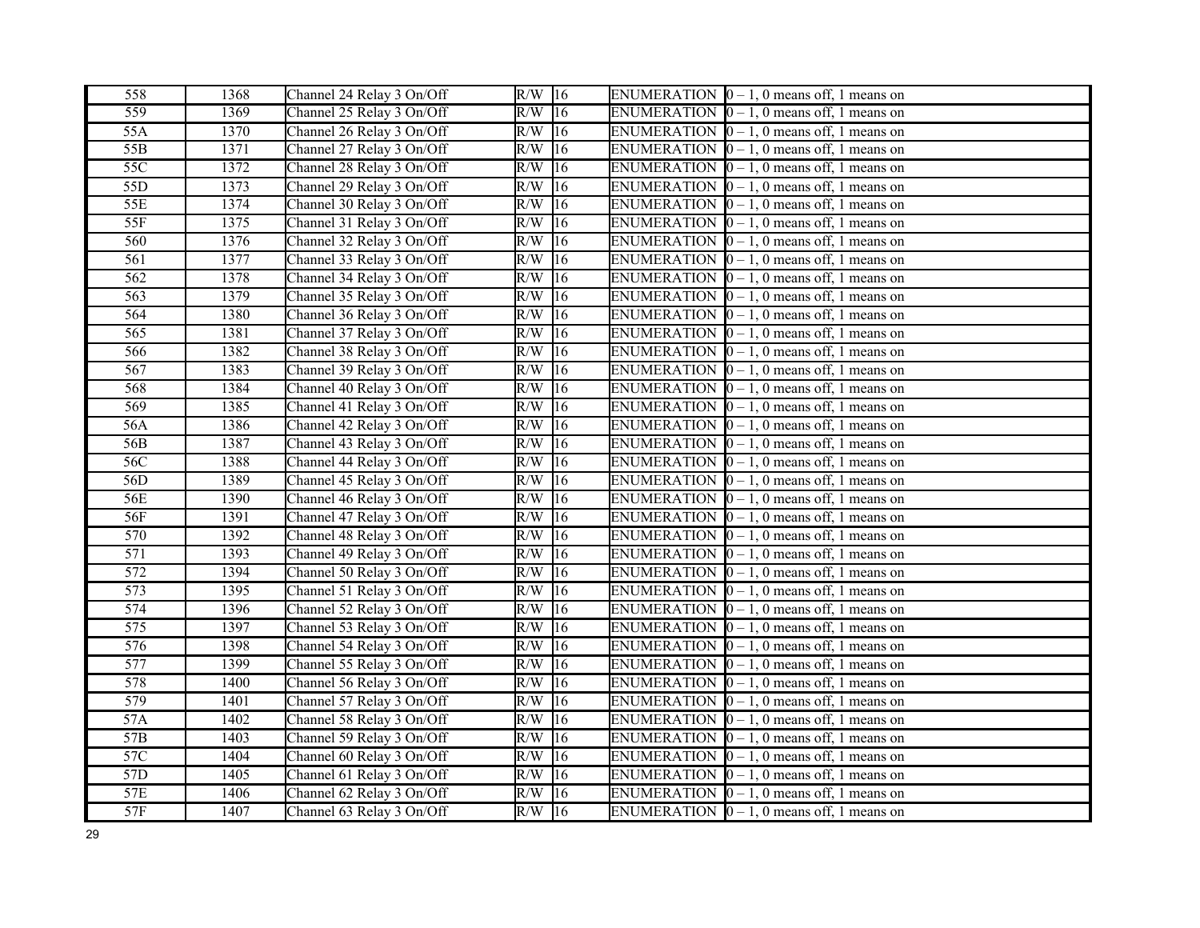| | | | | | | |
|---|---|---|---|---|---|---|
| 558 | 1368 | Channel 24 Relay 3 On/Off | R/W | 16 | ENUMERATION | 0 – 1, 0 means off, 1 means on |
| 559 | 1369 | Channel 25 Relay 3 On/Off | R/W | 16 | ENUMERATION | 0 – 1, 0 means off, 1 means on |
| 55A | 1370 | Channel 26 Relay 3 On/Off | R/W | 16 | ENUMERATION | 0 – 1, 0 means off, 1 means on |
| 55B | 1371 | Channel 27 Relay 3 On/Off | R/W | 16 | ENUMERATION | 0 – 1, 0 means off, 1 means on |
| 55C | 1372 | Channel 28 Relay 3 On/Off | R/W | 16 | ENUMERATION | 0 – 1, 0 means off, 1 means on |
| 55D | 1373 | Channel 29 Relay 3 On/Off | R/W | 16 | ENUMERATION | 0 – 1, 0 means off, 1 means on |
| 55E | 1374 | Channel 30 Relay 3 On/Off | R/W | 16 | ENUMERATION | 0 – 1, 0 means off, 1 means on |
| 55F | 1375 | Channel 31 Relay 3 On/Off | R/W | 16 | ENUMERATION | 0 – 1, 0 means off, 1 means on |
| 560 | 1376 | Channel 32 Relay 3 On/Off | R/W | 16 | ENUMERATION | 0 – 1, 0 means off, 1 means on |
| 561 | 1377 | Channel 33 Relay 3 On/Off | R/W | 16 | ENUMERATION | 0 – 1, 0 means off, 1 means on |
| 562 | 1378 | Channel 34 Relay 3 On/Off | R/W | 16 | ENUMERATION | 0 – 1, 0 means off, 1 means on |
| 563 | 1379 | Channel 35 Relay 3 On/Off | R/W | 16 | ENUMERATION | 0 – 1, 0 means off, 1 means on |
| 564 | 1380 | Channel 36 Relay 3 On/Off | R/W | 16 | ENUMERATION | 0 – 1, 0 means off, 1 means on |
| 565 | 1381 | Channel 37 Relay 3 On/Off | R/W | 16 | ENUMERATION | 0 – 1, 0 means off, 1 means on |
| 566 | 1382 | Channel 38 Relay 3 On/Off | R/W | 16 | ENUMERATION | 0 – 1, 0 means off, 1 means on |
| 567 | 1383 | Channel 39 Relay 3 On/Off | R/W | 16 | ENUMERATION | 0 – 1, 0 means off, 1 means on |
| 568 | 1384 | Channel 40 Relay 3 On/Off | R/W | 16 | ENUMERATION | 0 – 1, 0 means off, 1 means on |
| 569 | 1385 | Channel 41 Relay 3 On/Off | R/W | 16 | ENUMERATION | 0 – 1, 0 means off, 1 means on |
| 56A | 1386 | Channel 42 Relay 3 On/Off | R/W | 16 | ENUMERATION | 0 – 1, 0 means off, 1 means on |
| 56B | 1387 | Channel 43 Relay 3 On/Off | R/W | 16 | ENUMERATION | 0 – 1, 0 means off, 1 means on |
| 56C | 1388 | Channel 44 Relay 3 On/Off | R/W | 16 | ENUMERATION | 0 – 1, 0 means off, 1 means on |
| 56D | 1389 | Channel 45 Relay 3 On/Off | R/W | 16 | ENUMERATION | 0 – 1, 0 means off, 1 means on |
| 56E | 1390 | Channel 46 Relay 3 On/Off | R/W | 16 | ENUMERATION | 0 – 1, 0 means off, 1 means on |
| 56F | 1391 | Channel 47 Relay 3 On/Off | R/W | 16 | ENUMERATION | 0 – 1, 0 means off, 1 means on |
| 570 | 1392 | Channel 48 Relay 3 On/Off | R/W | 16 | ENUMERATION | 0 – 1, 0 means off, 1 means on |
| 571 | 1393 | Channel 49 Relay 3 On/Off | R/W | 16 | ENUMERATION | 0 – 1, 0 means off, 1 means on |
| 572 | 1394 | Channel 50 Relay 3 On/Off | R/W | 16 | ENUMERATION | 0 – 1, 0 means off, 1 means on |
| 573 | 1395 | Channel 51 Relay 3 On/Off | R/W | 16 | ENUMERATION | 0 – 1, 0 means off, 1 means on |
| 574 | 1396 | Channel 52 Relay 3 On/Off | R/W | 16 | ENUMERATION | 0 – 1, 0 means off, 1 means on |
| 575 | 1397 | Channel 53 Relay 3 On/Off | R/W | 16 | ENUMERATION | 0 – 1, 0 means off, 1 means on |
| 576 | 1398 | Channel 54 Relay 3 On/Off | R/W | 16 | ENUMERATION | 0 – 1, 0 means off, 1 means on |
| 577 | 1399 | Channel 55 Relay 3 On/Off | R/W | 16 | ENUMERATION | 0 – 1, 0 means off, 1 means on |
| 578 | 1400 | Channel 56 Relay 3 On/Off | R/W | 16 | ENUMERATION | 0 – 1, 0 means off, 1 means on |
| 579 | 1401 | Channel 57 Relay 3 On/Off | R/W | 16 | ENUMERATION | 0 – 1, 0 means off, 1 means on |
| 57A | 1402 | Channel 58 Relay 3 On/Off | R/W | 16 | ENUMERATION | 0 – 1, 0 means off, 1 means on |
| 57B | 1403 | Channel 59 Relay 3 On/Off | R/W | 16 | ENUMERATION | 0 – 1, 0 means off, 1 means on |
| 57C | 1404 | Channel 60 Relay 3 On/Off | R/W | 16 | ENUMERATION | 0 – 1, 0 means off, 1 means on |
| 57D | 1405 | Channel 61 Relay 3 On/Off | R/W | 16 | ENUMERATION | 0 – 1, 0 means off, 1 means on |
| 57E | 1406 | Channel 62 Relay 3 On/Off | R/W | 16 | ENUMERATION | 0 – 1, 0 means off, 1 means on |
| 57F | 1407 | Channel 63 Relay 3 On/Off | R/W | 16 | ENUMERATION | 0 – 1, 0 means off, 1 means on |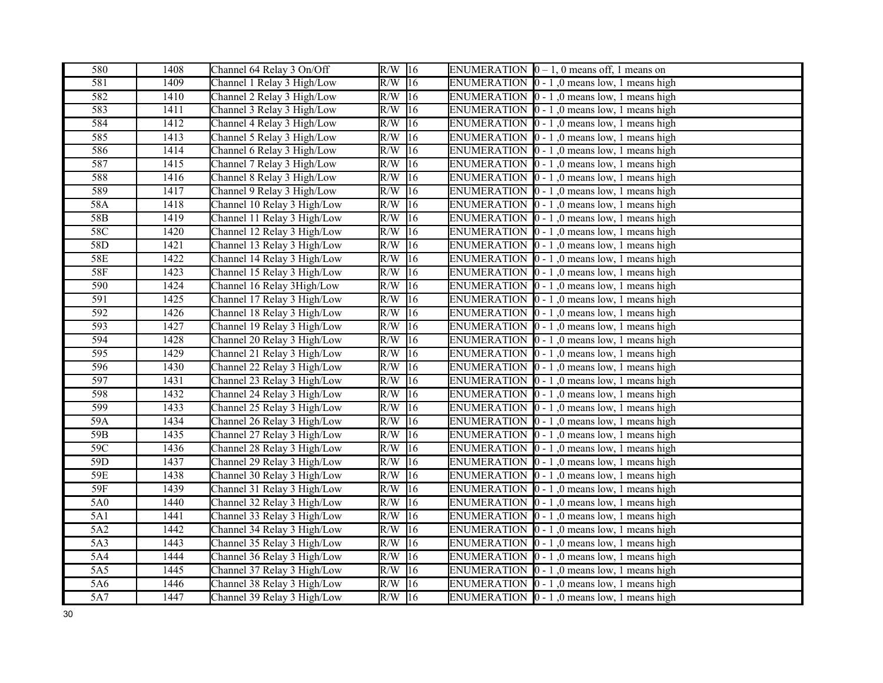| | | | | | | |
|---|---|---|---|---|---|---|
| 580 | 1408 | Channel 64 Relay 3 On/Off | R/W | 16 | ENUMERATION | 0 – 1, 0 means off, 1 means on |
| 581 | 1409 | Channel 1 Relay 3 High/Low | R/W | 16 | ENUMERATION | 0 - 1 ,0 means low, 1 means high |
| 582 | 1410 | Channel 2 Relay 3 High/Low | R/W | 16 | ENUMERATION | 0 - 1 ,0 means low, 1 means high |
| 583 | 1411 | Channel 3 Relay 3 High/Low | R/W | 16 | ENUMERATION | 0 - 1 ,0 means low, 1 means high |
| 584 | 1412 | Channel 4 Relay 3 High/Low | R/W | 16 | ENUMERATION | 0 - 1 ,0 means low, 1 means high |
| 585 | 1413 | Channel 5 Relay 3 High/Low | R/W | 16 | ENUMERATION | 0 - 1 ,0 means low, 1 means high |
| 586 | 1414 | Channel 6 Relay 3 High/Low | R/W | 16 | ENUMERATION | 0 - 1 ,0 means low, 1 means high |
| 587 | 1415 | Channel 7 Relay 3 High/Low | R/W | 16 | ENUMERATION | 0 - 1 ,0 means low, 1 means high |
| 588 | 1416 | Channel 8 Relay 3 High/Low | R/W | 16 | ENUMERATION | 0 - 1 ,0 means low, 1 means high |
| 589 | 1417 | Channel 9 Relay 3 High/Low | R/W | 16 | ENUMERATION | 0 - 1 ,0 means low, 1 means high |
| 58A | 1418 | Channel 10 Relay 3 High/Low | R/W | 16 | ENUMERATION | 0 - 1 ,0 means low, 1 means high |
| 58B | 1419 | Channel 11 Relay 3 High/Low | R/W | 16 | ENUMERATION | 0 - 1 ,0 means low, 1 means high |
| 58C | 1420 | Channel 12 Relay 3 High/Low | R/W | 16 | ENUMERATION | 0 - 1 ,0 means low, 1 means high |
| 58D | 1421 | Channel 13 Relay 3 High/Low | R/W | 16 | ENUMERATION | 0 - 1 ,0 means low, 1 means high |
| 58E | 1422 | Channel 14 Relay 3 High/Low | R/W | 16 | ENUMERATION | 0 - 1 ,0 means low, 1 means high |
| 58F | 1423 | Channel 15 Relay 3 High/Low | R/W | 16 | ENUMERATION | 0 - 1 ,0 means low, 1 means high |
| 590 | 1424 | Channel 16 Relay 3High/Low | R/W | 16 | ENUMERATION | 0 - 1 ,0 means low, 1 means high |
| 591 | 1425 | Channel 17 Relay 3 High/Low | R/W | 16 | ENUMERATION | 0 - 1 ,0 means low, 1 means high |
| 592 | 1426 | Channel 18 Relay 3 High/Low | R/W | 16 | ENUMERATION | 0 - 1 ,0 means low, 1 means high |
| 593 | 1427 | Channel 19 Relay 3 High/Low | R/W | 16 | ENUMERATION | 0 - 1 ,0 means low, 1 means high |
| 594 | 1428 | Channel 20 Relay 3 High/Low | R/W | 16 | ENUMERATION | 0 - 1 ,0 means low, 1 means high |
| 595 | 1429 | Channel 21 Relay 3 High/Low | R/W | 16 | ENUMERATION | 0 - 1 ,0 means low, 1 means high |
| 596 | 1430 | Channel 22 Relay 3 High/Low | R/W | 16 | ENUMERATION | 0 - 1 ,0 means low, 1 means high |
| 597 | 1431 | Channel 23 Relay 3 High/Low | R/W | 16 | ENUMERATION | 0 - 1 ,0 means low, 1 means high |
| 598 | 1432 | Channel 24 Relay 3 High/Low | R/W | 16 | ENUMERATION | 0 - 1 ,0 means low, 1 means high |
| 599 | 1433 | Channel 25 Relay 3 High/Low | R/W | 16 | ENUMERATION | 0 - 1 ,0 means low, 1 means high |
| 59A | 1434 | Channel 26 Relay 3 High/Low | R/W | 16 | ENUMERATION | 0 - 1 ,0 means low, 1 means high |
| 59B | 1435 | Channel 27 Relay 3 High/Low | R/W | 16 | ENUMERATION | 0 - 1 ,0 means low, 1 means high |
| 59C | 1436 | Channel 28 Relay 3 High/Low | R/W | 16 | ENUMERATION | 0 - 1 ,0 means low, 1 means high |
| 59D | 1437 | Channel 29 Relay 3 High/Low | R/W | 16 | ENUMERATION | 0 - 1 ,0 means low, 1 means high |
| 59E | 1438 | Channel 30 Relay 3 High/Low | R/W | 16 | ENUMERATION | 0 - 1 ,0 means low, 1 means high |
| 59F | 1439 | Channel 31 Relay 3 High/Low | R/W | 16 | ENUMERATION | 0 - 1 ,0 means low, 1 means high |
| 5A0 | 1440 | Channel 32 Relay 3 High/Low | R/W | 16 | ENUMERATION | 0 - 1 ,0 means low, 1 means high |
| 5A1 | 1441 | Channel 33 Relay 3 High/Low | R/W | 16 | ENUMERATION | 0 - 1 ,0 means low, 1 means high |
| 5A2 | 1442 | Channel 34 Relay 3 High/Low | R/W | 16 | ENUMERATION | 0 - 1 ,0 means low, 1 means high |
| 5A3 | 1443 | Channel 35 Relay 3 High/Low | R/W | 16 | ENUMERATION | 0 - 1 ,0 means low, 1 means high |
| 5A4 | 1444 | Channel 36 Relay 3 High/Low | R/W | 16 | ENUMERATION | 0 - 1 ,0 means low, 1 means high |
| 5A5 | 1445 | Channel 37 Relay 3 High/Low | R/W | 16 | ENUMERATION | 0 - 1 ,0 means low, 1 means high |
| 5A6 | 1446 | Channel 38 Relay 3 High/Low | R/W | 16 | ENUMERATION | 0 - 1 ,0 means low, 1 means high |
| 5A7 | 1447 | Channel 39 Relay 3 High/Low | R/W | 16 | ENUMERATION | 0 - 1 ,0 means low, 1 means high |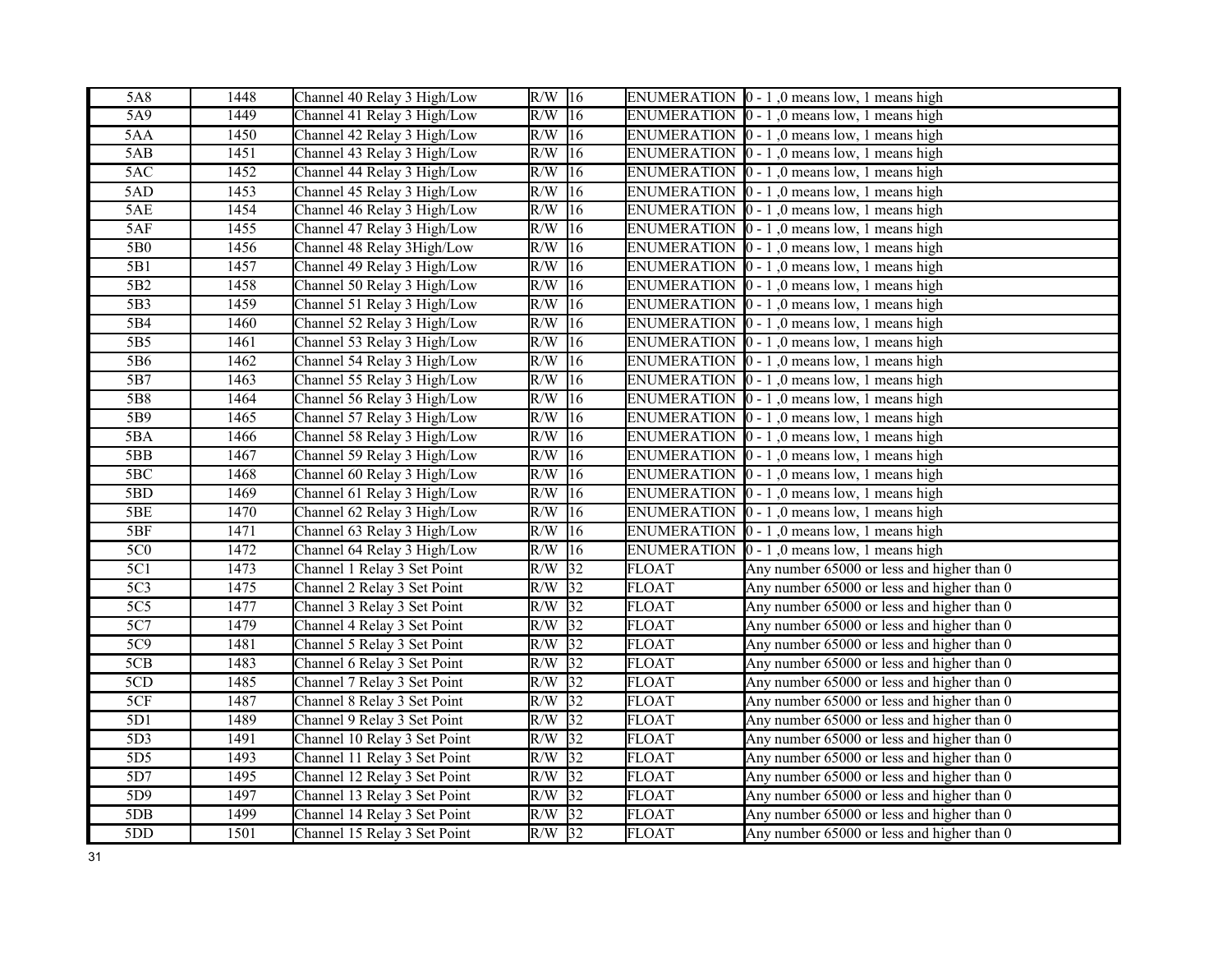| 5A8 | 1448 | Channel 40 Relay 3 High/Low | R/W | 16 | ENUMERATION | 0 - 1 ,0 means low, 1 means high |
|---|---|---|---|---|---|---|
| 5A9 | 1449 | Channel 41 Relay 3 High/Low | R/W | 16 | ENUMERATION | 0 - 1 ,0 means low, 1 means high |
| 5AA | 1450 | Channel 42 Relay 3 High/Low | R/W | 16 | ENUMERATION | 0 - 1 ,0 means low, 1 means high |
| 5AB | 1451 | Channel 43 Relay 3 High/Low | R/W | 16 | ENUMERATION | 0 - 1 ,0 means low, 1 means high |
| 5AC | 1452 | Channel 44 Relay 3 High/Low | R/W | 16 | ENUMERATION | 0 - 1 ,0 means low, 1 means high |
| 5AD | 1453 | Channel 45 Relay 3 High/Low | R/W | 16 | ENUMERATION | 0 - 1 ,0 means low, 1 means high |
| 5AE | 1454 | Channel 46 Relay 3 High/Low | R/W | 16 | ENUMERATION | 0 - 1 ,0 means low, 1 means high |
| 5AF | 1455 | Channel 47 Relay 3 High/Low | R/W | 16 | ENUMERATION | 0 - 1 ,0 means low, 1 means high |
| 5B0 | 1456 | Channel 48 Relay 3High/Low | R/W | 16 | ENUMERATION | 0 - 1 ,0 means low, 1 means high |
| 5B1 | 1457 | Channel 49 Relay 3 High/Low | R/W | 16 | ENUMERATION | 0 - 1 ,0 means low, 1 means high |
| 5B2 | 1458 | Channel 50 Relay 3 High/Low | R/W | 16 | ENUMERATION | 0 - 1 ,0 means low, 1 means high |
| 5B3 | 1459 | Channel 51 Relay 3 High/Low | R/W | 16 | ENUMERATION | 0 - 1 ,0 means low, 1 means high |
| 5B4 | 1460 | Channel 52 Relay 3 High/Low | R/W | 16 | ENUMERATION | 0 - 1 ,0 means low, 1 means high |
| 5B5 | 1461 | Channel 53 Relay 3 High/Low | R/W | 16 | ENUMERATION | 0 - 1 ,0 means low, 1 means high |
| 5B6 | 1462 | Channel 54 Relay 3 High/Low | R/W | 16 | ENUMERATION | 0 - 1 ,0 means low, 1 means high |
| 5B7 | 1463 | Channel 55 Relay 3 High/Low | R/W | 16 | ENUMERATION | 0 - 1 ,0 means low, 1 means high |
| 5B8 | 1464 | Channel 56 Relay 3 High/Low | R/W | 16 | ENUMERATION | 0 - 1 ,0 means low, 1 means high |
| 5B9 | 1465 | Channel 57 Relay 3 High/Low | R/W | 16 | ENUMERATION | 0 - 1 ,0 means low, 1 means high |
| 5BA | 1466 | Channel 58 Relay 3 High/Low | R/W | 16 | ENUMERATION | 0 - 1 ,0 means low, 1 means high |
| 5BB | 1467 | Channel 59 Relay 3 High/Low | R/W | 16 | ENUMERATION | 0 - 1 ,0 means low, 1 means high |
| 5BC | 1468 | Channel 60 Relay 3 High/Low | R/W | 16 | ENUMERATION | 0 - 1 ,0 means low, 1 means high |
| 5BD | 1469 | Channel 61 Relay 3 High/Low | R/W | 16 | ENUMERATION | 0 - 1 ,0 means low, 1 means high |
| 5BE | 1470 | Channel 62 Relay 3 High/Low | R/W | 16 | ENUMERATION | 0 - 1 ,0 means low, 1 means high |
| 5BF | 1471 | Channel 63 Relay 3 High/Low | R/W | 16 | ENUMERATION | 0 - 1 ,0 means low, 1 means high |
| 5C0 | 1472 | Channel 64 Relay 3 High/Low | R/W | 16 | ENUMERATION | 0 - 1 ,0 means low, 1 means high |
| 5C1 | 1473 | Channel 1 Relay 3 Set Point | R/W | 32 | FLOAT | Any number 65000 or less and higher than 0 |
| 5C3 | 1475 | Channel 2 Relay 3 Set Point | R/W | 32 | FLOAT | Any number 65000 or less and higher than 0 |
| 5C5 | 1477 | Channel 3 Relay 3 Set Point | R/W | 32 | FLOAT | Any number 65000 or less and higher than 0 |
| 5C7 | 1479 | Channel 4 Relay 3 Set Point | R/W | 32 | FLOAT | Any number 65000 or less and higher than 0 |
| 5C9 | 1481 | Channel 5 Relay 3 Set Point | R/W | 32 | FLOAT | Any number 65000 or less and higher than 0 |
| 5CB | 1483 | Channel 6 Relay 3 Set Point | R/W | 32 | FLOAT | Any number 65000 or less and higher than 0 |
| 5CD | 1485 | Channel 7 Relay 3 Set Point | R/W | 32 | FLOAT | Any number 65000 or less and higher than 0 |
| 5CF | 1487 | Channel 8 Relay 3 Set Point | R/W | 32 | FLOAT | Any number 65000 or less and higher than 0 |
| 5D1 | 1489 | Channel 9 Relay 3 Set Point | R/W | 32 | FLOAT | Any number 65000 or less and higher than 0 |
| 5D3 | 1491 | Channel 10 Relay 3 Set Point | R/W | 32 | FLOAT | Any number 65000 or less and higher than 0 |
| 5D5 | 1493 | Channel 11 Relay 3 Set Point | R/W | 32 | FLOAT | Any number 65000 or less and higher than 0 |
| 5D7 | 1495 | Channel 12 Relay 3 Set Point | R/W | 32 | FLOAT | Any number 65000 or less and higher than 0 |
| 5D9 | 1497 | Channel 13 Relay 3 Set Point | R/W | 32 | FLOAT | Any number 65000 or less and higher than 0 |
| 5DB | 1499 | Channel 14 Relay 3 Set Point | R/W | 32 | FLOAT | Any number 65000 or less and higher than 0 |
| 5DD | 1501 | Channel 15 Relay 3 Set Point | R/W | 32 | FLOAT | Any number 65000 or less and higher than 0 |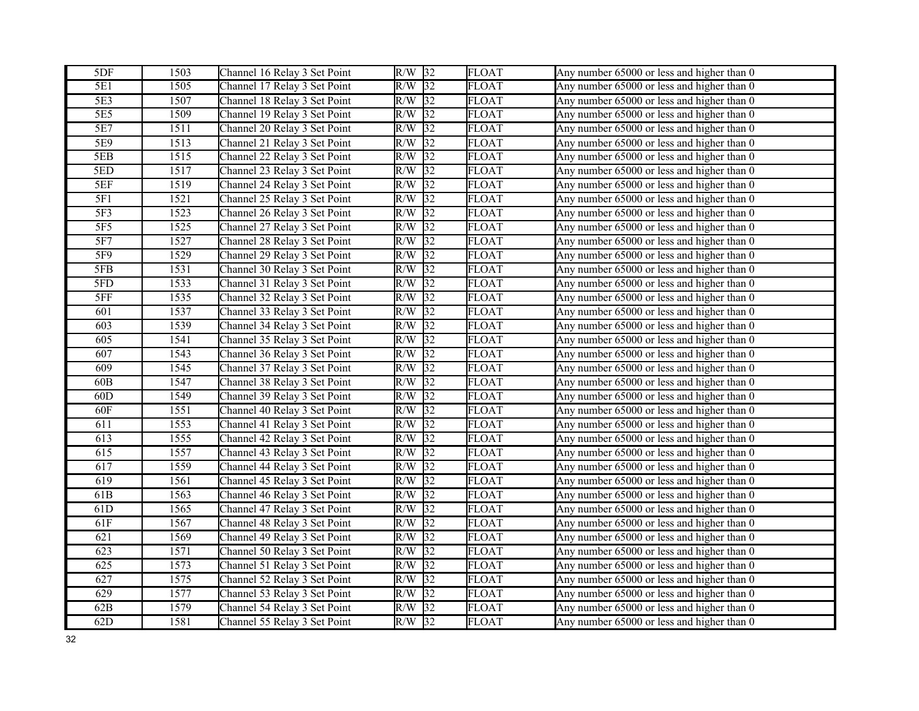| 5DF | 1503 | Channel 16 Relay 3 Set Point | R/W | 32 | FLOAT | Any number 65000 or less and higher than 0 |
|---|---|---|---|---|---|---|
| 5E1 | 1505 | Channel 17 Relay 3 Set Point | R/W | 32 | FLOAT | Any number 65000 or less and higher than 0 |
| 5E3 | 1507 | Channel 18 Relay 3 Set Point | R/W | 32 | FLOAT | Any number 65000 or less and higher than 0 |
| 5E5 | 1509 | Channel 19 Relay 3 Set Point | R/W | 32 | FLOAT | Any number 65000 or less and higher than 0 |
| 5E7 | 1511 | Channel 20 Relay 3 Set Point | R/W | 32 | FLOAT | Any number 65000 or less and higher than 0 |
| 5E9 | 1513 | Channel 21 Relay 3 Set Point | R/W | 32 | FLOAT | Any number 65000 or less and higher than 0 |
| 5EB | 1515 | Channel 22 Relay 3 Set Point | R/W | 32 | FLOAT | Any number 65000 or less and higher than 0 |
| 5ED | 1517 | Channel 23 Relay 3 Set Point | R/W | 32 | FLOAT | Any number 65000 or less and higher than 0 |
| 5EF | 1519 | Channel 24 Relay 3 Set Point | R/W | 32 | FLOAT | Any number 65000 or less and higher than 0 |
| 5F1 | 1521 | Channel 25 Relay 3 Set Point | R/W | 32 | FLOAT | Any number 65000 or less and higher than 0 |
| 5F3 | 1523 | Channel 26 Relay 3 Set Point | R/W | 32 | FLOAT | Any number 65000 or less and higher than 0 |
| 5F5 | 1525 | Channel 27 Relay 3 Set Point | R/W | 32 | FLOAT | Any number 65000 or less and higher than 0 |
| 5F7 | 1527 | Channel 28 Relay 3 Set Point | R/W | 32 | FLOAT | Any number 65000 or less and higher than 0 |
| 5F9 | 1529 | Channel 29 Relay 3 Set Point | R/W | 32 | FLOAT | Any number 65000 or less and higher than 0 |
| 5FB | 1531 | Channel 30 Relay 3 Set Point | R/W | 32 | FLOAT | Any number 65000 or less and higher than 0 |
| 5FD | 1533 | Channel 31 Relay 3 Set Point | R/W | 32 | FLOAT | Any number 65000 or less and higher than 0 |
| 5FF | 1535 | Channel 32 Relay 3 Set Point | R/W | 32 | FLOAT | Any number 65000 or less and higher than 0 |
| 601 | 1537 | Channel 33 Relay 3 Set Point | R/W | 32 | FLOAT | Any number 65000 or less and higher than 0 |
| 603 | 1539 | Channel 34 Relay 3 Set Point | R/W | 32 | FLOAT | Any number 65000 or less and higher than 0 |
| 605 | 1541 | Channel 35 Relay 3 Set Point | R/W | 32 | FLOAT | Any number 65000 or less and higher than 0 |
| 607 | 1543 | Channel 36 Relay 3 Set Point | R/W | 32 | FLOAT | Any number 65000 or less and higher than 0 |
| 609 | 1545 | Channel 37 Relay 3 Set Point | R/W | 32 | FLOAT | Any number 65000 or less and higher than 0 |
| 60B | 1547 | Channel 38 Relay 3 Set Point | R/W | 32 | FLOAT | Any number 65000 or less and higher than 0 |
| 60D | 1549 | Channel 39 Relay 3 Set Point | R/W | 32 | FLOAT | Any number 65000 or less and higher than 0 |
| 60F | 1551 | Channel 40 Relay 3 Set Point | R/W | 32 | FLOAT | Any number 65000 or less and higher than 0 |
| 611 | 1553 | Channel 41 Relay 3 Set Point | R/W | 32 | FLOAT | Any number 65000 or less and higher than 0 |
| 613 | 1555 | Channel 42 Relay 3 Set Point | R/W | 32 | FLOAT | Any number 65000 or less and higher than 0 |
| 615 | 1557 | Channel 43 Relay 3 Set Point | R/W | 32 | FLOAT | Any number 65000 or less and higher than 0 |
| 617 | 1559 | Channel 44 Relay 3 Set Point | R/W | 32 | FLOAT | Any number 65000 or less and higher than 0 |
| 619 | 1561 | Channel 45 Relay 3 Set Point | R/W | 32 | FLOAT | Any number 65000 or less and higher than 0 |
| 61B | 1563 | Channel 46 Relay 3 Set Point | R/W | 32 | FLOAT | Any number 65000 or less and higher than 0 |
| 61D | 1565 | Channel 47 Relay 3 Set Point | R/W | 32 | FLOAT | Any number 65000 or less and higher than 0 |
| 61F | 1567 | Channel 48 Relay 3 Set Point | R/W | 32 | FLOAT | Any number 65000 or less and higher than 0 |
| 621 | 1569 | Channel 49 Relay 3 Set Point | R/W | 32 | FLOAT | Any number 65000 or less and higher than 0 |
| 623 | 1571 | Channel 50 Relay 3 Set Point | R/W | 32 | FLOAT | Any number 65000 or less and higher than 0 |
| 625 | 1573 | Channel 51 Relay 3 Set Point | R/W | 32 | FLOAT | Any number 65000 or less and higher than 0 |
| 627 | 1575 | Channel 52 Relay 3 Set Point | R/W | 32 | FLOAT | Any number 65000 or less and higher than 0 |
| 629 | 1577 | Channel 53 Relay 3 Set Point | R/W | 32 | FLOAT | Any number 65000 or less and higher than 0 |
| 62B | 1579 | Channel 54 Relay 3 Set Point | R/W | 32 | FLOAT | Any number 65000 or less and higher than 0 |
| 62D | 1581 | Channel 55 Relay 3 Set Point | R/W | 32 | FLOAT | Any number 65000 or less and higher than 0 |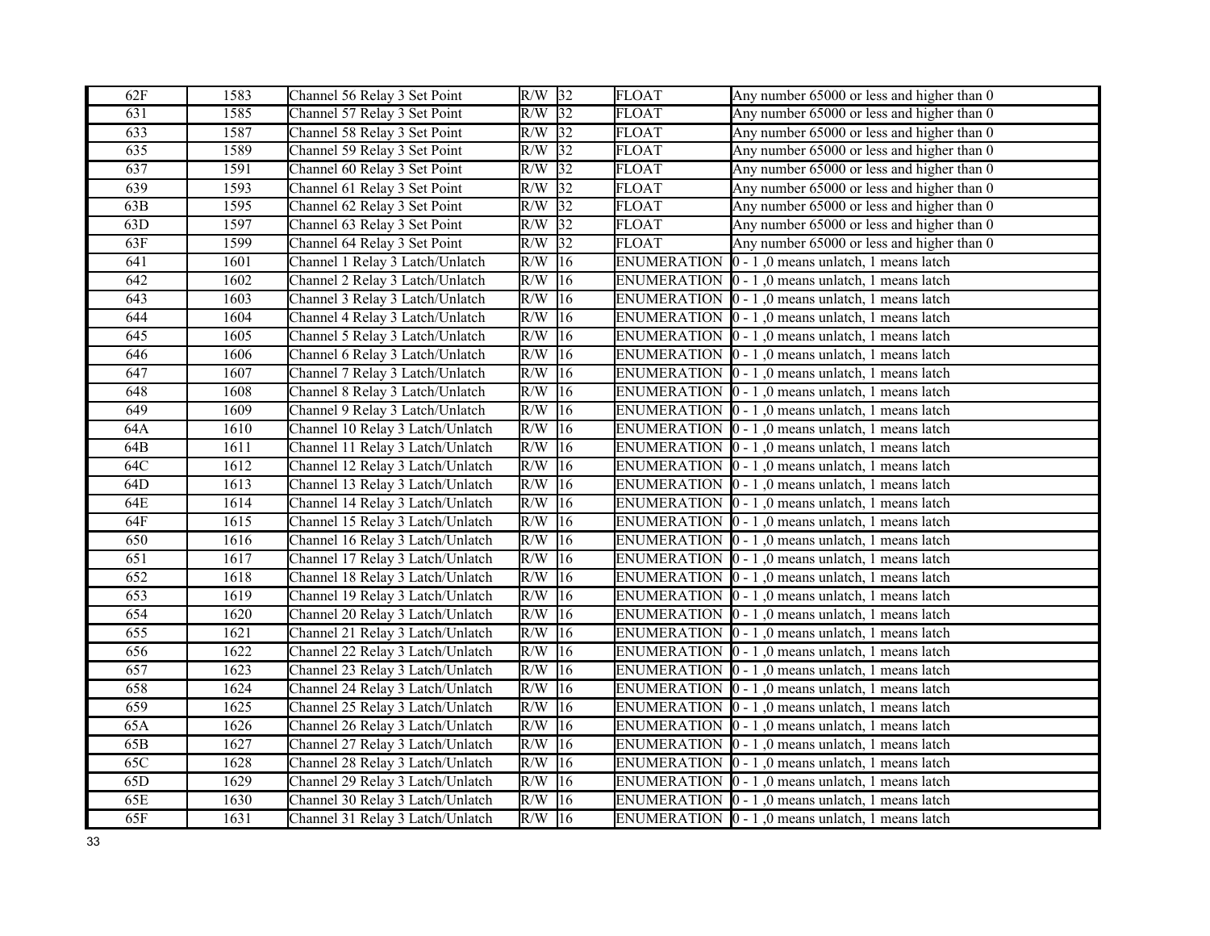| 62F | 1583 | Channel 56 Relay 3 Set Point | R/W | 32 | FLOAT | Any number 65000 or less and higher than 0 |
|---|---|---|---|---|---|---|
| 631 | 1585 | Channel 57 Relay 3 Set Point | R/W | 32 | FLOAT | Any number 65000 or less and higher than 0 |
| 633 | 1587 | Channel 58 Relay 3 Set Point | R/W | 32 | FLOAT | Any number 65000 or less and higher than 0 |
| 635 | 1589 | Channel 59 Relay 3 Set Point | R/W | 32 | FLOAT | Any number 65000 or less and higher than 0 |
| 637 | 1591 | Channel 60 Relay 3 Set Point | R/W | 32 | FLOAT | Any number 65000 or less and higher than 0 |
| 639 | 1593 | Channel 61 Relay 3 Set Point | R/W | 32 | FLOAT | Any number 65000 or less and higher than 0 |
| 63B | 1595 | Channel 62 Relay 3 Set Point | R/W | 32 | FLOAT | Any number 65000 or less and higher than 0 |
| 63D | 1597 | Channel 63 Relay 3 Set Point | R/W | 32 | FLOAT | Any number 65000 or less and higher than 0 |
| 63F | 1599 | Channel 64 Relay 3 Set Point | R/W | 32 | FLOAT | Any number 65000 or less and higher than 0 |
| 641 | 1601 | Channel 1 Relay 3 Latch/Unlatch | R/W | 16 | ENUMERATION | 0 - 1 ,0 means unlatch, 1 means latch |
| 642 | 1602 | Channel 2 Relay 3 Latch/Unlatch | R/W | 16 | ENUMERATION | 0 - 1 ,0 means unlatch, 1 means latch |
| 643 | 1603 | Channel 3 Relay 3 Latch/Unlatch | R/W | 16 | ENUMERATION | 0 - 1 ,0 means unlatch, 1 means latch |
| 644 | 1604 | Channel 4 Relay 3 Latch/Unlatch | R/W | 16 | ENUMERATION | 0 - 1 ,0 means unlatch, 1 means latch |
| 645 | 1605 | Channel 5 Relay 3 Latch/Unlatch | R/W | 16 | ENUMERATION | 0 - 1 ,0 means unlatch, 1 means latch |
| 646 | 1606 | Channel 6 Relay 3 Latch/Unlatch | R/W | 16 | ENUMERATION | 0 - 1 ,0 means unlatch, 1 means latch |
| 647 | 1607 | Channel 7 Relay 3 Latch/Unlatch | R/W | 16 | ENUMERATION | 0 - 1 ,0 means unlatch, 1 means latch |
| 648 | 1608 | Channel 8 Relay 3 Latch/Unlatch | R/W | 16 | ENUMERATION | 0 - 1 ,0 means unlatch, 1 means latch |
| 649 | 1609 | Channel 9 Relay 3 Latch/Unlatch | R/W | 16 | ENUMERATION | 0 - 1 ,0 means unlatch, 1 means latch |
| 64A | 1610 | Channel 10 Relay 3 Latch/Unlatch | R/W | 16 | ENUMERATION | 0 - 1 ,0 means unlatch, 1 means latch |
| 64B | 1611 | Channel 11 Relay 3 Latch/Unlatch | R/W | 16 | ENUMERATION | 0 - 1 ,0 means unlatch, 1 means latch |
| 64C | 1612 | Channel 12 Relay 3 Latch/Unlatch | R/W | 16 | ENUMERATION | 0 - 1 ,0 means unlatch, 1 means latch |
| 64D | 1613 | Channel 13 Relay 3 Latch/Unlatch | R/W | 16 | ENUMERATION | 0 - 1 ,0 means unlatch, 1 means latch |
| 64E | 1614 | Channel 14 Relay 3 Latch/Unlatch | R/W | 16 | ENUMERATION | 0 - 1 ,0 means unlatch, 1 means latch |
| 64F | 1615 | Channel 15 Relay 3 Latch/Unlatch | R/W | 16 | ENUMERATION | 0 - 1 ,0 means unlatch, 1 means latch |
| 650 | 1616 | Channel 16 Relay 3 Latch/Unlatch | R/W | 16 | ENUMERATION | 0 - 1 ,0 means unlatch, 1 means latch |
| 651 | 1617 | Channel 17 Relay 3 Latch/Unlatch | R/W | 16 | ENUMERATION | 0 - 1 ,0 means unlatch, 1 means latch |
| 652 | 1618 | Channel 18 Relay 3 Latch/Unlatch | R/W | 16 | ENUMERATION | 0 - 1 ,0 means unlatch, 1 means latch |
| 653 | 1619 | Channel 19 Relay 3 Latch/Unlatch | R/W | 16 | ENUMERATION | 0 - 1 ,0 means unlatch, 1 means latch |
| 654 | 1620 | Channel 20 Relay 3 Latch/Unlatch | R/W | 16 | ENUMERATION | 0 - 1 ,0 means unlatch, 1 means latch |
| 655 | 1621 | Channel 21 Relay 3 Latch/Unlatch | R/W | 16 | ENUMERATION | 0 - 1 ,0 means unlatch, 1 means latch |
| 656 | 1622 | Channel 22 Relay 3 Latch/Unlatch | R/W | 16 | ENUMERATION | 0 - 1 ,0 means unlatch, 1 means latch |
| 657 | 1623 | Channel 23 Relay 3 Latch/Unlatch | R/W | 16 | ENUMERATION | 0 - 1 ,0 means unlatch, 1 means latch |
| 658 | 1624 | Channel 24 Relay 3 Latch/Unlatch | R/W | 16 | ENUMERATION | 0 - 1 ,0 means unlatch, 1 means latch |
| 659 | 1625 | Channel 25 Relay 3 Latch/Unlatch | R/W | 16 | ENUMERATION | 0 - 1 ,0 means unlatch, 1 means latch |
| 65A | 1626 | Channel 26 Relay 3 Latch/Unlatch | R/W | 16 | ENUMERATION | 0 - 1 ,0 means unlatch, 1 means latch |
| 65B | 1627 | Channel 27 Relay 3 Latch/Unlatch | R/W | 16 | ENUMERATION | 0 - 1 ,0 means unlatch, 1 means latch |
| 65C | 1628 | Channel 28 Relay 3 Latch/Unlatch | R/W | 16 | ENUMERATION | 0 - 1 ,0 means unlatch, 1 means latch |
| 65D | 1629 | Channel 29 Relay 3 Latch/Unlatch | R/W | 16 | ENUMERATION | 0 - 1 ,0 means unlatch, 1 means latch |
| 65E | 1630 | Channel 30 Relay 3 Latch/Unlatch | R/W | 16 | ENUMERATION | 0 - 1 ,0 means unlatch, 1 means latch |
| 65F | 1631 | Channel 31 Relay 3 Latch/Unlatch | R/W | 16 | ENUMERATION | 0 - 1 ,0 means unlatch, 1 means latch |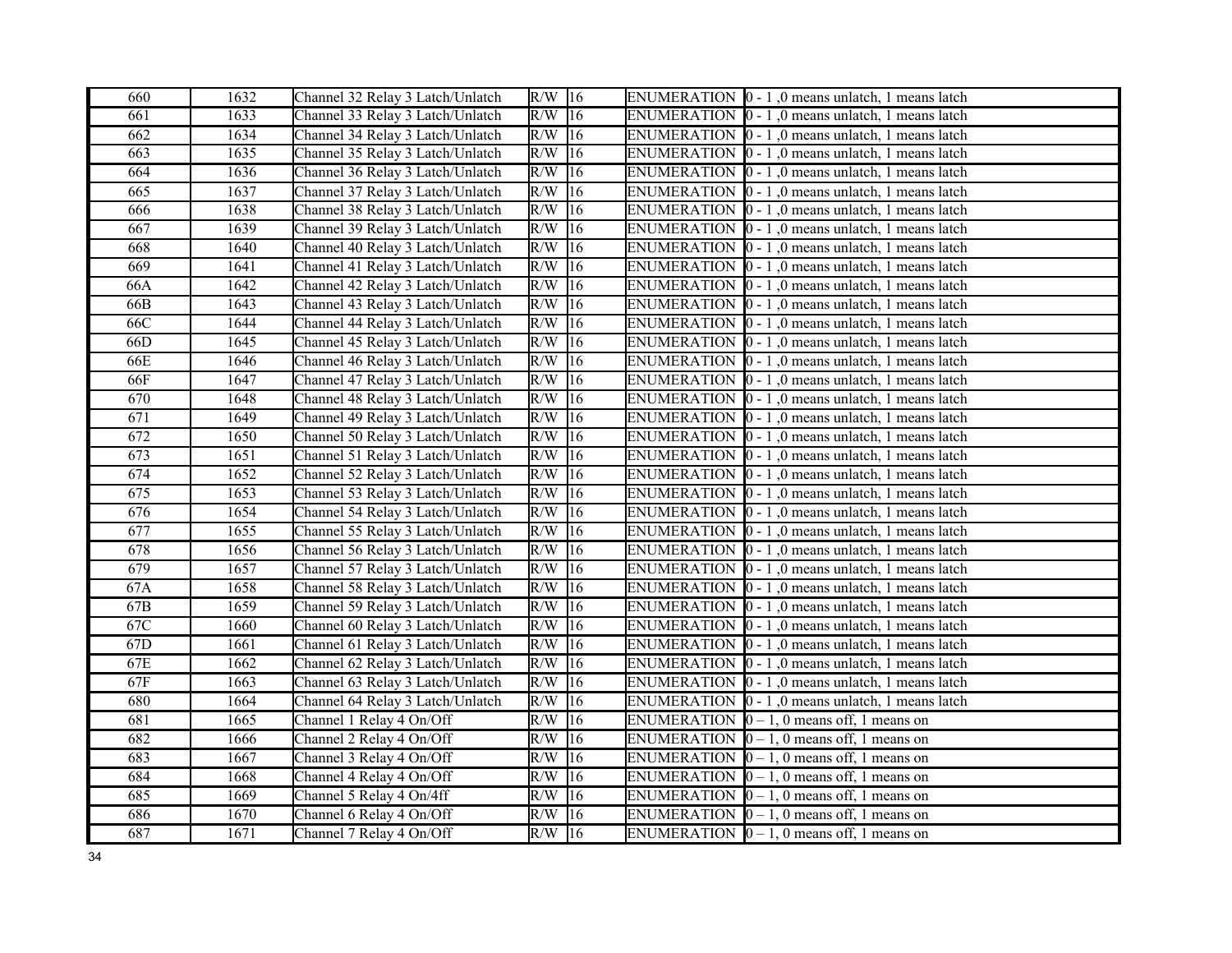| 660 | 1632 | Channel 32 Relay 3 Latch/Unlatch | R/W | 16 | | ENUMERATION | 0 - 1 ,0 means unlatch, 1 means latch |
|---|---|---|---|---|---|---|---|
| 661 | 1633 | Channel 33 Relay 3 Latch/Unlatch | R/W | 16 | | ENUMERATION | 0 - 1 ,0 means unlatch, 1 means latch |
| 662 | 1634 | Channel 34 Relay 3 Latch/Unlatch | R/W | 16 | | ENUMERATION | 0 - 1 ,0 means unlatch, 1 means latch |
| 663 | 1635 | Channel 35 Relay 3 Latch/Unlatch | R/W | 16 | | ENUMERATION | 0 - 1 ,0 means unlatch, 1 means latch |
| 664 | 1636 | Channel 36 Relay 3 Latch/Unlatch | R/W | 16 | | ENUMERATION | 0 - 1 ,0 means unlatch, 1 means latch |
| 665 | 1637 | Channel 37 Relay 3 Latch/Unlatch | R/W | 16 | | ENUMERATION | 0 - 1 ,0 means unlatch, 1 means latch |
| 666 | 1638 | Channel 38 Relay 3 Latch/Unlatch | R/W | 16 | | ENUMERATION | 0 - 1 ,0 means unlatch, 1 means latch |
| 667 | 1639 | Channel 39 Relay 3 Latch/Unlatch | R/W | 16 | | ENUMERATION | 0 - 1 ,0 means unlatch, 1 means latch |
| 668 | 1640 | Channel 40 Relay 3 Latch/Unlatch | R/W | 16 | | ENUMERATION | 0 - 1 ,0 means unlatch, 1 means latch |
| 669 | 1641 | Channel 41 Relay 3 Latch/Unlatch | R/W | 16 | | ENUMERATION | 0 - 1 ,0 means unlatch, 1 means latch |
| 66A | 1642 | Channel 42 Relay 3 Latch/Unlatch | R/W | 16 | | ENUMERATION | 0 - 1 ,0 means unlatch, 1 means latch |
| 66B | 1643 | Channel 43 Relay 3 Latch/Unlatch | R/W | 16 | | ENUMERATION | 0 - 1 ,0 means unlatch, 1 means latch |
| 66C | 1644 | Channel 44 Relay 3 Latch/Unlatch | R/W | 16 | | ENUMERATION | 0 - 1 ,0 means unlatch, 1 means latch |
| 66D | 1645 | Channel 45 Relay 3 Latch/Unlatch | R/W | 16 | | ENUMERATION | 0 - 1 ,0 means unlatch, 1 means latch |
| 66E | 1646 | Channel 46 Relay 3 Latch/Unlatch | R/W | 16 | | ENUMERATION | 0 - 1 ,0 means unlatch, 1 means latch |
| 66F | 1647 | Channel 47 Relay 3 Latch/Unlatch | R/W | 16 | | ENUMERATION | 0 - 1 ,0 means unlatch, 1 means latch |
| 670 | 1648 | Channel 48 Relay 3 Latch/Unlatch | R/W | 16 | | ENUMERATION | 0 - 1 ,0 means unlatch, 1 means latch |
| 671 | 1649 | Channel 49 Relay 3 Latch/Unlatch | R/W | 16 | | ENUMERATION | 0 - 1 ,0 means unlatch, 1 means latch |
| 672 | 1650 | Channel 50 Relay 3 Latch/Unlatch | R/W | 16 | | ENUMERATION | 0 - 1 ,0 means unlatch, 1 means latch |
| 673 | 1651 | Channel 51 Relay 3 Latch/Unlatch | R/W | 16 | | ENUMERATION | 0 - 1 ,0 means unlatch, 1 means latch |
| 674 | 1652 | Channel 52 Relay 3 Latch/Unlatch | R/W | 16 | | ENUMERATION | 0 - 1 ,0 means unlatch, 1 means latch |
| 675 | 1653 | Channel 53 Relay 3 Latch/Unlatch | R/W | 16 | | ENUMERATION | 0 - 1 ,0 means unlatch, 1 means latch |
| 676 | 1654 | Channel 54 Relay 3 Latch/Unlatch | R/W | 16 | | ENUMERATION | 0 - 1 ,0 means unlatch, 1 means latch |
| 677 | 1655 | Channel 55 Relay 3 Latch/Unlatch | R/W | 16 | | ENUMERATION | 0 - 1 ,0 means unlatch, 1 means latch |
| 678 | 1656 | Channel 56 Relay 3 Latch/Unlatch | R/W | 16 | | ENUMERATION | 0 - 1 ,0 means unlatch, 1 means latch |
| 679 | 1657 | Channel 57 Relay 3 Latch/Unlatch | R/W | 16 | | ENUMERATION | 0 - 1 ,0 means unlatch, 1 means latch |
| 67A | 1658 | Channel 58 Relay 3 Latch/Unlatch | R/W | 16 | | ENUMERATION | 0 - 1 ,0 means unlatch, 1 means latch |
| 67B | 1659 | Channel 59 Relay 3 Latch/Unlatch | R/W | 16 | | ENUMERATION | 0 - 1 ,0 means unlatch, 1 means latch |
| 67C | 1660 | Channel 60 Relay 3 Latch/Unlatch | R/W | 16 | | ENUMERATION | 0 - 1 ,0 means unlatch, 1 means latch |
| 67D | 1661 | Channel 61 Relay 3 Latch/Unlatch | R/W | 16 | | ENUMERATION | 0 - 1 ,0 means unlatch, 1 means latch |
| 67E | 1662 | Channel 62 Relay 3 Latch/Unlatch | R/W | 16 | | ENUMERATION | 0 - 1 ,0 means unlatch, 1 means latch |
| 67F | 1663 | Channel 63 Relay 3 Latch/Unlatch | R/W | 16 | | ENUMERATION | 0 - 1 ,0 means unlatch, 1 means latch |
| 680 | 1664 | Channel 64 Relay 3 Latch/Unlatch | R/W | 16 | | ENUMERATION | 0 - 1 ,0 means unlatch, 1 means latch |
| 681 | 1665 | Channel 1 Relay 4 On/Off | R/W | 16 | | ENUMERATION | 0 – 1, 0 means off, 1 means on |
| 682 | 1666 | Channel 2 Relay 4 On/Off | R/W | 16 | | ENUMERATION | 0 – 1, 0 means off, 1 means on |
| 683 | 1667 | Channel 3 Relay 4 On/Off | R/W | 16 | | ENUMERATION | 0 – 1, 0 means off, 1 means on |
| 684 | 1668 | Channel 4 Relay 4 On/Off | R/W | 16 | | ENUMERATION | 0 – 1, 0 means off, 1 means on |
| 685 | 1669 | Channel 5 Relay 4 On/4ff | R/W | 16 | | ENUMERATION | 0 – 1, 0 means off, 1 means on |
| 686 | 1670 | Channel 6 Relay 4 On/Off | R/W | 16 | | ENUMERATION | 0 – 1, 0 means off, 1 means on |
| 687 | 1671 | Channel 7 Relay 4 On/Off | R/W | 16 | | ENUMERATION | 0 – 1, 0 means off, 1 means on |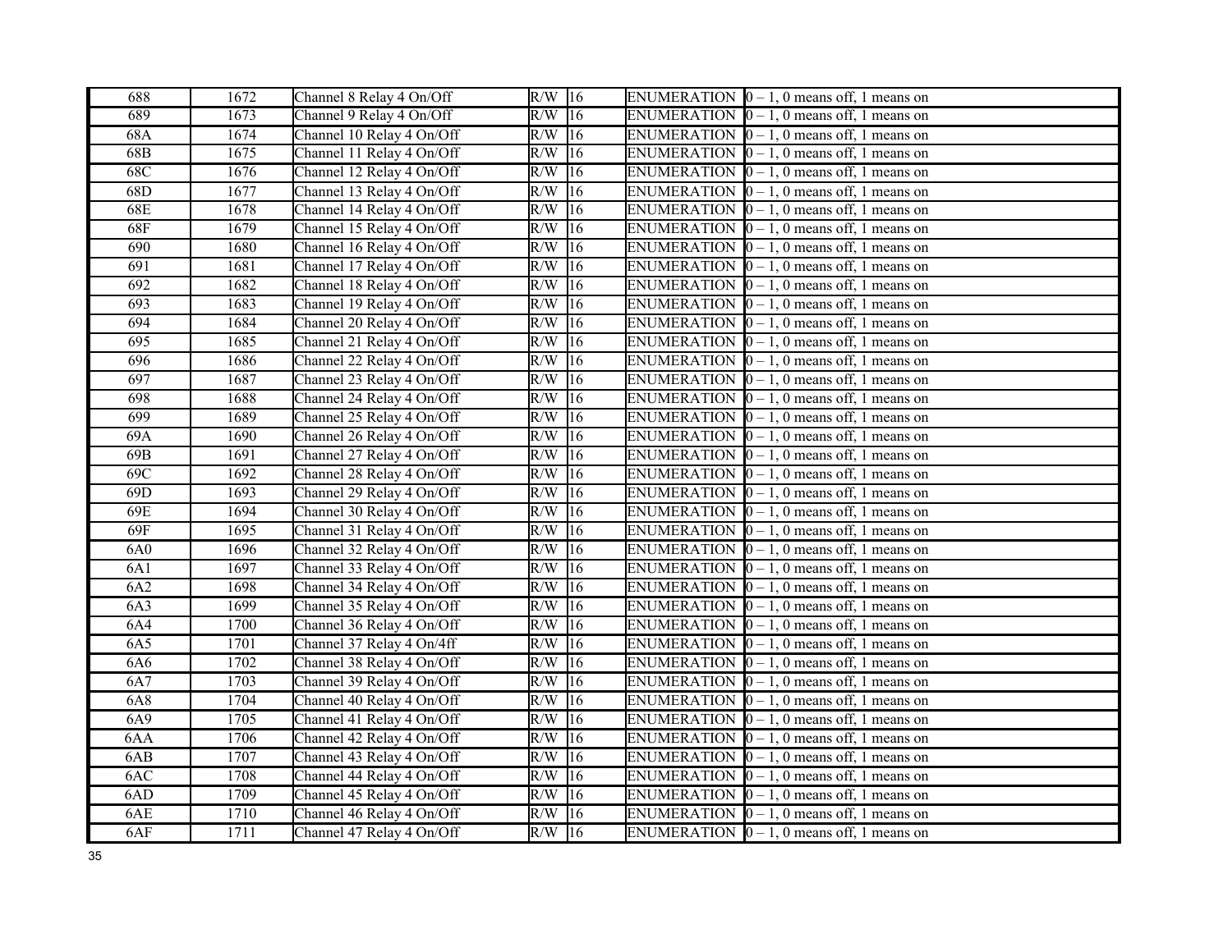| 688 | 1672 | Channel 8 Relay 4 On/Off | R/W | 16 | | ENUMERATION | 0 – 1, 0 means off, 1 means on |
|---|---|---|---|---|---|---|---|
| 689 | 1673 | Channel 9 Relay 4 On/Off | R/W | 16 | | ENUMERATION | 0 – 1, 0 means off, 1 means on |
| 68A | 1674 | Channel 10 Relay 4 On/Off | R/W | 16 | | ENUMERATION | 0 – 1, 0 means off, 1 means on |
| 68B | 1675 | Channel 11 Relay 4 On/Off | R/W | 16 | | ENUMERATION | 0 – 1, 0 means off, 1 means on |
| 68C | 1676 | Channel 12 Relay 4 On/Off | R/W | 16 | | ENUMERATION | 0 – 1, 0 means off, 1 means on |
| 68D | 1677 | Channel 13 Relay 4 On/Off | R/W | 16 | | ENUMERATION | 0 – 1, 0 means off, 1 means on |
| 68E | 1678 | Channel 14 Relay 4 On/Off | R/W | 16 | | ENUMERATION | 0 – 1, 0 means off, 1 means on |
| 68F | 1679 | Channel 15 Relay 4 On/Off | R/W | 16 | | ENUMERATION | 0 – 1, 0 means off, 1 means on |
| 690 | 1680 | Channel 16 Relay 4 On/Off | R/W | 16 | | ENUMERATION | 0 – 1, 0 means off, 1 means on |
| 691 | 1681 | Channel 17 Relay 4 On/Off | R/W | 16 | | ENUMERATION | 0 – 1, 0 means off, 1 means on |
| 692 | 1682 | Channel 18 Relay 4 On/Off | R/W | 16 | | ENUMERATION | 0 – 1, 0 means off, 1 means on |
| 693 | 1683 | Channel 19 Relay 4 On/Off | R/W | 16 | | ENUMERATION | 0 – 1, 0 means off, 1 means on |
| 694 | 1684 | Channel 20 Relay 4 On/Off | R/W | 16 | | ENUMERATION | 0 – 1, 0 means off, 1 means on |
| 695 | 1685 | Channel 21 Relay 4 On/Off | R/W | 16 | | ENUMERATION | 0 – 1, 0 means off, 1 means on |
| 696 | 1686 | Channel 22 Relay 4 On/Off | R/W | 16 | | ENUMERATION | 0 – 1, 0 means off, 1 means on |
| 697 | 1687 | Channel 23 Relay 4 On/Off | R/W | 16 | | ENUMERATION | 0 – 1, 0 means off, 1 means on |
| 698 | 1688 | Channel 24 Relay 4 On/Off | R/W | 16 | | ENUMERATION | 0 – 1, 0 means off, 1 means on |
| 699 | 1689 | Channel 25 Relay 4 On/Off | R/W | 16 | | ENUMERATION | 0 – 1, 0 means off, 1 means on |
| 69A | 1690 | Channel 26 Relay 4 On/Off | R/W | 16 | | ENUMERATION | 0 – 1, 0 means off, 1 means on |
| 69B | 1691 | Channel 27 Relay 4 On/Off | R/W | 16 | | ENUMERATION | 0 – 1, 0 means off, 1 means on |
| 69C | 1692 | Channel 28 Relay 4 On/Off | R/W | 16 | | ENUMERATION | 0 – 1, 0 means off, 1 means on |
| 69D | 1693 | Channel 29 Relay 4 On/Off | R/W | 16 | | ENUMERATION | 0 – 1, 0 means off, 1 means on |
| 69E | 1694 | Channel 30 Relay 4 On/Off | R/W | 16 | | ENUMERATION | 0 – 1, 0 means off, 1 means on |
| 69F | 1695 | Channel 31 Relay 4 On/Off | R/W | 16 | | ENUMERATION | 0 – 1, 0 means off, 1 means on |
| 6A0 | 1696 | Channel 32 Relay 4 On/Off | R/W | 16 | | ENUMERATION | 0 – 1, 0 means off, 1 means on |
| 6A1 | 1697 | Channel 33 Relay 4 On/Off | R/W | 16 | | ENUMERATION | 0 – 1, 0 means off, 1 means on |
| 6A2 | 1698 | Channel 34 Relay 4 On/Off | R/W | 16 | | ENUMERATION | 0 – 1, 0 means off, 1 means on |
| 6A3 | 1699 | Channel 35 Relay 4 On/Off | R/W | 16 | | ENUMERATION | 0 – 1, 0 means off, 1 means on |
| 6A4 | 1700 | Channel 36 Relay 4 On/Off | R/W | 16 | | ENUMERATION | 0 – 1, 0 means off, 1 means on |
| 6A5 | 1701 | Channel 37 Relay 4 On/4ff | R/W | 16 | | ENUMERATION | 0 – 1, 0 means off, 1 means on |
| 6A6 | 1702 | Channel 38 Relay 4 On/Off | R/W | 16 | | ENUMERATION | 0 – 1, 0 means off, 1 means on |
| 6A7 | 1703 | Channel 39 Relay 4 On/Off | R/W | 16 | | ENUMERATION | 0 – 1, 0 means off, 1 means on |
| 6A8 | 1704 | Channel 40 Relay 4 On/Off | R/W | 16 | | ENUMERATION | 0 – 1, 0 means off, 1 means on |
| 6A9 | 1705 | Channel 41 Relay 4 On/Off | R/W | 16 | | ENUMERATION | 0 – 1, 0 means off, 1 means on |
| 6AA | 1706 | Channel 42 Relay 4 On/Off | R/W | 16 | | ENUMERATION | 0 – 1, 0 means off, 1 means on |
| 6AB | 1707 | Channel 43 Relay 4 On/Off | R/W | 16 | | ENUMERATION | 0 – 1, 0 means off, 1 means on |
| 6AC | 1708 | Channel 44 Relay 4 On/Off | R/W | 16 | | ENUMERATION | 0 – 1, 0 means off, 1 means on |
| 6AD | 1709 | Channel 45 Relay 4 On/Off | R/W | 16 | | ENUMERATION | 0 – 1, 0 means off, 1 means on |
| 6AE | 1710 | Channel 46 Relay 4 On/Off | R/W | 16 | | ENUMERATION | 0 – 1, 0 means off, 1 means on |
| 6AF | 1711 | Channel 47 Relay 4 On/Off | R/W | 16 | | ENUMERATION | 0 – 1, 0 means off, 1 means on |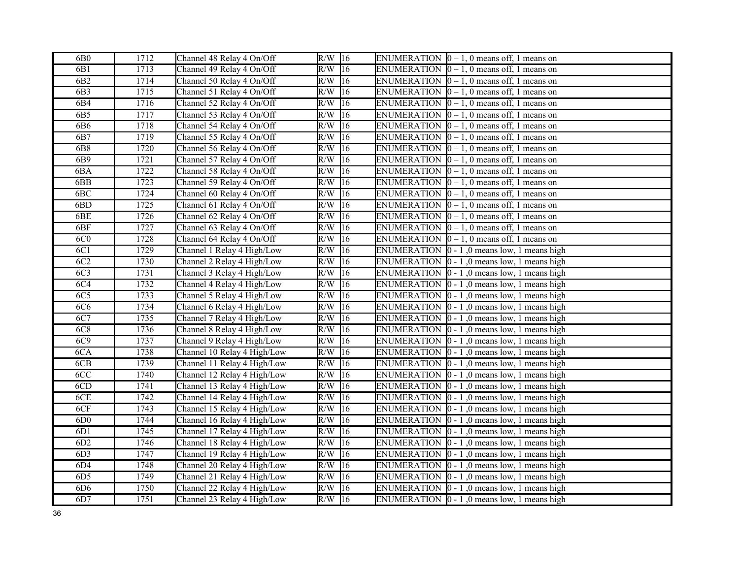| 6B0 | 1712 | Channel 48 Relay 4 On/Off | R/W | 16 | ENUMERATION | 0 – 1, 0 means off, 1 means on |
|---|---|---|---|---|---|---|
| 6B1 | 1713 | Channel 49 Relay 4 On/Off | R/W | 16 | ENUMERATION | 0 – 1, 0 means off, 1 means on |
| 6B2 | 1714 | Channel 50 Relay 4 On/Off | R/W | 16 | ENUMERATION | 0 – 1, 0 means off, 1 means on |
| 6B3 | 1715 | Channel 51 Relay 4 On/Off | R/W | 16 | ENUMERATION | 0 – 1, 0 means off, 1 means on |
| 6B4 | 1716 | Channel 52 Relay 4 On/Off | R/W | 16 | ENUMERATION | 0 – 1, 0 means off, 1 means on |
| 6B5 | 1717 | Channel 53 Relay 4 On/Off | R/W | 16 | ENUMERATION | 0 – 1, 0 means off, 1 means on |
| 6B6 | 1718 | Channel 54 Relay 4 On/Off | R/W | 16 | ENUMERATION | 0 – 1, 0 means off, 1 means on |
| 6B7 | 1719 | Channel 55 Relay 4 On/Off | R/W | 16 | ENUMERATION | 0 – 1, 0 means off, 1 means on |
| 6B8 | 1720 | Channel 56 Relay 4 On/Off | R/W | 16 | ENUMERATION | 0 – 1, 0 means off, 1 means on |
| 6B9 | 1721 | Channel 57 Relay 4 On/Off | R/W | 16 | ENUMERATION | 0 – 1, 0 means off, 1 means on |
| 6BA | 1722 | Channel 58 Relay 4 On/Off | R/W | 16 | ENUMERATION | 0 – 1, 0 means off, 1 means on |
| 6BB | 1723 | Channel 59 Relay 4 On/Off | R/W | 16 | ENUMERATION | 0 – 1, 0 means off, 1 means on |
| 6BC | 1724 | Channel 60 Relay 4 On/Off | R/W | 16 | ENUMERATION | 0 – 1, 0 means off, 1 means on |
| 6BD | 1725 | Channel 61 Relay 4 On/Off | R/W | 16 | ENUMERATION | 0 – 1, 0 means off, 1 means on |
| 6BE | 1726 | Channel 62 Relay 4 On/Off | R/W | 16 | ENUMERATION | 0 – 1, 0 means off, 1 means on |
| 6BF | 1727 | Channel 63 Relay 4 On/Off | R/W | 16 | ENUMERATION | 0 – 1, 0 means off, 1 means on |
| 6C0 | 1728 | Channel 64 Relay 4 On/Off | R/W | 16 | ENUMERATION | 0 – 1, 0 means off, 1 means on |
| 6C1 | 1729 | Channel 1 Relay 4 High/Low | R/W | 16 | ENUMERATION | 0 - 1 ,0 means low, 1 means high |
| 6C2 | 1730 | Channel 2 Relay 4 High/Low | R/W | 16 | ENUMERATION | 0 - 1 ,0 means low, 1 means high |
| 6C3 | 1731 | Channel 3 Relay 4 High/Low | R/W | 16 | ENUMERATION | 0 - 1 ,0 means low, 1 means high |
| 6C4 | 1732 | Channel 4 Relay 4 High/Low | R/W | 16 | ENUMERATION | 0 - 1 ,0 means low, 1 means high |
| 6C5 | 1733 | Channel 5 Relay 4 High/Low | R/W | 16 | ENUMERATION | 0 - 1 ,0 means low, 1 means high |
| 6C6 | 1734 | Channel 6 Relay 4 High/Low | R/W | 16 | ENUMERATION | 0 - 1 ,0 means low, 1 means high |
| 6C7 | 1735 | Channel 7 Relay 4 High/Low | R/W | 16 | ENUMERATION | 0 - 1 ,0 means low, 1 means high |
| 6C8 | 1736 | Channel 8 Relay 4 High/Low | R/W | 16 | ENUMERATION | 0 - 1 ,0 means low, 1 means high |
| 6C9 | 1737 | Channel 9 Relay 4 High/Low | R/W | 16 | ENUMERATION | 0 - 1 ,0 means low, 1 means high |
| 6CA | 1738 | Channel 10 Relay 4 High/Low | R/W | 16 | ENUMERATION | 0 - 1 ,0 means low, 1 means high |
| 6CB | 1739 | Channel 11 Relay 4 High/Low | R/W | 16 | ENUMERATION | 0 - 1 ,0 means low, 1 means high |
| 6CC | 1740 | Channel 12 Relay 4 High/Low | R/W | 16 | ENUMERATION | 0 - 1 ,0 means low, 1 means high |
| 6CD | 1741 | Channel 13 Relay 4 High/Low | R/W | 16 | ENUMERATION | 0 - 1 ,0 means low, 1 means high |
| 6CE | 1742 | Channel 14 Relay 4 High/Low | R/W | 16 | ENUMERATION | 0 - 1 ,0 means low, 1 means high |
| 6CF | 1743 | Channel 15 Relay 4 High/Low | R/W | 16 | ENUMERATION | 0 - 1 ,0 means low, 1 means high |
| 6D0 | 1744 | Channel 16 Relay 4 High/Low | R/W | 16 | ENUMERATION | 0 - 1 ,0 means low, 1 means high |
| 6D1 | 1745 | Channel 17 Relay 4 High/Low | R/W | 16 | ENUMERATION | 0 - 1 ,0 means low, 1 means high |
| 6D2 | 1746 | Channel 18 Relay 4 High/Low | R/W | 16 | ENUMERATION | 0 - 1 ,0 means low, 1 means high |
| 6D3 | 1747 | Channel 19 Relay 4 High/Low | R/W | 16 | ENUMERATION | 0 - 1 ,0 means low, 1 means high |
| 6D4 | 1748 | Channel 20 Relay 4 High/Low | R/W | 16 | ENUMERATION | 0 - 1 ,0 means low, 1 means high |
| 6D5 | 1749 | Channel 21 Relay 4 High/Low | R/W | 16 | ENUMERATION | 0 - 1 ,0 means low, 1 means high |
| 6D6 | 1750 | Channel 22 Relay 4 High/Low | R/W | 16 | ENUMERATION | 0 - 1 ,0 means low, 1 means high |
| 6D7 | 1751 | Channel 23 Relay 4 High/Low | R/W | 16 | ENUMERATION | 0 - 1 ,0 means low, 1 means high |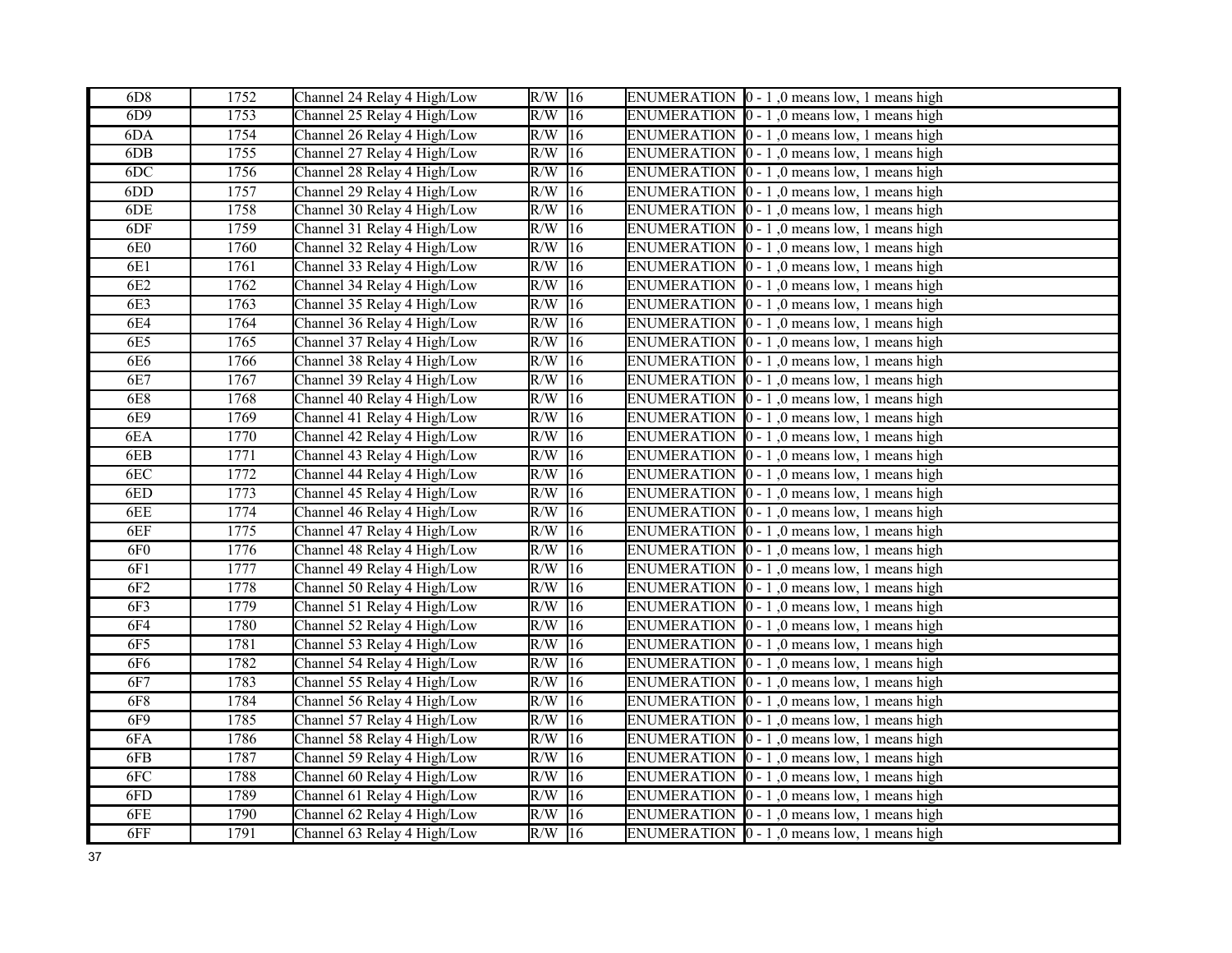| 6D8 | 1752 | Channel 24 Relay 4 High/Low | R/W | 16 | ENUMERATION | 0 - 1 ,0 means low, 1 means high |
|---|---|---|---|---|---|---|
| 6D9 | 1753 | Channel 25 Relay 4 High/Low | R/W | 16 | ENUMERATION | 0 - 1 ,0 means low, 1 means high |
| 6DA | 1754 | Channel 26 Relay 4 High/Low | R/W | 16 | ENUMERATION | 0 - 1 ,0 means low, 1 means high |
| 6DB | 1755 | Channel 27 Relay 4 High/Low | R/W | 16 | ENUMERATION | 0 - 1 ,0 means low, 1 means high |
| 6DC | 1756 | Channel 28 Relay 4 High/Low | R/W | 16 | ENUMERATION | 0 - 1 ,0 means low, 1 means high |
| 6DD | 1757 | Channel 29 Relay 4 High/Low | R/W | 16 | ENUMERATION | 0 - 1 ,0 means low, 1 means high |
| 6DE | 1758 | Channel 30 Relay 4 High/Low | R/W | 16 | ENUMERATION | 0 - 1 ,0 means low, 1 means high |
| 6DF | 1759 | Channel 31 Relay 4 High/Low | R/W | 16 | ENUMERATION | 0 - 1 ,0 means low, 1 means high |
| 6E0 | 1760 | Channel 32 Relay 4 High/Low | R/W | 16 | ENUMERATION | 0 - 1 ,0 means low, 1 means high |
| 6E1 | 1761 | Channel 33 Relay 4 High/Low | R/W | 16 | ENUMERATION | 0 - 1 ,0 means low, 1 means high |
| 6E2 | 1762 | Channel 34 Relay 4 High/Low | R/W | 16 | ENUMERATION | 0 - 1 ,0 means low, 1 means high |
| 6E3 | 1763 | Channel 35 Relay 4 High/Low | R/W | 16 | ENUMERATION | 0 - 1 ,0 means low, 1 means high |
| 6E4 | 1764 | Channel 36 Relay 4 High/Low | R/W | 16 | ENUMERATION | 0 - 1 ,0 means low, 1 means high |
| 6E5 | 1765 | Channel 37 Relay 4 High/Low | R/W | 16 | ENUMERATION | 0 - 1 ,0 means low, 1 means high |
| 6E6 | 1766 | Channel 38 Relay 4 High/Low | R/W | 16 | ENUMERATION | 0 - 1 ,0 means low, 1 means high |
| 6E7 | 1767 | Channel 39 Relay 4 High/Low | R/W | 16 | ENUMERATION | 0 - 1 ,0 means low, 1 means high |
| 6E8 | 1768 | Channel 40 Relay 4 High/Low | R/W | 16 | ENUMERATION | 0 - 1 ,0 means low, 1 means high |
| 6E9 | 1769 | Channel 41 Relay 4 High/Low | R/W | 16 | ENUMERATION | 0 - 1 ,0 means low, 1 means high |
| 6EA | 1770 | Channel 42 Relay 4 High/Low | R/W | 16 | ENUMERATION | 0 - 1 ,0 means low, 1 means high |
| 6EB | 1771 | Channel 43 Relay 4 High/Low | R/W | 16 | ENUMERATION | 0 - 1 ,0 means low, 1 means high |
| 6EC | 1772 | Channel 44 Relay 4 High/Low | R/W | 16 | ENUMERATION | 0 - 1 ,0 means low, 1 means high |
| 6ED | 1773 | Channel 45 Relay 4 High/Low | R/W | 16 | ENUMERATION | 0 - 1 ,0 means low, 1 means high |
| 6EE | 1774 | Channel 46 Relay 4 High/Low | R/W | 16 | ENUMERATION | 0 - 1 ,0 means low, 1 means high |
| 6EF | 1775 | Channel 47 Relay 4 High/Low | R/W | 16 | ENUMERATION | 0 - 1 ,0 means low, 1 means high |
| 6F0 | 1776 | Channel 48 Relay 4 High/Low | R/W | 16 | ENUMERATION | 0 - 1 ,0 means low, 1 means high |
| 6F1 | 1777 | Channel 49 Relay 4 High/Low | R/W | 16 | ENUMERATION | 0 - 1 ,0 means low, 1 means high |
| 6F2 | 1778 | Channel 50 Relay 4 High/Low | R/W | 16 | ENUMERATION | 0 - 1 ,0 means low, 1 means high |
| 6F3 | 1779 | Channel 51 Relay 4 High/Low | R/W | 16 | ENUMERATION | 0 - 1 ,0 means low, 1 means high |
| 6F4 | 1780 | Channel 52 Relay 4 High/Low | R/W | 16 | ENUMERATION | 0 - 1 ,0 means low, 1 means high |
| 6F5 | 1781 | Channel 53 Relay 4 High/Low | R/W | 16 | ENUMERATION | 0 - 1 ,0 means low, 1 means high |
| 6F6 | 1782 | Channel 54 Relay 4 High/Low | R/W | 16 | ENUMERATION | 0 - 1 ,0 means low, 1 means high |
| 6F7 | 1783 | Channel 55 Relay 4 High/Low | R/W | 16 | ENUMERATION | 0 - 1 ,0 means low, 1 means high |
| 6F8 | 1784 | Channel 56 Relay 4 High/Low | R/W | 16 | ENUMERATION | 0 - 1 ,0 means low, 1 means high |
| 6F9 | 1785 | Channel 57 Relay 4 High/Low | R/W | 16 | ENUMERATION | 0 - 1 ,0 means low, 1 means high |
| 6FA | 1786 | Channel 58 Relay 4 High/Low | R/W | 16 | ENUMERATION | 0 - 1 ,0 means low, 1 means high |
| 6FB | 1787 | Channel 59 Relay 4 High/Low | R/W | 16 | ENUMERATION | 0 - 1 ,0 means low, 1 means high |
| 6FC | 1788 | Channel 60 Relay 4 High/Low | R/W | 16 | ENUMERATION | 0 - 1 ,0 means low, 1 means high |
| 6FD | 1789 | Channel 61 Relay 4 High/Low | R/W | 16 | ENUMERATION | 0 - 1 ,0 means low, 1 means high |
| 6FE | 1790 | Channel 62 Relay 4 High/Low | R/W | 16 | ENUMERATION | 0 - 1 ,0 means low, 1 means high |
| 6FF | 1791 | Channel 63 Relay 4 High/Low | R/W | 16 | ENUMERATION | 0 - 1 ,0 means low, 1 means high |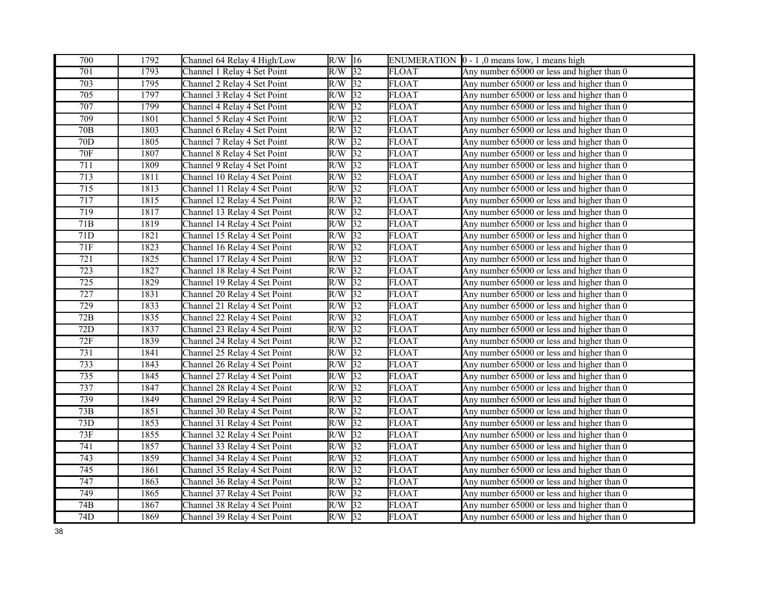| 700 | 1792 | Channel 64 Relay 4 High/Low | R/W | 16 | ENUMERATION | 0 - 1 ,0 means low, 1 means high |
|---|---|---|---|---|---|---|
| 701 | 1793 | Channel 1 Relay 4 Set Point | R/W | 32 | FLOAT | Any number 65000 or less and higher than 0 |
| 703 | 1795 | Channel 2 Relay 4 Set Point | R/W | 32 | FLOAT | Any number 65000 or less and higher than 0 |
| 705 | 1797 | Channel 3 Relay 4 Set Point | R/W | 32 | FLOAT | Any number 65000 or less and higher than 0 |
| 707 | 1799 | Channel 4 Relay 4 Set Point | R/W | 32 | FLOAT | Any number 65000 or less and higher than 0 |
| 709 | 1801 | Channel 5 Relay 4 Set Point | R/W | 32 | FLOAT | Any number 65000 or less and higher than 0 |
| 70B | 1803 | Channel 6 Relay 4 Set Point | R/W | 32 | FLOAT | Any number 65000 or less and higher than 0 |
| 70D | 1805 | Channel 7 Relay 4 Set Point | R/W | 32 | FLOAT | Any number 65000 or less and higher than 0 |
| 70F | 1807 | Channel 8 Relay 4 Set Point | R/W | 32 | FLOAT | Any number 65000 or less and higher than 0 |
| 711 | 1809 | Channel 9 Relay 4 Set Point | R/W | 32 | FLOAT | Any number 65000 or less and higher than 0 |
| 713 | 1811 | Channel 10 Relay 4 Set Point | R/W | 32 | FLOAT | Any number 65000 or less and higher than 0 |
| 715 | 1813 | Channel 11 Relay 4 Set Point | R/W | 32 | FLOAT | Any number 65000 or less and higher than 0 |
| 717 | 1815 | Channel 12 Relay 4 Set Point | R/W | 32 | FLOAT | Any number 65000 or less and higher than 0 |
| 719 | 1817 | Channel 13 Relay 4 Set Point | R/W | 32 | FLOAT | Any number 65000 or less and higher than 0 |
| 71B | 1819 | Channel 14 Relay 4 Set Point | R/W | 32 | FLOAT | Any number 65000 or less and higher than 0 |
| 71D | 1821 | Channel 15 Relay 4 Set Point | R/W | 32 | FLOAT | Any number 65000 or less and higher than 0 |
| 71F | 1823 | Channel 16 Relay 4 Set Point | R/W | 32 | FLOAT | Any number 65000 or less and higher than 0 |
| 721 | 1825 | Channel 17 Relay 4 Set Point | R/W | 32 | FLOAT | Any number 65000 or less and higher than 0 |
| 723 | 1827 | Channel 18 Relay 4 Set Point | R/W | 32 | FLOAT | Any number 65000 or less and higher than 0 |
| 725 | 1829 | Channel 19 Relay 4 Set Point | R/W | 32 | FLOAT | Any number 65000 or less and higher than 0 |
| 727 | 1831 | Channel 20 Relay 4 Set Point | R/W | 32 | FLOAT | Any number 65000 or less and higher than 0 |
| 729 | 1833 | Channel 21 Relay 4 Set Point | R/W | 32 | FLOAT | Any number 65000 or less and higher than 0 |
| 72B | 1835 | Channel 22 Relay 4 Set Point | R/W | 32 | FLOAT | Any number 65000 or less and higher than 0 |
| 72D | 1837 | Channel 23 Relay 4 Set Point | R/W | 32 | FLOAT | Any number 65000 or less and higher than 0 |
| 72F | 1839 | Channel 24 Relay 4 Set Point | R/W | 32 | FLOAT | Any number 65000 or less and higher than 0 |
| 731 | 1841 | Channel 25 Relay 4 Set Point | R/W | 32 | FLOAT | Any number 65000 or less and higher than 0 |
| 733 | 1843 | Channel 26 Relay 4 Set Point | R/W | 32 | FLOAT | Any number 65000 or less and higher than 0 |
| 735 | 1845 | Channel 27 Relay 4 Set Point | R/W | 32 | FLOAT | Any number 65000 or less and higher than 0 |
| 737 | 1847 | Channel 28 Relay 4 Set Point | R/W | 32 | FLOAT | Any number 65000 or less and higher than 0 |
| 739 | 1849 | Channel 29 Relay 4 Set Point | R/W | 32 | FLOAT | Any number 65000 or less and higher than 0 |
| 73B | 1851 | Channel 30 Relay 4 Set Point | R/W | 32 | FLOAT | Any number 65000 or less and higher than 0 |
| 73D | 1853 | Channel 31 Relay 4 Set Point | R/W | 32 | FLOAT | Any number 65000 or less and higher than 0 |
| 73F | 1855 | Channel 32 Relay 4 Set Point | R/W | 32 | FLOAT | Any number 65000 or less and higher than 0 |
| 741 | 1857 | Channel 33 Relay 4 Set Point | R/W | 32 | FLOAT | Any number 65000 or less and higher than 0 |
| 743 | 1859 | Channel 34 Relay 4 Set Point | R/W | 32 | FLOAT | Any number 65000 or less and higher than 0 |
| 745 | 1861 | Channel 35 Relay 4 Set Point | R/W | 32 | FLOAT | Any number 65000 or less and higher than 0 |
| 747 | 1863 | Channel 36 Relay 4 Set Point | R/W | 32 | FLOAT | Any number 65000 or less and higher than 0 |
| 749 | 1865 | Channel 37 Relay 4 Set Point | R/W | 32 | FLOAT | Any number 65000 or less and higher than 0 |
| 74B | 1867 | Channel 38 Relay 4 Set Point | R/W | 32 | FLOAT | Any number 65000 or less and higher than 0 |
| 74D | 1869 | Channel 39 Relay 4 Set Point | R/W | 32 | FLOAT | Any number 65000 or less and higher than 0 |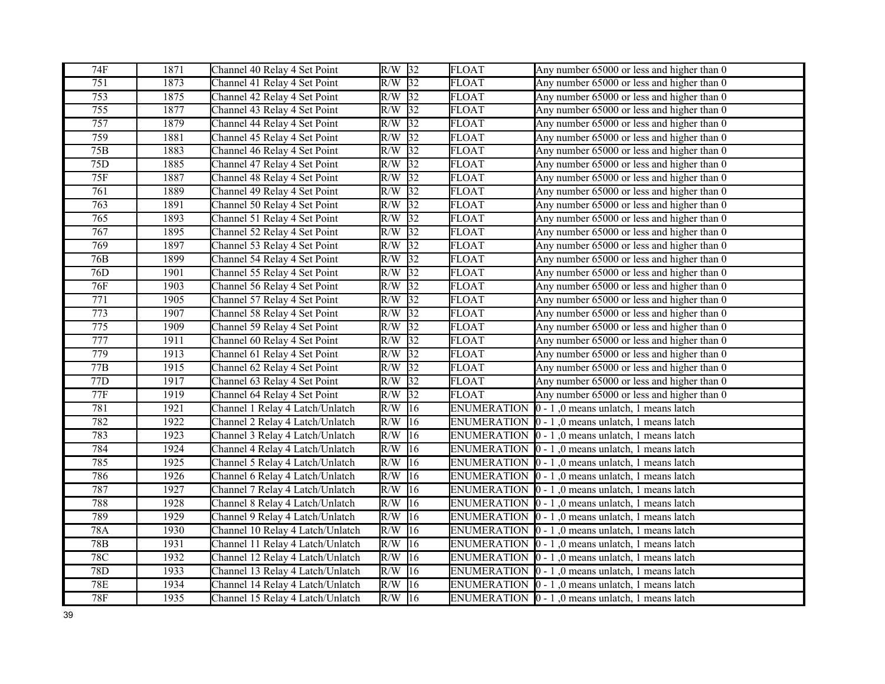| 74F | 1871 | Channel 40 Relay 4 Set Point | R/W | 32 | FLOAT | Any number 65000 or less and higher than 0 |
|---|---|---|---|---|---|---|
| 751 | 1873 | Channel 41 Relay 4 Set Point | R/W | 32 | FLOAT | Any number 65000 or less and higher than 0 |
| 753 | 1875 | Channel 42 Relay 4 Set Point | R/W | 32 | FLOAT | Any number 65000 or less and higher than 0 |
| 755 | 1877 | Channel 43 Relay 4 Set Point | R/W | 32 | FLOAT | Any number 65000 or less and higher than 0 |
| 757 | 1879 | Channel 44 Relay 4 Set Point | R/W | 32 | FLOAT | Any number 65000 or less and higher than 0 |
| 759 | 1881 | Channel 45 Relay 4 Set Point | R/W | 32 | FLOAT | Any number 65000 or less and higher than 0 |
| 75B | 1883 | Channel 46 Relay 4 Set Point | R/W | 32 | FLOAT | Any number 65000 or less and higher than 0 |
| 75D | 1885 | Channel 47 Relay 4 Set Point | R/W | 32 | FLOAT | Any number 65000 or less and higher than 0 |
| 75F | 1887 | Channel 48 Relay 4 Set Point | R/W | 32 | FLOAT | Any number 65000 or less and higher than 0 |
| 761 | 1889 | Channel 49 Relay 4 Set Point | R/W | 32 | FLOAT | Any number 65000 or less and higher than 0 |
| 763 | 1891 | Channel 50 Relay 4 Set Point | R/W | 32 | FLOAT | Any number 65000 or less and higher than 0 |
| 765 | 1893 | Channel 51 Relay 4 Set Point | R/W | 32 | FLOAT | Any number 65000 or less and higher than 0 |
| 767 | 1895 | Channel 52 Relay 4 Set Point | R/W | 32 | FLOAT | Any number 65000 or less and higher than 0 |
| 769 | 1897 | Channel 53 Relay 4 Set Point | R/W | 32 | FLOAT | Any number 65000 or less and higher than 0 |
| 76B | 1899 | Channel 54 Relay 4 Set Point | R/W | 32 | FLOAT | Any number 65000 or less and higher than 0 |
| 76D | 1901 | Channel 55 Relay 4 Set Point | R/W | 32 | FLOAT | Any number 65000 or less and higher than 0 |
| 76F | 1903 | Channel 56 Relay 4 Set Point | R/W | 32 | FLOAT | Any number 65000 or less and higher than 0 |
| 771 | 1905 | Channel 57 Relay 4 Set Point | R/W | 32 | FLOAT | Any number 65000 or less and higher than 0 |
| 773 | 1907 | Channel 58 Relay 4 Set Point | R/W | 32 | FLOAT | Any number 65000 or less and higher than 0 |
| 775 | 1909 | Channel 59 Relay 4 Set Point | R/W | 32 | FLOAT | Any number 65000 or less and higher than 0 |
| 777 | 1911 | Channel 60 Relay 4 Set Point | R/W | 32 | FLOAT | Any number 65000 or less and higher than 0 |
| 779 | 1913 | Channel 61 Relay 4 Set Point | R/W | 32 | FLOAT | Any number 65000 or less and higher than 0 |
| 77B | 1915 | Channel 62 Relay 4 Set Point | R/W | 32 | FLOAT | Any number 65000 or less and higher than 0 |
| 77D | 1917 | Channel 63 Relay 4 Set Point | R/W | 32 | FLOAT | Any number 65000 or less and higher than 0 |
| 77F | 1919 | Channel 64 Relay 4 Set Point | R/W | 32 | FLOAT | Any number 65000 or less and higher than 0 |
| 781 | 1921 | Channel 1 Relay 4 Latch/Unlatch | R/W | 16 | ENUMERATION | 0 - 1 ,0 means unlatch, 1 means latch |
| 782 | 1922 | Channel 2 Relay 4 Latch/Unlatch | R/W | 16 | ENUMERATION | 0 - 1 ,0 means unlatch, 1 means latch |
| 783 | 1923 | Channel 3 Relay 4 Latch/Unlatch | R/W | 16 | ENUMERATION | 0 - 1 ,0 means unlatch, 1 means latch |
| 784 | 1924 | Channel 4 Relay 4 Latch/Unlatch | R/W | 16 | ENUMERATION | 0 - 1 ,0 means unlatch, 1 means latch |
| 785 | 1925 | Channel 5 Relay 4 Latch/Unlatch | R/W | 16 | ENUMERATION | 0 - 1 ,0 means unlatch, 1 means latch |
| 786 | 1926 | Channel 6 Relay 4 Latch/Unlatch | R/W | 16 | ENUMERATION | 0 - 1 ,0 means unlatch, 1 means latch |
| 787 | 1927 | Channel 7 Relay 4 Latch/Unlatch | R/W | 16 | ENUMERATION | 0 - 1 ,0 means unlatch, 1 means latch |
| 788 | 1928 | Channel 8 Relay 4 Latch/Unlatch | R/W | 16 | ENUMERATION | 0 - 1 ,0 means unlatch, 1 means latch |
| 789 | 1929 | Channel 9 Relay 4 Latch/Unlatch | R/W | 16 | ENUMERATION | 0 - 1 ,0 means unlatch, 1 means latch |
| 78A | 1930 | Channel 10 Relay 4 Latch/Unlatch | R/W | 16 | ENUMERATION | 0 - 1 ,0 means unlatch, 1 means latch |
| 78B | 1931 | Channel 11 Relay 4 Latch/Unlatch | R/W | 16 | ENUMERATION | 0 - 1 ,0 means unlatch, 1 means latch |
| 78C | 1932 | Channel 12 Relay 4 Latch/Unlatch | R/W | 16 | ENUMERATION | 0 - 1 ,0 means unlatch, 1 means latch |
| 78D | 1933 | Channel 13 Relay 4 Latch/Unlatch | R/W | 16 | ENUMERATION | 0 - 1 ,0 means unlatch, 1 means latch |
| 78E | 1934 | Channel 14 Relay 4 Latch/Unlatch | R/W | 16 | ENUMERATION | 0 - 1 ,0 means unlatch, 1 means latch |
| 78F | 1935 | Channel 15 Relay 4 Latch/Unlatch | R/W | 16 | ENUMERATION | 0 - 1 ,0 means unlatch, 1 means latch |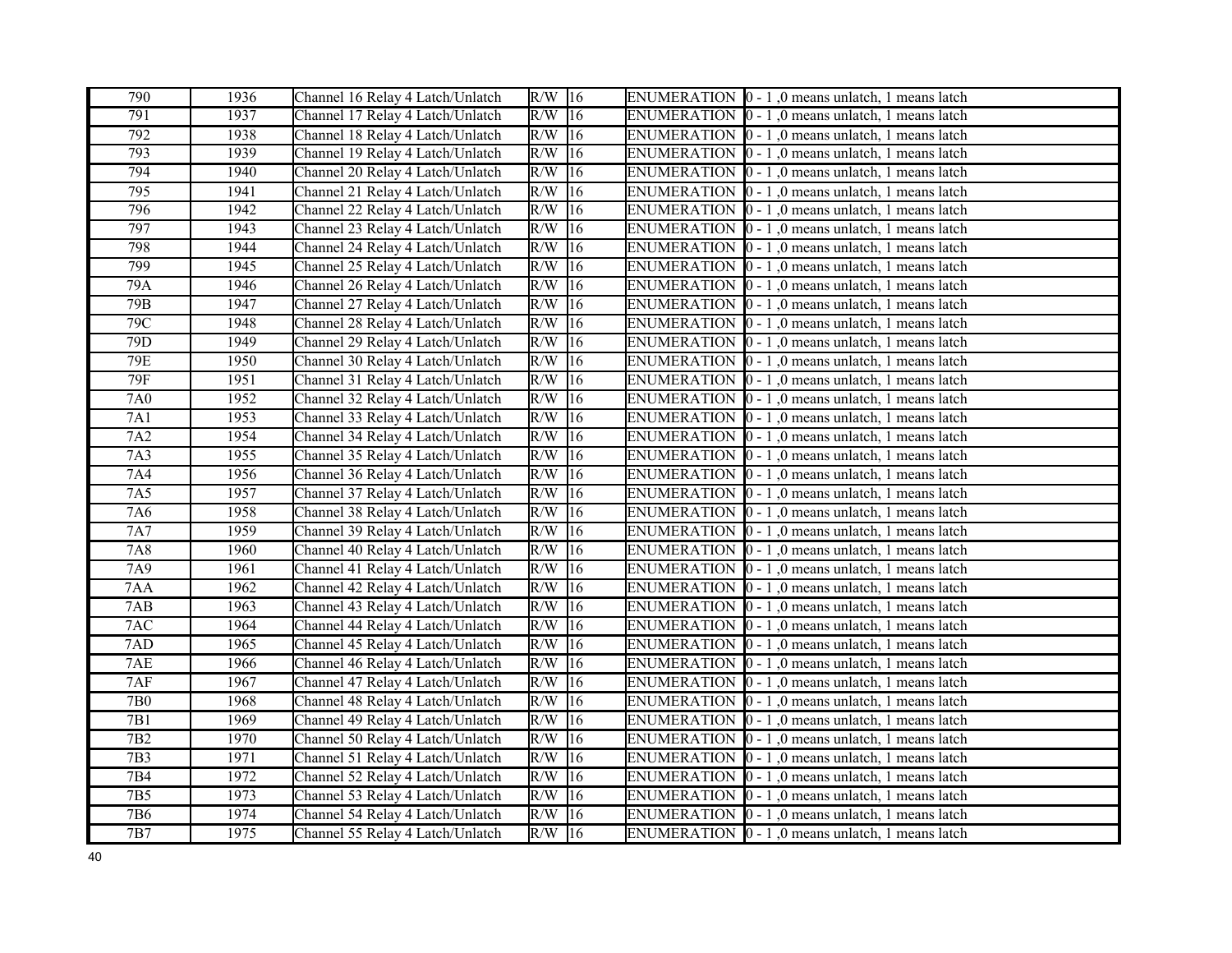| 790 | 1936 | Channel 16 Relay 4 Latch/Unlatch | R/W | 16 | ENUMERATION | 0 - 1 ,0 means unlatch, 1 means latch |
|---|---|---|---|---|---|---|
| 791 | 1937 | Channel 17 Relay 4 Latch/Unlatch | R/W | 16 | ENUMERATION | 0 - 1 ,0 means unlatch, 1 means latch |
| 792 | 1938 | Channel 18 Relay 4 Latch/Unlatch | R/W | 16 | ENUMERATION | 0 - 1 ,0 means unlatch, 1 means latch |
| 793 | 1939 | Channel 19 Relay 4 Latch/Unlatch | R/W | 16 | ENUMERATION | 0 - 1 ,0 means unlatch, 1 means latch |
| 794 | 1940 | Channel 20 Relay 4 Latch/Unlatch | R/W | 16 | ENUMERATION | 0 - 1 ,0 means unlatch, 1 means latch |
| 795 | 1941 | Channel 21 Relay 4 Latch/Unlatch | R/W | 16 | ENUMERATION | 0 - 1 ,0 means unlatch, 1 means latch |
| 796 | 1942 | Channel 22 Relay 4 Latch/Unlatch | R/W | 16 | ENUMERATION | 0 - 1 ,0 means unlatch, 1 means latch |
| 797 | 1943 | Channel 23 Relay 4 Latch/Unlatch | R/W | 16 | ENUMERATION | 0 - 1 ,0 means unlatch, 1 means latch |
| 798 | 1944 | Channel 24 Relay 4 Latch/Unlatch | R/W | 16 | ENUMERATION | 0 - 1 ,0 means unlatch, 1 means latch |
| 799 | 1945 | Channel 25 Relay 4 Latch/Unlatch | R/W | 16 | ENUMERATION | 0 - 1 ,0 means unlatch, 1 means latch |
| 79A | 1946 | Channel 26 Relay 4 Latch/Unlatch | R/W | 16 | ENUMERATION | 0 - 1 ,0 means unlatch, 1 means latch |
| 79B | 1947 | Channel 27 Relay 4 Latch/Unlatch | R/W | 16 | ENUMERATION | 0 - 1 ,0 means unlatch, 1 means latch |
| 79C | 1948 | Channel 28 Relay 4 Latch/Unlatch | R/W | 16 | ENUMERATION | 0 - 1 ,0 means unlatch, 1 means latch |
| 79D | 1949 | Channel 29 Relay 4 Latch/Unlatch | R/W | 16 | ENUMERATION | 0 - 1 ,0 means unlatch, 1 means latch |
| 79E | 1950 | Channel 30 Relay 4 Latch/Unlatch | R/W | 16 | ENUMERATION | 0 - 1 ,0 means unlatch, 1 means latch |
| 79F | 1951 | Channel 31 Relay 4 Latch/Unlatch | R/W | 16 | ENUMERATION | 0 - 1 ,0 means unlatch, 1 means latch |
| 7A0 | 1952 | Channel 32 Relay 4 Latch/Unlatch | R/W | 16 | ENUMERATION | 0 - 1 ,0 means unlatch, 1 means latch |
| 7A1 | 1953 | Channel 33 Relay 4 Latch/Unlatch | R/W | 16 | ENUMERATION | 0 - 1 ,0 means unlatch, 1 means latch |
| 7A2 | 1954 | Channel 34 Relay 4 Latch/Unlatch | R/W | 16 | ENUMERATION | 0 - 1 ,0 means unlatch, 1 means latch |
| 7A3 | 1955 | Channel 35 Relay 4 Latch/Unlatch | R/W | 16 | ENUMERATION | 0 - 1 ,0 means unlatch, 1 means latch |
| 7A4 | 1956 | Channel 36 Relay 4 Latch/Unlatch | R/W | 16 | ENUMERATION | 0 - 1 ,0 means unlatch, 1 means latch |
| 7A5 | 1957 | Channel 37 Relay 4 Latch/Unlatch | R/W | 16 | ENUMERATION | 0 - 1 ,0 means unlatch, 1 means latch |
| 7A6 | 1958 | Channel 38 Relay 4 Latch/Unlatch | R/W | 16 | ENUMERATION | 0 - 1 ,0 means unlatch, 1 means latch |
| 7A7 | 1959 | Channel 39 Relay 4 Latch/Unlatch | R/W | 16 | ENUMERATION | 0 - 1 ,0 means unlatch, 1 means latch |
| 7A8 | 1960 | Channel 40 Relay 4 Latch/Unlatch | R/W | 16 | ENUMERATION | 0 - 1 ,0 means unlatch, 1 means latch |
| 7A9 | 1961 | Channel 41 Relay 4 Latch/Unlatch | R/W | 16 | ENUMERATION | 0 - 1 ,0 means unlatch, 1 means latch |
| 7AA | 1962 | Channel 42 Relay 4 Latch/Unlatch | R/W | 16 | ENUMERATION | 0 - 1 ,0 means unlatch, 1 means latch |
| 7AB | 1963 | Channel 43 Relay 4 Latch/Unlatch | R/W | 16 | ENUMERATION | 0 - 1 ,0 means unlatch, 1 means latch |
| 7AC | 1964 | Channel 44 Relay 4 Latch/Unlatch | R/W | 16 | ENUMERATION | 0 - 1 ,0 means unlatch, 1 means latch |
| 7AD | 1965 | Channel 45 Relay 4 Latch/Unlatch | R/W | 16 | ENUMERATION | 0 - 1 ,0 means unlatch, 1 means latch |
| 7AE | 1966 | Channel 46 Relay 4 Latch/Unlatch | R/W | 16 | ENUMERATION | 0 - 1 ,0 means unlatch, 1 means latch |
| 7AF | 1967 | Channel 47 Relay 4 Latch/Unlatch | R/W | 16 | ENUMERATION | 0 - 1 ,0 means unlatch, 1 means latch |
| 7B0 | 1968 | Channel 48 Relay 4 Latch/Unlatch | R/W | 16 | ENUMERATION | 0 - 1 ,0 means unlatch, 1 means latch |
| 7B1 | 1969 | Channel 49 Relay 4 Latch/Unlatch | R/W | 16 | ENUMERATION | 0 - 1 ,0 means unlatch, 1 means latch |
| 7B2 | 1970 | Channel 50 Relay 4 Latch/Unlatch | R/W | 16 | ENUMERATION | 0 - 1 ,0 means unlatch, 1 means latch |
| 7B3 | 1971 | Channel 51 Relay 4 Latch/Unlatch | R/W | 16 | ENUMERATION | 0 - 1 ,0 means unlatch, 1 means latch |
| 7B4 | 1972 | Channel 52 Relay 4 Latch/Unlatch | R/W | 16 | ENUMERATION | 0 - 1 ,0 means unlatch, 1 means latch |
| 7B5 | 1973 | Channel 53 Relay 4 Latch/Unlatch | R/W | 16 | ENUMERATION | 0 - 1 ,0 means unlatch, 1 means latch |
| 7B6 | 1974 | Channel 54 Relay 4 Latch/Unlatch | R/W | 16 | ENUMERATION | 0 - 1 ,0 means unlatch, 1 means latch |
| 7B7 | 1975 | Channel 55 Relay 4 Latch/Unlatch | R/W | 16 | ENUMERATION | 0 - 1 ,0 means unlatch, 1 means latch |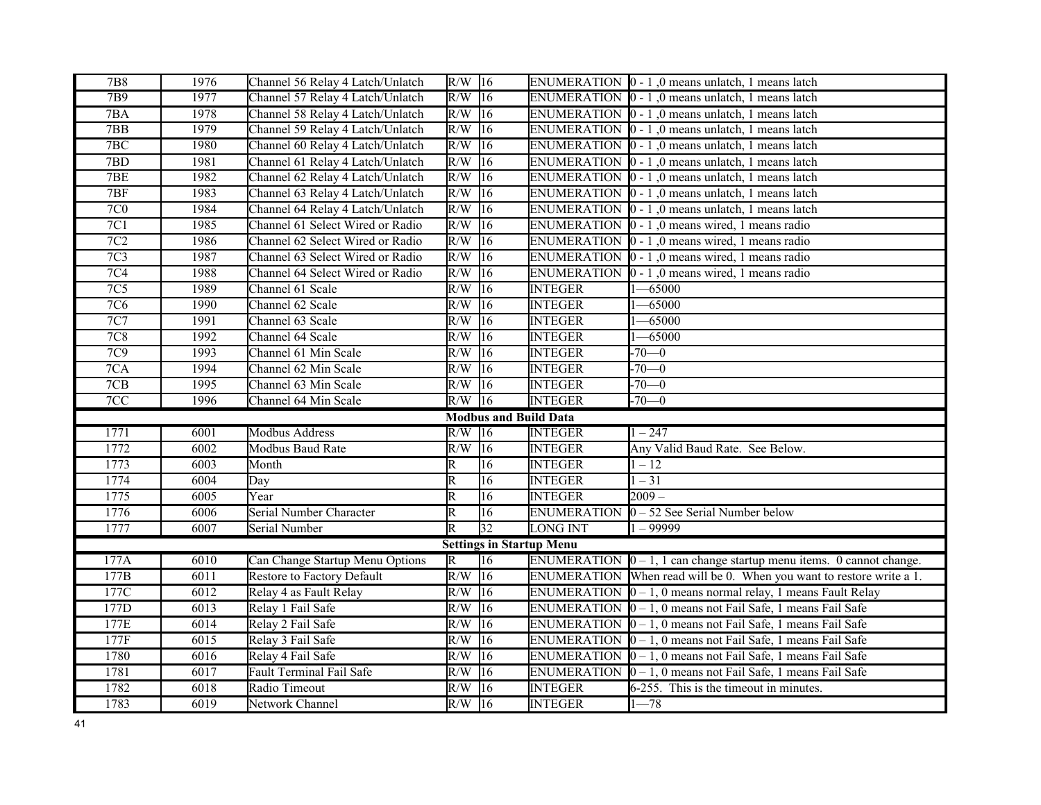| 7B8 | 1976 | Channel 56 Relay 4 Latch/Unlatch | R/W | 16 | ENUMERATION | 0 - 1 ,0 means unlatch, 1 means latch |
|---|---|---|---|---|---|---|
| 7B9 | 1977 | Channel 57 Relay 4 Latch/Unlatch | R/W | 16 | ENUMERATION | 0 - 1 ,0 means unlatch, 1 means latch |
| 7BA | 1978 | Channel 58 Relay 4 Latch/Unlatch | R/W | 16 | ENUMERATION | 0 - 1 ,0 means unlatch, 1 means latch |
| 7BB | 1979 | Channel 59 Relay 4 Latch/Unlatch | R/W | 16 | ENUMERATION | 0 - 1 ,0 means unlatch, 1 means latch |
| 7BC | 1980 | Channel 60 Relay 4 Latch/Unlatch | R/W | 16 | ENUMERATION | 0 - 1 ,0 means unlatch, 1 means latch |
| 7BD | 1981 | Channel 61 Relay 4 Latch/Unlatch | R/W | 16 | ENUMERATION | 0 - 1 ,0 means unlatch, 1 means latch |
| 7BE | 1982 | Channel 62 Relay 4 Latch/Unlatch | R/W | 16 | ENUMERATION | 0 - 1 ,0 means unlatch, 1 means latch |
| 7BF | 1983 | Channel 63 Relay 4 Latch/Unlatch | R/W | 16 | ENUMERATION | 0 - 1 ,0 means unlatch, 1 means latch |
| 7C0 | 1984 | Channel 64 Relay 4 Latch/Unlatch | R/W | 16 | ENUMERATION | 0 - 1 ,0 means unlatch, 1 means latch |
| 7C1 | 1985 | Channel 61 Select Wired or Radio | R/W | 16 | ENUMERATION | 0 - 1 ,0 means wired, 1 means radio |
| 7C2 | 1986 | Channel 62 Select Wired or Radio | R/W | 16 | ENUMERATION | 0 - 1 ,0 means wired, 1 means radio |
| 7C3 | 1987 | Channel 63 Select Wired or Radio | R/W | 16 | ENUMERATION | 0 - 1 ,0 means wired, 1 means radio |
| 7C4 | 1988 | Channel 64 Select Wired or Radio | R/W | 16 | ENUMERATION | 0 - 1 ,0 means wired, 1 means radio |
| 7C5 | 1989 | Channel 61 Scale | R/W | 16 | INTEGER | 1—65000 |
| 7C6 | 1990 | Channel 62 Scale | R/W | 16 | INTEGER | 1—65000 |
| 7C7 | 1991 | Channel 63 Scale | R/W | 16 | INTEGER | 1—65000 |
| 7C8 | 1992 | Channel 64 Scale | R/W | 16 | INTEGER | 1—65000 |
| 7C9 | 1993 | Channel 61 Min Scale | R/W | 16 | INTEGER | -70—0 |
| 7CA | 1994 | Channel 62 Min Scale | R/W | 16 | INTEGER | -70—0 |
| 7CB | 1995 | Channel 63 Min Scale | R/W | 16 | INTEGER | -70—0 |
| 7CC | 1996 | Channel 64 Min Scale | R/W | 16 | INTEGER | -70—0 |
| **Modbus and Build Data** | | | | | | |
| 1771 | 6001 | Modbus Address | R/W | 16 | INTEGER | 1 – 247 |
| 1772 | 6002 | Modbus Baud Rate | R/W | 16 | INTEGER | Any Valid Baud Rate. See Below. |
| 1773 | 6003 | Month | R | 16 | INTEGER | 1 – 12 |
| 1774 | 6004 | Day | R | 16 | INTEGER | 1 – 31 |
| 1775 | 6005 | Year | R | 16 | INTEGER | 2009 – |
| 1776 | 6006 | Serial Number Character | R | 16 | ENUMERATION | 0 – 52 See Serial Number below |
| 1777 | 6007 | Serial Number | R | 32 | LONG INT | 1 – 99999 |
| **Settings in Startup Menu** | | | | | | |
| 177A | 6010 | Can Change Startup Menu Options | R | 16 | ENUMERATION | 0 – 1, 1 can change startup menu items. 0 cannot change. |
| 177B | 6011 | Restore to Factory Default | R/W | 16 | ENUMERATION | When read will be 0. When you want to restore write a 1. |
| 177C | 6012 | Relay 4 as Fault Relay | R/W | 16 | ENUMERATION | 0 – 1, 0 means normal relay, 1 means Fault Relay |
| 177D | 6013 | Relay 1 Fail Safe | R/W | 16 | ENUMERATION | 0 – 1, 0 means not Fail Safe, 1 means Fail Safe |
| 177E | 6014 | Relay 2 Fail Safe | R/W | 16 | ENUMERATION | 0 – 1, 0 means not Fail Safe, 1 means Fail Safe |
| 177F | 6015 | Relay 3 Fail Safe | R/W | 16 | ENUMERATION | 0 – 1, 0 means not Fail Safe, 1 means Fail Safe |
| 1780 | 6016 | Relay 4 Fail Safe | R/W | 16 | ENUMERATION | 0 – 1, 0 means not Fail Safe, 1 means Fail Safe |
| 1781 | 6017 | Fault Terminal Fail Safe | R/W | 16 | ENUMERATION | 0 – 1, 0 means not Fail Safe, 1 means Fail Safe |
| 1782 | 6018 | Radio Timeout | R/W | 16 | INTEGER | 6-255. This is the timeout in minutes. |
| 1783 | 6019 | Network Channel | R/W | 16 | INTEGER | 1—78 |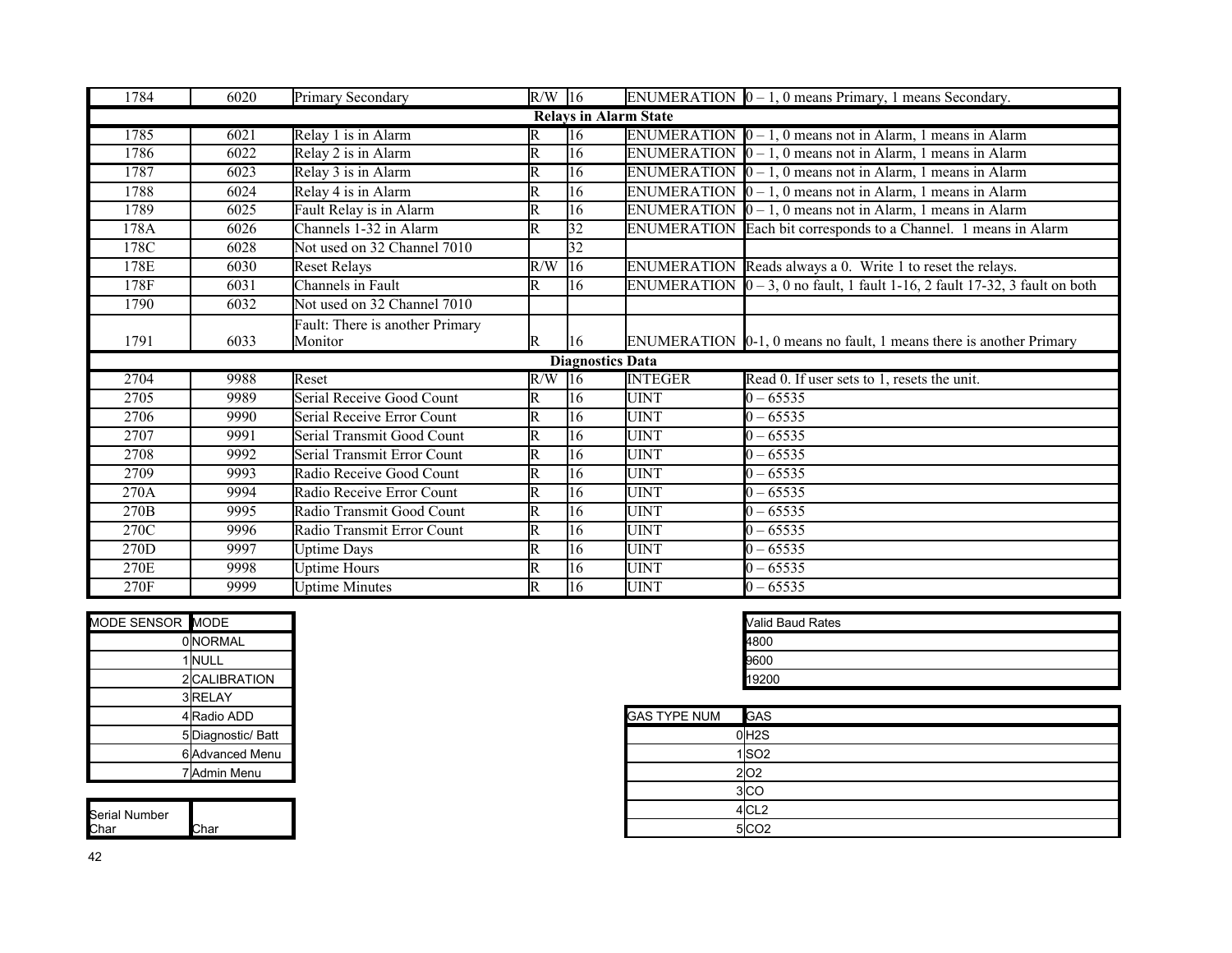| | | | | | | |
|---|---|---|---|---|---|---|
| 1784 | 6020 | Primary Secondary | R/W | 16 | ENUMERATION | 0 – 1, 0 means Primary, 1 means Secondary. |
| **Relays in Alarm State** | | | | | | |
| 1785 | 6021 | Relay 1 is in Alarm | R | 16 | ENUMERATION | 0 – 1, 0 means not in Alarm, 1 means in Alarm |
| 1786 | 6022 | Relay 2 is in Alarm | R | 16 | ENUMERATION | 0 – 1, 0 means not in Alarm, 1 means in Alarm |
| 1787 | 6023 | Relay 3 is in Alarm | R | 16 | ENUMERATION | 0 – 1, 0 means not in Alarm, 1 means in Alarm |
| 1788 | 6024 | Relay 4 is in Alarm | R | 16 | ENUMERATION | 0 – 1, 0 means not in Alarm, 1 means in Alarm |
| 1789 | 6025 | Fault Relay is in Alarm | R | 16 | ENUMERATION | 0 – 1, 0 means not in Alarm, 1 means in Alarm |
| 178A | 6026 | Channels 1-32 in Alarm | R | 32 | ENUMERATION | Each bit corresponds to a Channel. 1 means in Alarm |
| 178C | 6028 | Not used on 32 Channel 7010 | | 32 | | |
| 178E | 6030 | Reset Relays | R/W | 16 | ENUMERATION | Reads always a 0. Write 1 to reset the relays. |
| 178F | 6031 | Channels in Fault | R | 16 | ENUMERATION | 0 – 3, 0 no fault, 1 fault 1-16, 2 fault 17-32, 3 fault on both |
| 1790 | 6032 | Not used on 32 Channel 7010 | | | | |
| 1791 | 6033 | Fault: There is another Primary Monitor | R | 16 | ENUMERATION | 0-1, 0 means no fault, 1 means there is another Primary |
| **Diagnostics Data** | | | | | | |
| 2704 | 9988 | Reset | R/W | 16 | INTEGER | Read 0. If user sets to 1, resets the unit. |
| 2705 | 9989 | Serial Receive Good Count | R | 16 | UINT | 0 – 65535 |
| 2706 | 9990 | Serial Receive Error Count | R | 16 | UINT | 0 – 65535 |
| 2707 | 9991 | Serial Transmit Good Count | R | 16 | UINT | 0 – 65535 |
| 2708 | 9992 | Serial Transmit Error Count | R | 16 | UINT | 0 – 65535 |
| 2709 | 9993 | Radio Receive Good Count | R | 16 | UINT | 0 – 65535 |
| 270A | 9994 | Radio Receive Error Count | R | 16 | UINT | 0 – 65535 |
| 270B | 9995 | Radio Transmit Good Count | R | 16 | UINT | 0 – 65535 |
| 270C | 9996 | Radio Transmit Error Count | R | 16 | UINT | 0 – 65535 |
| 270D | 9997 | Uptime Days | R | 16 | UINT | 0 – 65535 |
| 270E | 9998 | Uptime Hours | R | 16 | UINT | 0 – 65535 |
| 270F | 9999 | Uptime Minutes | R | 16 | UINT | 0 – 65535 |

| MODE SENSOR | MODE |
|---|---|
| 0 | NORMAL |
| 1 | NULL |
| 2 | CALIBRATION |
| 3 | RELAY |
| 4 | Radio ADD |
| 5 | Diagnostic/ Batt |
| 6 | Advanced Menu |
| 7 | Admin Menu |

| Serial Number Char | Char |
|---|---|

| Valid Baud Rates |
|---|
| 4800 |
| 9600 |
| 19200 |

| GAS TYPE NUM | GAS |
|---|---|
| 0 | H2S |
| 1 | SO2 |
| 2 | O2 |
| 3 | CO |
| 4 | CL2 |
| 5 | CO2 |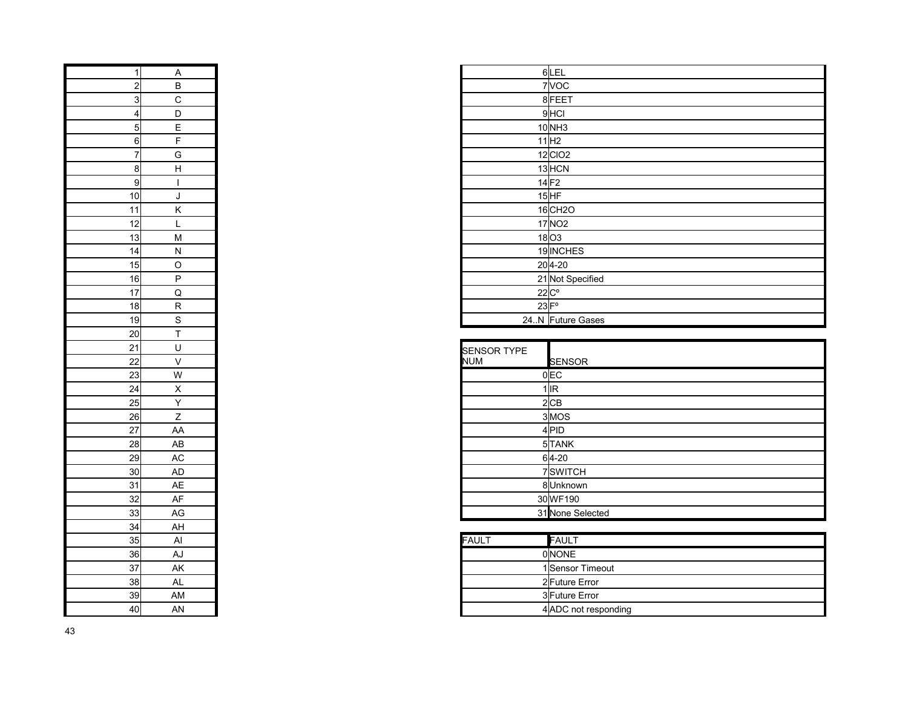| | |
|---|---|
| 1 | A |
| 2 | B |
| 3 | C |
| 4 | D |
| 5 | E |
| 6 | F |
| 7 | G |
| 8 | H |
| 9 | I |
| 10 | J |
| 11 | K |
| 12 | L |
| 13 | M |
| 14 | N |
| 15 | O |
| 16 | P |
| 17 | Q |
| 18 | R |
| 19 | S |
| 20 | T |
| 21 | U |
| 22 | V |
| 23 | W |
| 24 | X |
| 25 | Y |
| 26 | Z |
| 27 | AA |
| 28 | AB |
| 29 | AC |
| 30 | AD |
| 31 | AE |
| 32 | AF |
| 33 | AG |
| 34 | AH |
| 35 | AI |
| 36 | AJ |
| 37 | AK |
| 38 | AL |
| 39 | AM |
| 40 | AN |

| | |
|---|---|
| 6 | LEL |
| 7 | VOC |
| 8 | FEET |
| 9 | HCl |
| 10 | $NH_3$ |
| 11 | $H_2$ |
| 12 | $ClO_2$ |
| 13 | HCN |
| 14 | $F_2$ |
| 15 | HF |
| 16 | $CH_2O$ |
| 17 | $NO_2$ |
| 18 | $O_3$ |
| 19 | INCHES |
| 20 | 4-20 |
| 21 | Not Specified |
| 22 | Cº |
| 23 | Fº |
| 24..N | Future Gases |

| SENSOR TYPE NUM | SENSOR |
|---|---|
| 0 | EC |
| 1 | IR |
| 2 | CB |
| 3 | MOS |
| 4 | PID |
| 5 | TANK |
| 6 | 4-20 |
| 7 | SWITCH |
| 8 | Unknown |
| 30 | WF190 |
| 31 | None Selected |

| FAULT | FAULT |
|---|---|
| 0 | NONE |
| 1 | Sensor Timeout |
| 2 | Future Error |
| 3 | Future Error |
| 4 | ADC not responding |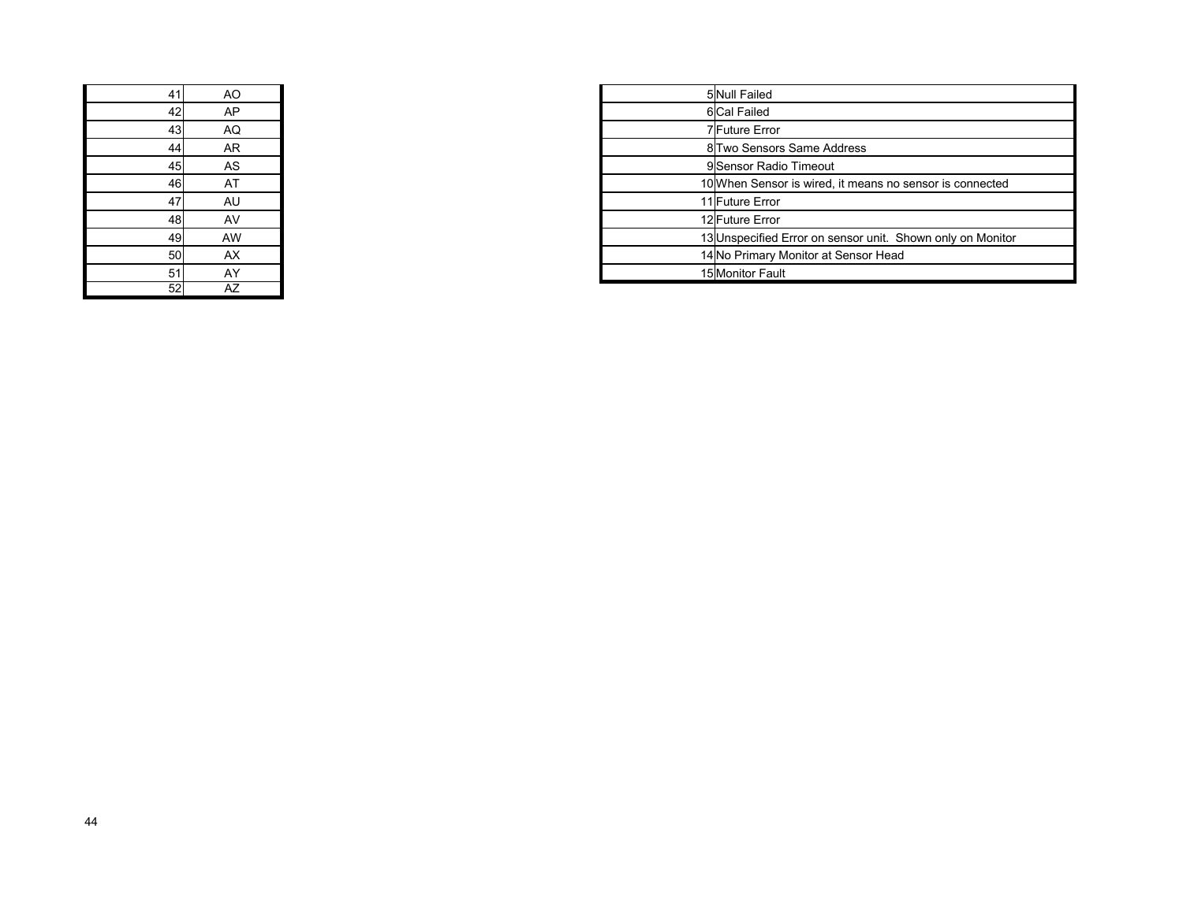| | |
|---|---|
| 41 | AO |
| 42 | AP |
| 43 | AQ |
| 44 | AR |
| 45 | AS |
| 46 | AT |
| 47 | AU |
| 48 | AV |
| 49 | AW |
| 50 | AX |
| 51 | AY |
| 52 | AZ |

| | |
|---|---|
| 5 | Null Failed |
| 6 | Cal Failed |
| 7 | Future Error |
| 8 | Two Sensors Same Address |
| 9 | Sensor Radio Timeout |
| 10 | When Sensor is wired, it means no sensor is connected |
| 11 | Future Error |
| 12 | Future Error |
| 13 | Unspecified Error on sensor unit. Shown only on Monitor |
| 14 | No Primary Monitor at Sensor Head |
| 15 | Monitor Fault |